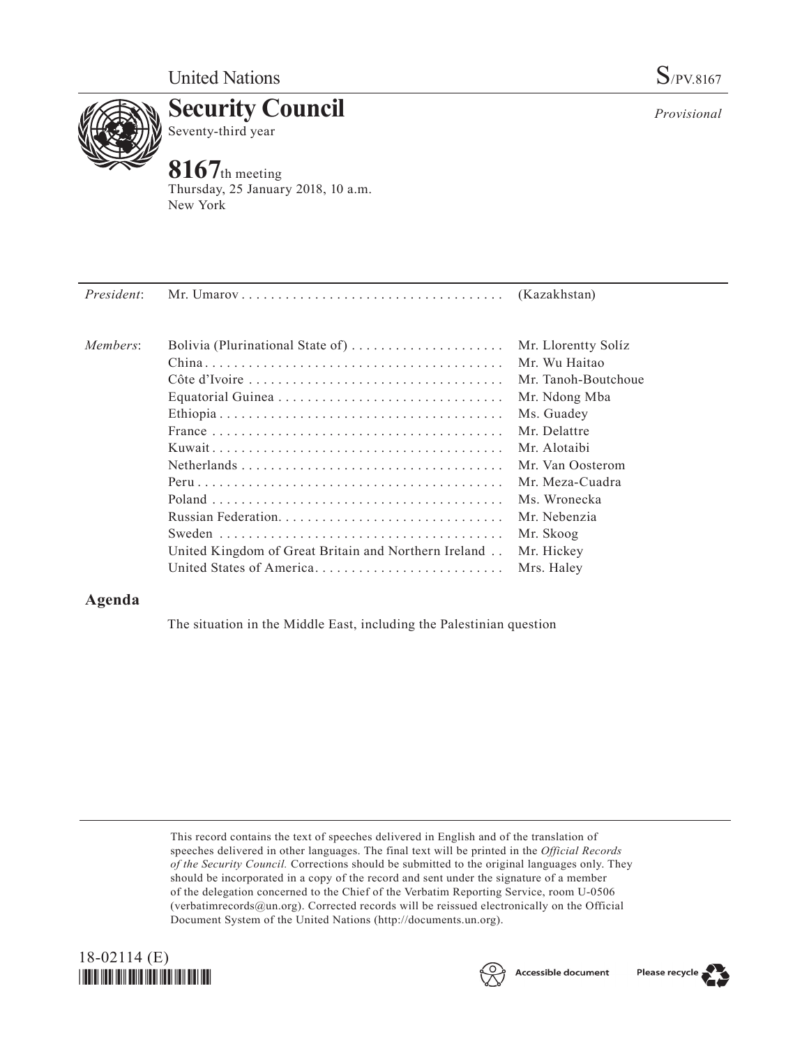United Nations S/PV.8167

# Security Council

Seventy-third year

*Provisional*

## 8167th meeting

Thursday, 25 January 2018, 10 a.m.
New York

| | | |
|---|---|---|
| *President*: | Mr. Umarov | (Kazakhstan) |
| *Members*: | Bolivia (Plurinational State of) | Mr. Llorentty Solíz |
| | China | Mr. Wu Haitao |
| | Côte d'Ivoire | Mr. Tanoh-Boutchoue |
| | Equatorial Guinea | Mr. Ndong Mba |
| | Ethiopia | Ms. Guadey |
| | France | Mr. Delattre |
| | Kuwait | Mr. Alotaibi |
| | Netherlands | Mr. Van Oosterom |
| | Peru | Mr. Meza-Cuadra |
| | Poland | Ms. Wronecka |
| | Russian Federation | Mr. Nebenzia |
| | Sweden | Mr. Skoog |
| | United Kingdom of Great Britain and Northern Ireland | Mr. Hickey |
| | United States of America | Mrs. Haley |

## Agenda

The situation in the Middle East, including the Palestinian question

This record contains the text of speeches delivered in English and of the translation of speeches delivered in other languages. The final text will be printed in the *Official Records of the Security Council*. Corrections should be submitted to the original languages only. They should be incorporated in a copy of the record and sent under the signature of a member of the delegation concerned to the Chief of the Verbatim Reporting Service, room U-0506 (verbatimrecords@un.org). Corrected records will be reissued electronically on the Official Document System of the United Nations (http://documents.un.org).

18-02114 (E)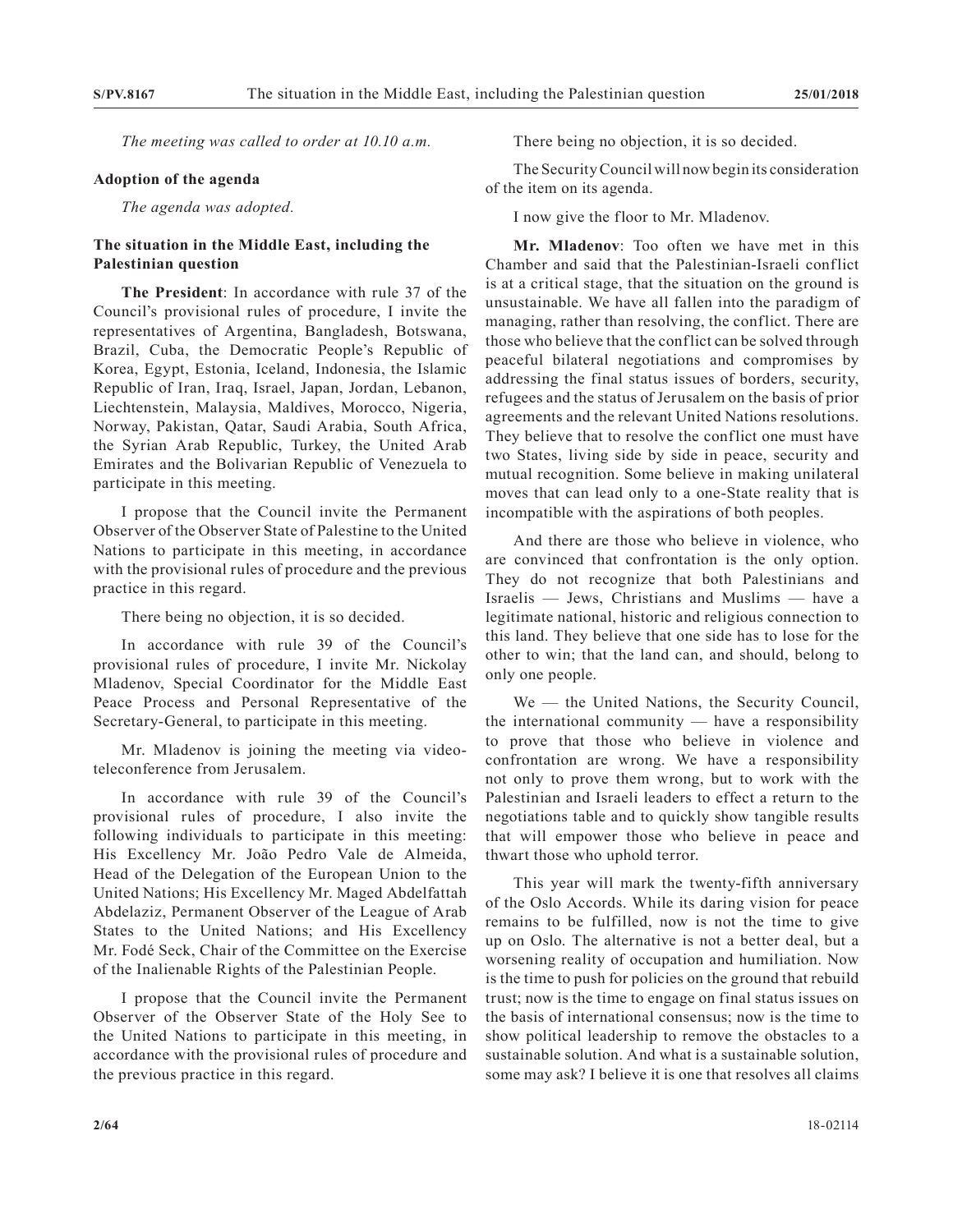*The meeting was called to order at 10.10 a.m.*

**Adoption of the agenda**

*The agenda was adopted.*

**The situation in the Middle East, including the Palestinian question**

**The President**: In accordance with rule 37 of the Council's provisional rules of procedure, I invite the representatives of Argentina, Bangladesh, Botswana, Brazil, Cuba, the Democratic People's Republic of Korea, Egypt, Estonia, Iceland, Indonesia, the Islamic Republic of Iran, Iraq, Israel, Japan, Jordan, Lebanon, Liechtenstein, Malaysia, Maldives, Morocco, Nigeria, Norway, Pakistan, Qatar, Saudi Arabia, South Africa, the Syrian Arab Republic, Turkey, the United Arab Emirates and the Bolivarian Republic of Venezuela to participate in this meeting.

I propose that the Council invite the Permanent Observer of the Observer State of Palestine to the United Nations to participate in this meeting, in accordance with the provisional rules of procedure and the previous practice in this regard.

There being no objection, it is so decided.

In accordance with rule 39 of the Council's provisional rules of procedure, I invite Mr. Nickolay Mladenov, Special Coordinator for the Middle East Peace Process and Personal Representative of the Secretary-General, to participate in this meeting.

Mr. Mladenov is joining the meeting via video-teleconference from Jerusalem.

In accordance with rule 39 of the Council's provisional rules of procedure, I also invite the following individuals to participate in this meeting: His Excellency Mr. João Pedro Vale de Almeida, Head of the Delegation of the European Union to the United Nations; His Excellency Mr. Maged Abdelfattah Abdelaziz, Permanent Observer of the League of Arab States to the United Nations; and His Excellency Mr. Fodé Seck, Chair of the Committee on the Exercise of the Inalienable Rights of the Palestinian People.

I propose that the Council invite the Permanent Observer of the Observer State of the Holy See to the United Nations to participate in this meeting, in accordance with the provisional rules of procedure and the previous practice in this regard.

There being no objection, it is so decided.

The Security Council will now begin its consideration of the item on its agenda.

I now give the floor to Mr. Mladenov.

**Mr. Mladenov**: Too often we have met in this Chamber and said that the Palestinian-Israeli conflict is at a critical stage, that the situation on the ground is unsustainable. We have all fallen into the paradigm of managing, rather than resolving, the conflict. There are those who believe that the conflict can be solved through peaceful bilateral negotiations and compromises by addressing the final status issues of borders, security, refugees and the status of Jerusalem on the basis of prior agreements and the relevant United Nations resolutions. They believe that to resolve the conflict one must have two States, living side by side in peace, security and mutual recognition. Some believe in making unilateral moves that can lead only to a one-State reality that is incompatible with the aspirations of both peoples.

And there are those who believe in violence, who are convinced that confrontation is the only option. They do not recognize that both Palestinians and Israelis — Jews, Christians and Muslims — have a legitimate national, historic and religious connection to this land. They believe that one side has to lose for the other to win; that the land can, and should, belong to only one people.

We — the United Nations, the Security Council, the international community — have a responsibility to prove that those who believe in violence and confrontation are wrong. We have a responsibility not only to prove them wrong, but to work with the Palestinian and Israeli leaders to effect a return to the negotiations table and to quickly show tangible results that will empower those who believe in peace and thwart those who uphold terror.

This year will mark the twenty-fifth anniversary of the Oslo Accords. While its daring vision for peace remains to be fulfilled, now is not the time to give up on Oslo. The alternative is not a better deal, but a worsening reality of occupation and humiliation. Now is the time to push for policies on the ground that rebuild trust; now is the time to engage on final status issues on the basis of international consensus; now is the time to show political leadership to remove the obstacles to a sustainable solution. And what is a sustainable solution, some may ask? I believe it is one that resolves all claims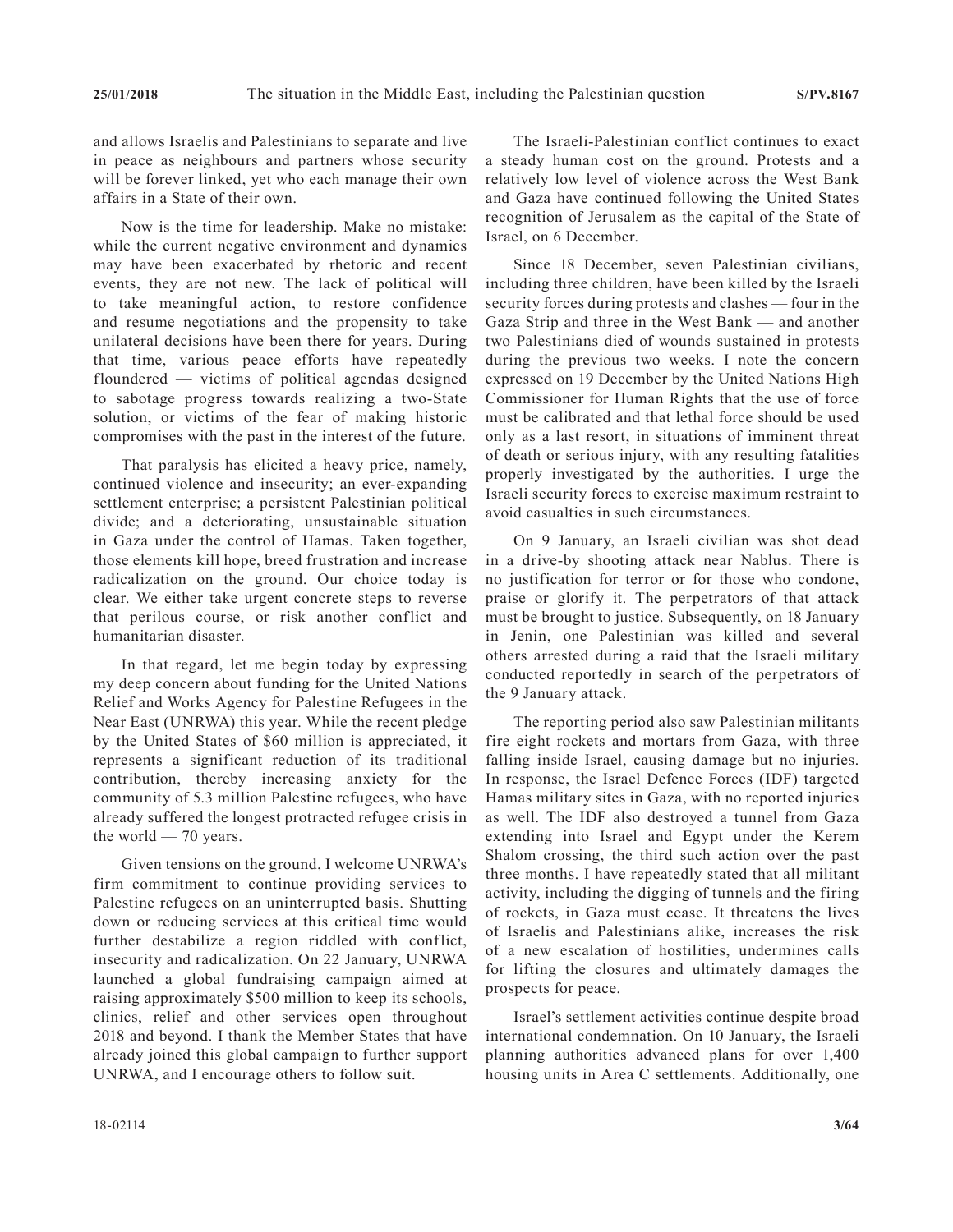and allows Israelis and Palestinians to separate and live in peace as neighbours and partners whose security will be forever linked, yet who each manage their own affairs in a State of their own.

Now is the time for leadership. Make no mistake: while the current negative environment and dynamics may have been exacerbated by rhetoric and recent events, they are not new. The lack of political will to take meaningful action, to restore confidence and resume negotiations and the propensity to take unilateral decisions have been there for years. During that time, various peace efforts have repeatedly floundered — victims of political agendas designed to sabotage progress towards realizing a two-State solution, or victims of the fear of making historic compromises with the past in the interest of the future.

That paralysis has elicited a heavy price, namely, continued violence and insecurity; an ever-expanding settlement enterprise; a persistent Palestinian political divide; and a deteriorating, unsustainable situation in Gaza under the control of Hamas. Taken together, those elements kill hope, breed frustration and increase radicalization on the ground. Our choice today is clear. We either take urgent concrete steps to reverse that perilous course, or risk another conflict and humanitarian disaster.

In that regard, let me begin today by expressing my deep concern about funding for the United Nations Relief and Works Agency for Palestine Refugees in the Near East (UNRWA) this year. While the recent pledge by the United States of $60 million is appreciated, it represents a significant reduction of its traditional contribution, thereby increasing anxiety for the community of 5.3 million Palestine refugees, who have already suffered the longest protracted refugee crisis in the world — 70 years.

Given tensions on the ground, I welcome UNRWA's firm commitment to continue providing services to Palestine refugees on an uninterrupted basis. Shutting down or reducing services at this critical time would further destabilize a region riddled with conflict, insecurity and radicalization. On 22 January, UNRWA launched a global fundraising campaign aimed at raising approximately $500 million to keep its schools, clinics, relief and other services open throughout 2018 and beyond. I thank the Member States that have already joined this global campaign to further support UNRWA, and I encourage others to follow suit.

The Israeli-Palestinian conflict continues to exact a steady human cost on the ground. Protests and a relatively low level of violence across the West Bank and Gaza have continued following the United States recognition of Jerusalem as the capital of the State of Israel, on 6 December.

Since 18 December, seven Palestinian civilians, including three children, have been killed by the Israeli security forces during protests and clashes — four in the Gaza Strip and three in the West Bank — and another two Palestinians died of wounds sustained in protests during the previous two weeks. I note the concern expressed on 19 December by the United Nations High Commissioner for Human Rights that the use of force must be calibrated and that lethal force should be used only as a last resort, in situations of imminent threat of death or serious injury, with any resulting fatalities properly investigated by the authorities. I urge the Israeli security forces to exercise maximum restraint to avoid casualties in such circumstances.

On 9 January, an Israeli civilian was shot dead in a drive-by shooting attack near Nablus. There is no justification for terror or for those who condone, praise or glorify it. The perpetrators of that attack must be brought to justice. Subsequently, on 18 January in Jenin, one Palestinian was killed and several others arrested during a raid that the Israeli military conducted reportedly in search of the perpetrators of the 9 January attack.

The reporting period also saw Palestinian militants fire eight rockets and mortars from Gaza, with three falling inside Israel, causing damage but no injuries. In response, the Israel Defence Forces (IDF) targeted Hamas military sites in Gaza, with no reported injuries as well. The IDF also destroyed a tunnel from Gaza extending into Israel and Egypt under the Kerem Shalom crossing, the third such action over the past three months. I have repeatedly stated that all militant activity, including the digging of tunnels and the firing of rockets, in Gaza must cease. It threatens the lives of Israelis and Palestinians alike, increases the risk of a new escalation of hostilities, undermines calls for lifting the closures and ultimately damages the prospects for peace.

Israel's settlement activities continue despite broad international condemnation. On 10 January, the Israeli planning authorities advanced plans for over 1,400 housing units in Area C settlements. Additionally, one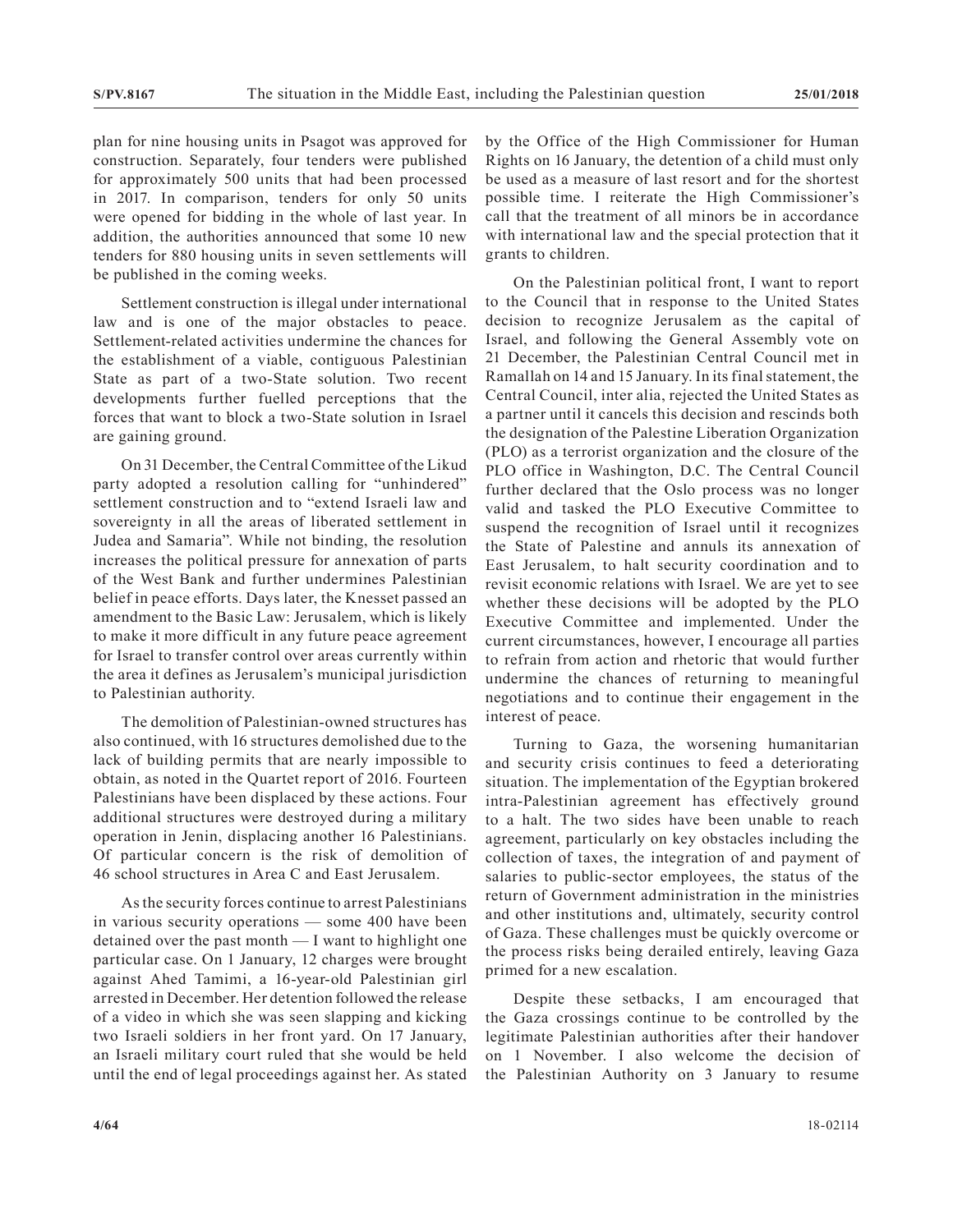plan for nine housing units in Psagot was approved for construction. Separately, four tenders were published for approximately 500 units that had been processed in 2017. In comparison, tenders for only 50 units were opened for bidding in the whole of last year. In addition, the authorities announced that some 10 new tenders for 880 housing units in seven settlements will be published in the coming weeks.

Settlement construction is illegal under international law and is one of the major obstacles to peace. Settlement-related activities undermine the chances for the establishment of a viable, contiguous Palestinian State as part of a two-State solution. Two recent developments further fuelled perceptions that the forces that want to block a two-State solution in Israel are gaining ground.

On 31 December, the Central Committee of the Likud party adopted a resolution calling for "unhindered" settlement construction and to "extend Israeli law and sovereignty in all the areas of liberated settlement in Judea and Samaria". While not binding, the resolution increases the political pressure for annexation of parts of the West Bank and further undermines Palestinian belief in peace efforts. Days later, the Knesset passed an amendment to the Basic Law: Jerusalem, which is likely to make it more difficult in any future peace agreement for Israel to transfer control over areas currently within the area it defines as Jerusalem's municipal jurisdiction to Palestinian authority.

The demolition of Palestinian-owned structures has also continued, with 16 structures demolished due to the lack of building permits that are nearly impossible to obtain, as noted in the Quartet report of 2016. Fourteen Palestinians have been displaced by these actions. Four additional structures were destroyed during a military operation in Jenin, displacing another 16 Palestinians. Of particular concern is the risk of demolition of 46 school structures in Area C and East Jerusalem.

As the security forces continue to arrest Palestinians in various security operations — some 400 have been detained over the past month — I want to highlight one particular case. On 1 January, 12 charges were brought against Ahed Tamimi, a 16-year-old Palestinian girl arrested in December. Her detention followed the release of a video in which she was seen slapping and kicking two Israeli soldiers in her front yard. On 17 January, an Israeli military court ruled that she would be held until the end of legal proceedings against her. As stated by the Office of the High Commissioner for Human Rights on 16 January, the detention of a child must only be used as a measure of last resort and for the shortest possible time. I reiterate the High Commissioner's call that the treatment of all minors be in accordance with international law and the special protection that it grants to children.

On the Palestinian political front, I want to report to the Council that in response to the United States decision to recognize Jerusalem as the capital of Israel, and following the General Assembly vote on 21 December, the Palestinian Central Council met in Ramallah on 14 and 15 January. In its final statement, the Central Council, inter alia, rejected the United States as a partner until it cancels this decision and rescinds both the designation of the Palestine Liberation Organization (PLO) as a terrorist organization and the closure of the PLO office in Washington, D.C. The Central Council further declared that the Oslo process was no longer valid and tasked the PLO Executive Committee to suspend the recognition of Israel until it recognizes the State of Palestine and annuls its annexation of East Jerusalem, to halt security coordination and to revisit economic relations with Israel. We are yet to see whether these decisions will be adopted by the PLO Executive Committee and implemented. Under the current circumstances, however, I encourage all parties to refrain from action and rhetoric that would further undermine the chances of returning to meaningful negotiations and to continue their engagement in the interest of peace.

Turning to Gaza, the worsening humanitarian and security crisis continues to feed a deteriorating situation. The implementation of the Egyptian brokered intra-Palestinian agreement has effectively ground to a halt. The two sides have been unable to reach agreement, particularly on key obstacles including the collection of taxes, the integration of and payment of salaries to public-sector employees, the status of the return of Government administration in the ministries and other institutions and, ultimately, security control of Gaza. These challenges must be quickly overcome or the process risks being derailed entirely, leaving Gaza primed for a new escalation.

Despite these setbacks, I am encouraged that the Gaza crossings continue to be controlled by the legitimate Palestinian authorities after their handover on 1 November. I also welcome the decision of the Palestinian Authority on 3 January to resume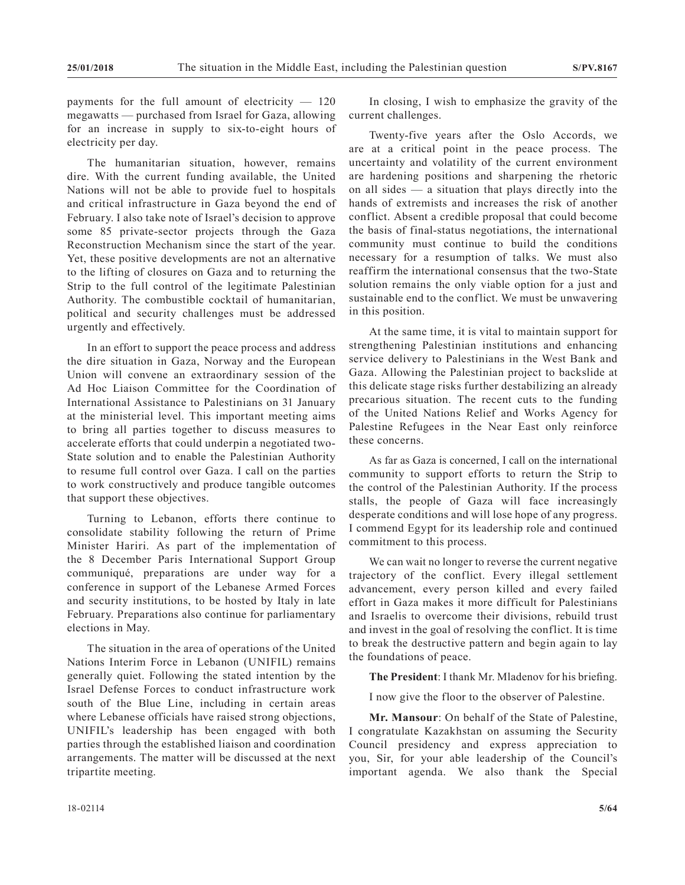payments for the full amount of electricity — 120 megawatts — purchased from Israel for Gaza, allowing for an increase in supply to six-to-eight hours of electricity per day.

The humanitarian situation, however, remains dire. With the current funding available, the United Nations will not be able to provide fuel to hospitals and critical infrastructure in Gaza beyond the end of February. I also take note of Israel's decision to approve some 85 private-sector projects through the Gaza Reconstruction Mechanism since the start of the year. Yet, these positive developments are not an alternative to the lifting of closures on Gaza and to returning the Strip to the full control of the legitimate Palestinian Authority. The combustible cocktail of humanitarian, political and security challenges must be addressed urgently and effectively.

In an effort to support the peace process and address the dire situation in Gaza, Norway and the European Union will convene an extraordinary session of the Ad Hoc Liaison Committee for the Coordination of International Assistance to Palestinians on 31 January at the ministerial level. This important meeting aims to bring all parties together to discuss measures to accelerate efforts that could underpin a negotiated two-State solution and to enable the Palestinian Authority to resume full control over Gaza. I call on the parties to work constructively and produce tangible outcomes that support these objectives.

Turning to Lebanon, efforts there continue to consolidate stability following the return of Prime Minister Hariri. As part of the implementation of the 8 December Paris International Support Group communiqué, preparations are under way for a conference in support of the Lebanese Armed Forces and security institutions, to be hosted by Italy in late February. Preparations also continue for parliamentary elections in May.

The situation in the area of operations of the United Nations Interim Force in Lebanon (UNIFIL) remains generally quiet. Following the stated intention by the Israel Defense Forces to conduct infrastructure work south of the Blue Line, including in certain areas where Lebanese officials have raised strong objections, UNIFIL's leadership has been engaged with both parties through the established liaison and coordination arrangements. The matter will be discussed at the next tripartite meeting.

In closing, I wish to emphasize the gravity of the current challenges.

Twenty-five years after the Oslo Accords, we are at a critical point in the peace process. The uncertainty and volatility of the current environment are hardening positions and sharpening the rhetoric on all sides — a situation that plays directly into the hands of extremists and increases the risk of another conflict. Absent a credible proposal that could become the basis of final-status negotiations, the international community must continue to build the conditions necessary for a resumption of talks. We must also reaffirm the international consensus that the two-State solution remains the only viable option for a just and sustainable end to the conflict. We must be unwavering in this position.

At the same time, it is vital to maintain support for strengthening Palestinian institutions and enhancing service delivery to Palestinians in the West Bank and Gaza. Allowing the Palestinian project to backslide at this delicate stage risks further destabilizing an already precarious situation. The recent cuts to the funding of the United Nations Relief and Works Agency for Palestine Refugees in the Near East only reinforce these concerns.

As far as Gaza is concerned, I call on the international community to support efforts to return the Strip to the control of the Palestinian Authority. If the process stalls, the people of Gaza will face increasingly desperate conditions and will lose hope of any progress. I commend Egypt for its leadership role and continued commitment to this process.

We can wait no longer to reverse the current negative trajectory of the conflict. Every illegal settlement advancement, every person killed and every failed effort in Gaza makes it more difficult for Palestinians and Israelis to overcome their divisions, rebuild trust and invest in the goal of resolving the conflict. It is time to break the destructive pattern and begin again to lay the foundations of peace.

**The President**: I thank Mr. Mladenov for his briefing.

I now give the floor to the observer of Palestine.

**Mr. Mansour**: On behalf of the State of Palestine, I congratulate Kazakhstan on assuming the Security Council presidency and express appreciation to you, Sir, for your able leadership of the Council's important agenda. We also thank the Special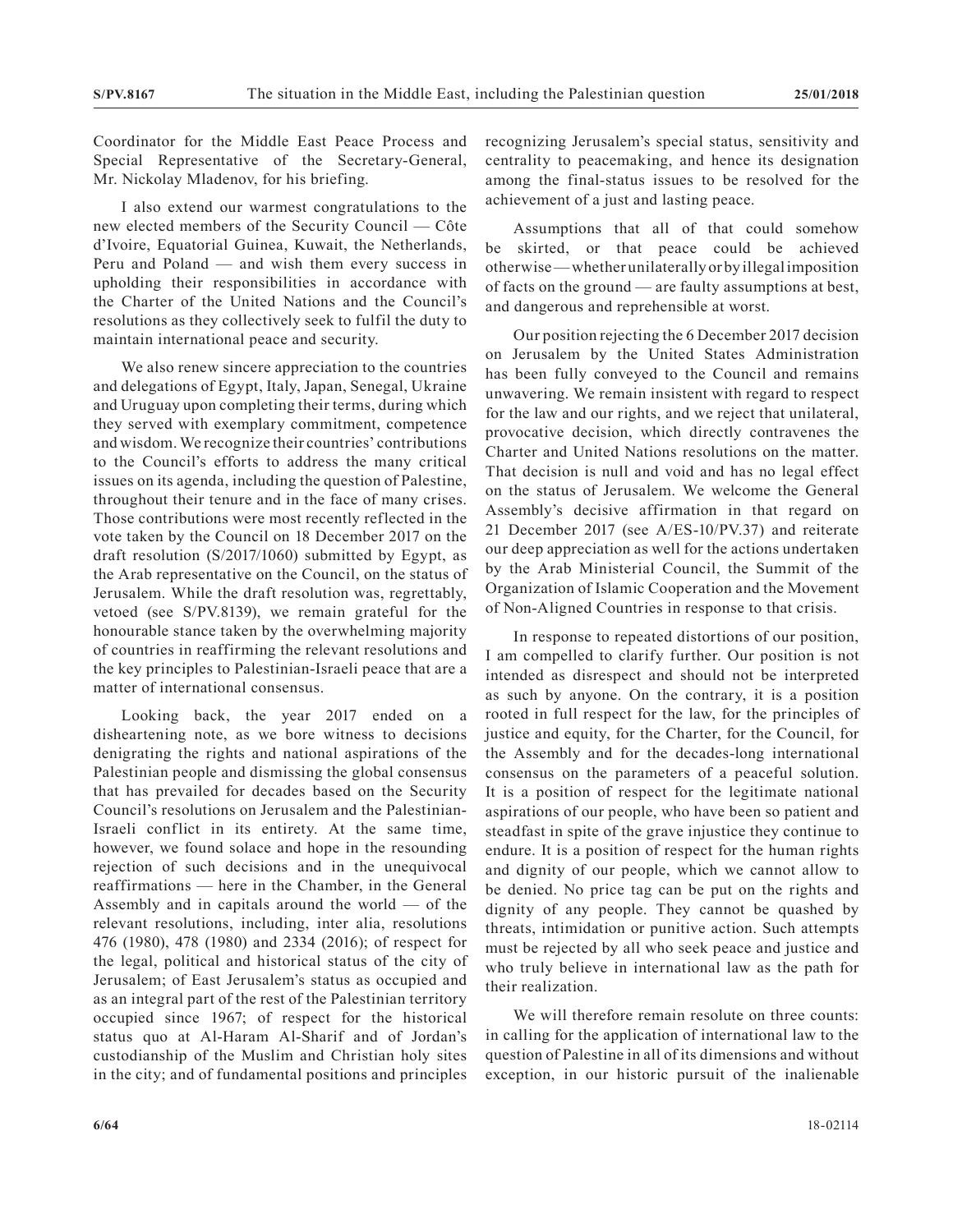Coordinator for the Middle East Peace Process and Special Representative of the Secretary-General, Mr. Nickolay Mladenov, for his briefing.

I also extend our warmest congratulations to the new elected members of the Security Council — Côte d'Ivoire, Equatorial Guinea, Kuwait, the Netherlands, Peru and Poland — and wish them every success in upholding their responsibilities in accordance with the Charter of the United Nations and the Council's resolutions as they collectively seek to fulfil the duty to maintain international peace and security.

We also renew sincere appreciation to the countries and delegations of Egypt, Italy, Japan, Senegal, Ukraine and Uruguay upon completing their terms, during which they served with exemplary commitment, competence and wisdom. We recognize their countries' contributions to the Council's efforts to address the many critical issues on its agenda, including the question of Palestine, throughout their tenure and in the face of many crises. Those contributions were most recently reflected in the vote taken by the Council on 18 December 2017 on the draft resolution (S/2017/1060) submitted by Egypt, as the Arab representative on the Council, on the status of Jerusalem. While the draft resolution was, regrettably, vetoed (see S/PV.8139), we remain grateful for the honourable stance taken by the overwhelming majority of countries in reaffirming the relevant resolutions and the key principles to Palestinian-Israeli peace that are a matter of international consensus.

Looking back, the year 2017 ended on a disheartening note, as we bore witness to decisions denigrating the rights and national aspirations of the Palestinian people and dismissing the global consensus that has prevailed for decades based on the Security Council's resolutions on Jerusalem and the Palestinian-Israeli conflict in its entirety. At the same time, however, we found solace and hope in the resounding rejection of such decisions and in the unequivocal reaffirmations — here in the Chamber, in the General Assembly and in capitals around the world — of the relevant resolutions, including, inter alia, resolutions 476 (1980), 478 (1980) and 2334 (2016); of respect for the legal, political and historical status of the city of Jerusalem; of East Jerusalem's status as occupied and as an integral part of the rest of the Palestinian territory occupied since 1967; of respect for the historical status quo at Al-Haram Al-Sharif and of Jordan's custodianship of the Muslim and Christian holy sites in the city; and of fundamental positions and principles recognizing Jerusalem's special status, sensitivity and centrality to peacemaking, and hence its designation among the final-status issues to be resolved for the achievement of a just and lasting peace.

Assumptions that all of that could somehow be skirted, or that peace could be achieved otherwise — whether unilaterally or by illegal imposition of facts on the ground — are faulty assumptions at best, and dangerous and reprehensible at worst.

Our position rejecting the 6 December 2017 decision on Jerusalem by the United States Administration has been fully conveyed to the Council and remains unwavering. We remain insistent with regard to respect for the law and our rights, and we reject that unilateral, provocative decision, which directly contravenes the Charter and United Nations resolutions on the matter. That decision is null and void and has no legal effect on the status of Jerusalem. We welcome the General Assembly's decisive affirmation in that regard on 21 December 2017 (see A/ES-10/PV.37) and reiterate our deep appreciation as well for the actions undertaken by the Arab Ministerial Council, the Summit of the Organization of Islamic Cooperation and the Movement of Non-Aligned Countries in response to that crisis.

In response to repeated distortions of our position, I am compelled to clarify further. Our position is not intended as disrespect and should not be interpreted as such by anyone. On the contrary, it is a position rooted in full respect for the law, for the principles of justice and equity, for the Charter, for the Council, for the Assembly and for the decades-long international consensus on the parameters of a peaceful solution. It is a position of respect for the legitimate national aspirations of our people, who have been so patient and steadfast in spite of the grave injustice they continue to endure. It is a position of respect for the human rights and dignity of our people, which we cannot allow to be denied. No price tag can be put on the rights and dignity of any people. They cannot be quashed by threats, intimidation or punitive action. Such attempts must be rejected by all who seek peace and justice and who truly believe in international law as the path for their realization.

We will therefore remain resolute on three counts: in calling for the application of international law to the question of Palestine in all of its dimensions and without exception, in our historic pursuit of the inalienable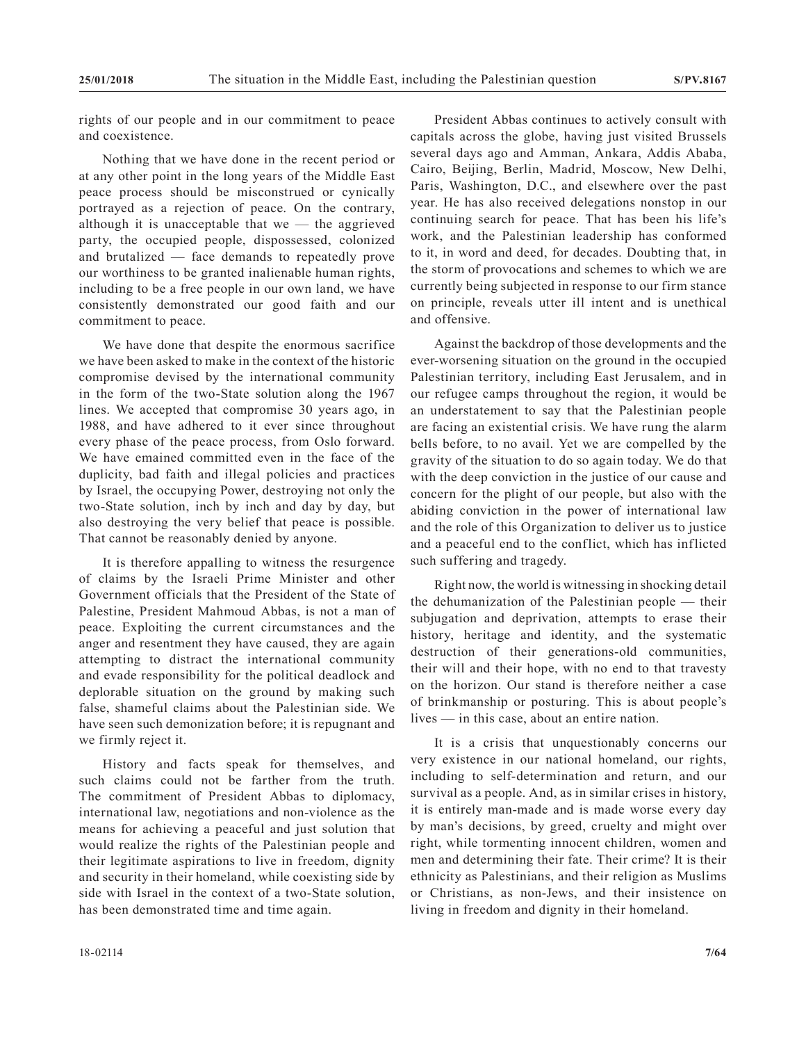rights of our people and in our commitment to peace and coexistence.

Nothing that we have done in the recent period or at any other point in the long years of the Middle East peace process should be misconstrued or cynically portrayed as a rejection of peace. On the contrary, although it is unacceptable that we — the aggrieved party, the occupied people, dispossessed, colonized and brutalized — face demands to repeatedly prove our worthiness to be granted inalienable human rights, including to be a free people in our own land, we have consistently demonstrated our good faith and our commitment to peace.

We have done that despite the enormous sacrifice we have been asked to make in the context of the historic compromise devised by the international community in the form of the two-State solution along the 1967 lines. We accepted that compromise 30 years ago, in 1988, and have adhered to it ever since throughout every phase of the peace process, from Oslo forward. We have emained committed even in the face of the duplicity, bad faith and illegal policies and practices by Israel, the occupying Power, destroying not only the two-State solution, inch by inch and day by day, but also destroying the very belief that peace is possible. That cannot be reasonably denied by anyone.

It is therefore appalling to witness the resurgence of claims by the Israeli Prime Minister and other Government officials that the President of the State of Palestine, President Mahmoud Abbas, is not a man of peace. Exploiting the current circumstances and the anger and resentment they have caused, they are again attempting to distract the international community and evade responsibility for the political deadlock and deplorable situation on the ground by making such false, shameful claims about the Palestinian side. We have seen such demonization before; it is repugnant and we firmly reject it.

History and facts speak for themselves, and such claims could not be farther from the truth. The commitment of President Abbas to diplomacy, international law, negotiations and non-violence as the means for achieving a peaceful and just solution that would realize the rights of the Palestinian people and their legitimate aspirations to live in freedom, dignity and security in their homeland, while coexisting side by side with Israel in the context of a two-State solution, has been demonstrated time and time again.

President Abbas continues to actively consult with capitals across the globe, having just visited Brussels several days ago and Amman, Ankara, Addis Ababa, Cairo, Beijing, Berlin, Madrid, Moscow, New Delhi, Paris, Washington, D.C., and elsewhere over the past year. He has also received delegations nonstop in our continuing search for peace. That has been his life's work, and the Palestinian leadership has conformed to it, in word and deed, for decades. Doubting that, in the storm of provocations and schemes to which we are currently being subjected in response to our firm stance on principle, reveals utter ill intent and is unethical and offensive.

Against the backdrop of those developments and the ever-worsening situation on the ground in the occupied Palestinian territory, including East Jerusalem, and in our refugee camps throughout the region, it would be an understatement to say that the Palestinian people are facing an existential crisis. We have rung the alarm bells before, to no avail. Yet we are compelled by the gravity of the situation to do so again today. We do that with the deep conviction in the justice of our cause and concern for the plight of our people, but also with the abiding conviction in the power of international law and the role of this Organization to deliver us to justice and a peaceful end to the conflict, which has inflicted such suffering and tragedy.

Right now, the world is witnessing in shocking detail the dehumanization of the Palestinian people — their subjugation and deprivation, attempts to erase their history, heritage and identity, and the systematic destruction of their generations-old communities, their will and their hope, with no end to that travesty on the horizon. Our stand is therefore neither a case of brinkmanship or posturing. This is about people's lives — in this case, about an entire nation.

It is a crisis that unquestionably concerns our very existence in our national homeland, our rights, including to self-determination and return, and our survival as a people. And, as in similar crises in history, it is entirely man-made and is made worse every day by man's decisions, by greed, cruelty and might over right, while tormenting innocent children, women and men and determining their fate. Their crime? It is their ethnicity as Palestinians, and their religion as Muslims or Christians, as non-Jews, and their insistence on living in freedom and dignity in their homeland.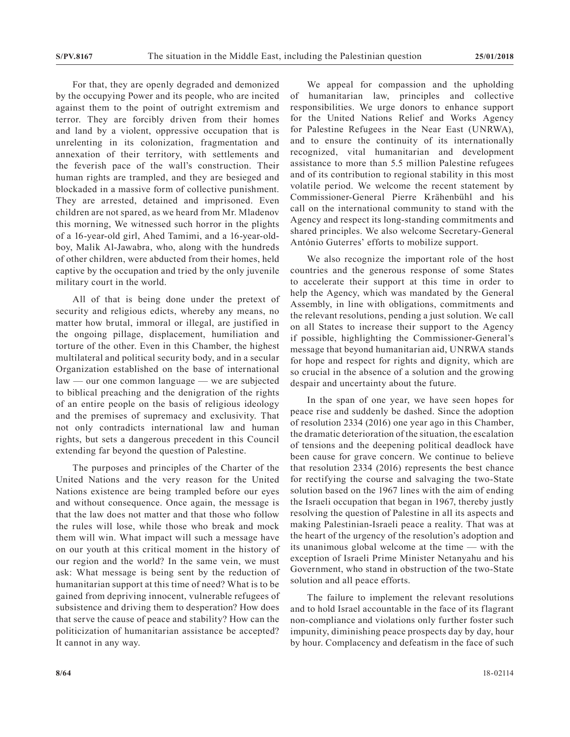For that, they are openly degraded and demonized by the occupying Power and its people, who are incited against them to the point of outright extremism and terror. They are forcibly driven from their homes and land by a violent, oppressive occupation that is unrelenting in its colonization, fragmentation and annexation of their territory, with settlements and the feverish pace of the wall's construction. Their human rights are trampled, and they are besieged and blockaded in a massive form of collective punishment. They are arrested, detained and imprisoned. Even children are not spared, as we heard from Mr. Mladenov this morning, We witnessed such horror in the plights of a 16-year-old girl, Ahed Tamimi, and a 16-year-old-boy, Malik Al-Jawabra, who, along with the hundreds of other children, were abducted from their homes, held captive by the occupation and tried by the only juvenile military court in the world.

All of that is being done under the pretext of security and religious edicts, whereby any means, no matter how brutal, immoral or illegal, are justified in the ongoing pillage, displacement, humiliation and torture of the other. Even in this Chamber, the highest multilateral and political security body, and in a secular Organization established on the base of international law — our one common language — we are subjected to biblical preaching and the denigration of the rights of an entire people on the basis of religious ideology and the premises of supremacy and exclusivity. That not only contradicts international law and human rights, but sets a dangerous precedent in this Council extending far beyond the question of Palestine.

The purposes and principles of the Charter of the United Nations and the very reason for the United Nations existence are being trampled before our eyes and without consequence. Once again, the message is that the law does not matter and that those who follow the rules will lose, while those who break and mock them will win. What impact will such a message have on our youth at this critical moment in the history of our region and the world? In the same vein, we must ask: What message is being sent by the reduction of humanitarian support at this time of need? What is to be gained from depriving innocent, vulnerable refugees of subsistence and driving them to desperation? How does that serve the cause of peace and stability? How can the politicization of humanitarian assistance be accepted? It cannot in any way.

We appeal for compassion and the upholding of humanitarian law, principles and collective responsibilities. We urge donors to enhance support for the United Nations Relief and Works Agency for Palestine Refugees in the Near East (UNRWA), and to ensure the continuity of its internationally recognized, vital humanitarian and development assistance to more than 5.5 million Palestine refugees and of its contribution to regional stability in this most volatile period. We welcome the recent statement by Commissioner-General Pierre Krähenbühl and his call on the international community to stand with the Agency and respect its long-standing commitments and shared principles. We also welcome Secretary-General António Guterres' efforts to mobilize support.

We also recognize the important role of the host countries and the generous response of some States to accelerate their support at this time in order to help the Agency, which was mandated by the General Assembly, in line with obligations, commitments and the relevant resolutions, pending a just solution. We call on all States to increase their support to the Agency if possible, highlighting the Commissioner-General's message that beyond humanitarian aid, UNRWA stands for hope and respect for rights and dignity, which are so crucial in the absence of a solution and the growing despair and uncertainty about the future.

In the span of one year, we have seen hopes for peace rise and suddenly be dashed. Since the adoption of resolution 2334 (2016) one year ago in this Chamber, the dramatic deterioration of the situation, the escalation of tensions and the deepening political deadlock have been cause for grave concern. We continue to believe that resolution 2334 (2016) represents the best chance for rectifying the course and salvaging the two-State solution based on the 1967 lines with the aim of ending the Israeli occupation that began in 1967, thereby justly resolving the question of Palestine in all its aspects and making Palestinian-Israeli peace a reality. That was at the heart of the urgency of the resolution's adoption and its unanimous global welcome at the time — with the exception of Israeli Prime Minister Netanyahu and his Government, who stand in obstruction of the two-State solution and all peace efforts.

The failure to implement the relevant resolutions and to hold Israel accountable in the face of its flagrant non-compliance and violations only further foster such impunity, diminishing peace prospects day by day, hour by hour. Complacency and defeatism in the face of such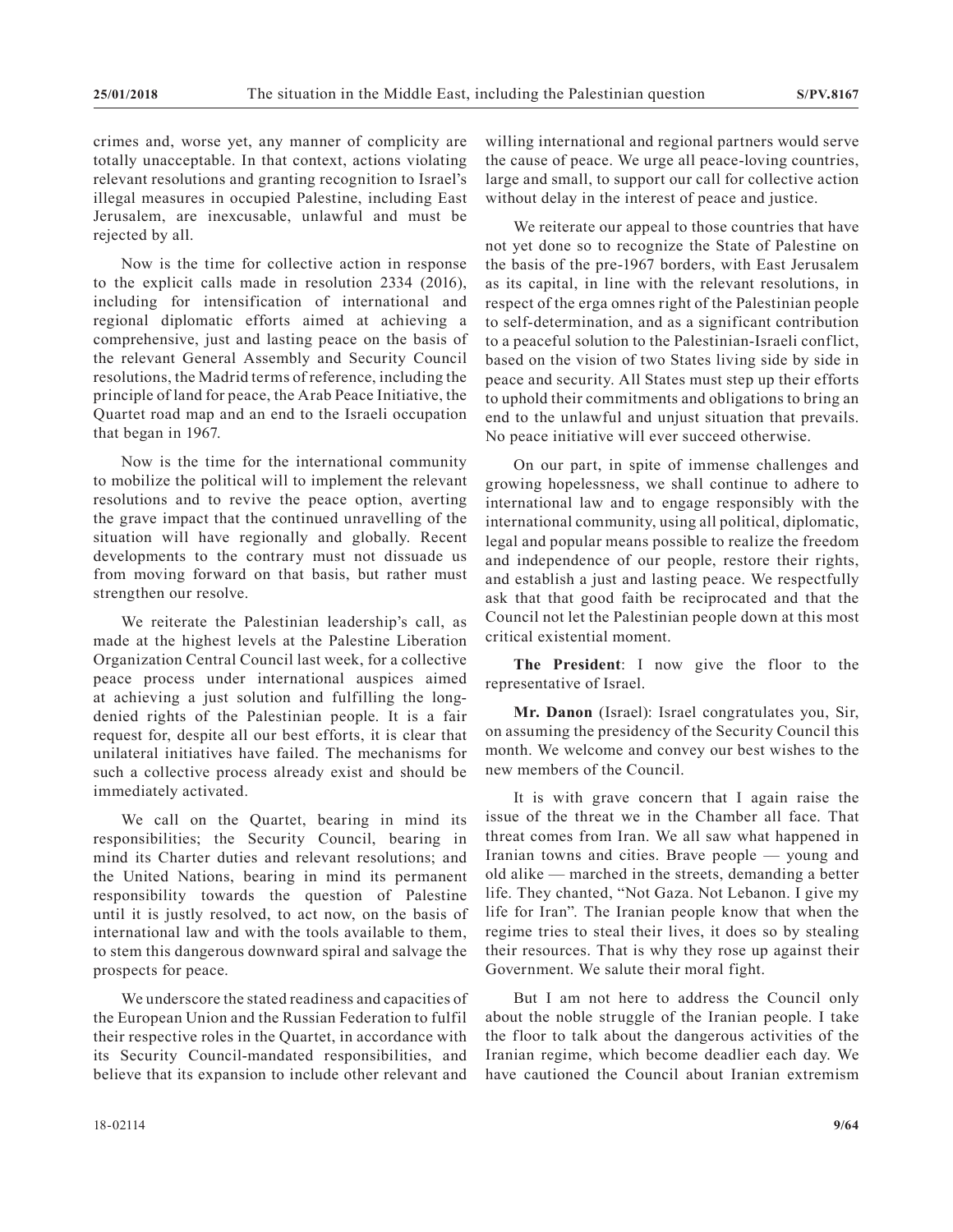crimes and, worse yet, any manner of complicity are totally unacceptable. In that context, actions violating relevant resolutions and granting recognition to Israel's illegal measures in occupied Palestine, including East Jerusalem, are inexcusable, unlawful and must be rejected by all.

Now is the time for collective action in response to the explicit calls made in resolution 2334 (2016), including for intensification of international and regional diplomatic efforts aimed at achieving a comprehensive, just and lasting peace on the basis of the relevant General Assembly and Security Council resolutions, the Madrid terms of reference, including the principle of land for peace, the Arab Peace Initiative, the Quartet road map and an end to the Israeli occupation that began in 1967.

Now is the time for the international community to mobilize the political will to implement the relevant resolutions and to revive the peace option, averting the grave impact that the continued unravelling of the situation will have regionally and globally. Recent developments to the contrary must not dissuade us from moving forward on that basis, but rather must strengthen our resolve.

We reiterate the Palestinian leadership's call, as made at the highest levels at the Palestine Liberation Organization Central Council last week, for a collective peace process under international auspices aimed at achieving a just solution and fulfilling the long-denied rights of the Palestinian people. It is a fair request for, despite all our best efforts, it is clear that unilateral initiatives have failed. The mechanisms for such a collective process already exist and should be immediately activated.

We call on the Quartet, bearing in mind its responsibilities; the Security Council, bearing in mind its Charter duties and relevant resolutions; and the United Nations, bearing in mind its permanent responsibility towards the question of Palestine until it is justly resolved, to act now, on the basis of international law and with the tools available to them, to stem this dangerous downward spiral and salvage the prospects for peace.

We underscore the stated readiness and capacities of the European Union and the Russian Federation to fulfil their respective roles in the Quartet, in accordance with its Security Council-mandated responsibilities, and believe that its expansion to include other relevant and willing international and regional partners would serve the cause of peace. We urge all peace-loving countries, large and small, to support our call for collective action without delay in the interest of peace and justice.

We reiterate our appeal to those countries that have not yet done so to recognize the State of Palestine on the basis of the pre-1967 borders, with East Jerusalem as its capital, in line with the relevant resolutions, in respect of the erga omnes right of the Palestinian people to self-determination, and as a significant contribution to a peaceful solution to the Palestinian-Israeli conflict, based on the vision of two States living side by side in peace and security. All States must step up their efforts to uphold their commitments and obligations to bring an end to the unlawful and unjust situation that prevails. No peace initiative will ever succeed otherwise.

On our part, in spite of immense challenges and growing hopelessness, we shall continue to adhere to international law and to engage responsibly with the international community, using all political, diplomatic, legal and popular means possible to realize the freedom and independence of our people, restore their rights, and establish a just and lasting peace. We respectfully ask that that good faith be reciprocated and that the Council not let the Palestinian people down at this most critical existential moment.

**The President**: I now give the floor to the representative of Israel.

**Mr. Danon** (Israel): Israel congratulates you, Sir, on assuming the presidency of the Security Council this month. We welcome and convey our best wishes to the new members of the Council.

It is with grave concern that I again raise the issue of the threat we in the Chamber all face. That threat comes from Iran. We all saw what happened in Iranian towns and cities. Brave people — young and old alike — marched in the streets, demanding a better life. They chanted, "Not Gaza. Not Lebanon. I give my life for Iran". The Iranian people know that when the regime tries to steal their lives, it does so by stealing their resources. That is why they rose up against their Government. We salute their moral fight.

But I am not here to address the Council only about the noble struggle of the Iranian people. I take the floor to talk about the dangerous activities of the Iranian regime, which become deadlier each day. We have cautioned the Council about Iranian extremism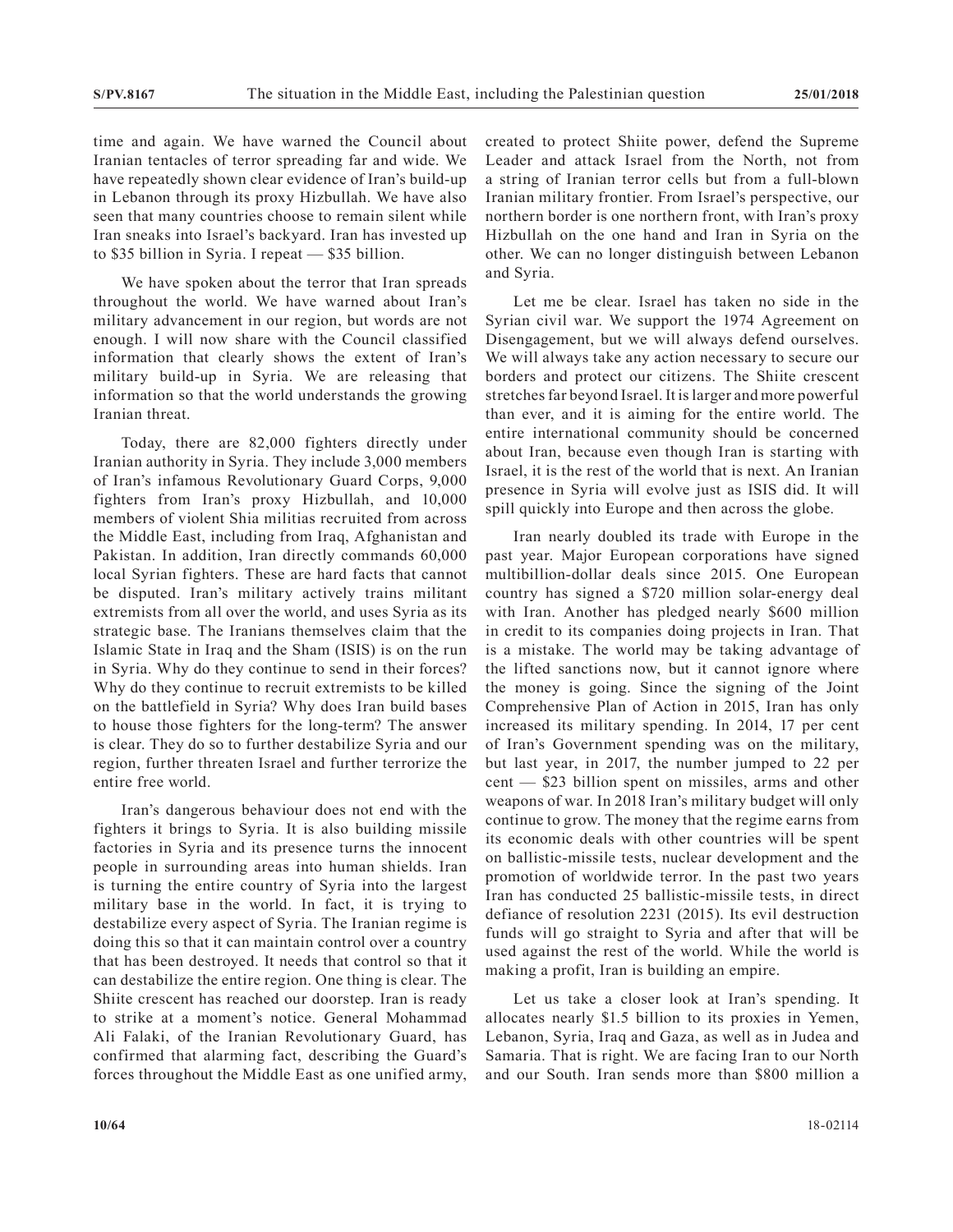time and again. We have warned the Council about Iranian tentacles of terror spreading far and wide. We have repeatedly shown clear evidence of Iran's build-up in Lebanon through its proxy Hizbullah. We have also seen that many countries choose to remain silent while Iran sneaks into Israel's backyard. Iran has invested up to \$35 billion in Syria. I repeat — \$35 billion.

We have spoken about the terror that Iran spreads throughout the world. We have warned about Iran's military advancement in our region, but words are not enough. I will now share with the Council classified information that clearly shows the extent of Iran's military build-up in Syria. We are releasing that information so that the world understands the growing Iranian threat.

Today, there are 82,000 fighters directly under Iranian authority in Syria. They include 3,000 members of Iran's infamous Revolutionary Guard Corps, 9,000 fighters from Iran's proxy Hizbullah, and 10,000 members of violent Shia militias recruited from across the Middle East, including from Iraq, Afghanistan and Pakistan. In addition, Iran directly commands 60,000 local Syrian fighters. These are hard facts that cannot be disputed. Iran's military actively trains militant extremists from all over the world, and uses Syria as its strategic base. The Iranians themselves claim that the Islamic State in Iraq and the Sham (ISIS) is on the run in Syria. Why do they continue to send in their forces? Why do they continue to recruit extremists to be killed on the battlefield in Syria? Why does Iran build bases to house those fighters for the long-term? The answer is clear. They do so to further destabilize Syria and our region, further threaten Israel and further terrorize the entire free world.

Iran's dangerous behaviour does not end with the fighters it brings to Syria. It is also building missile factories in Syria and its presence turns the innocent people in surrounding areas into human shields. Iran is turning the entire country of Syria into the largest military base in the world. In fact, it is trying to destabilize every aspect of Syria. The Iranian regime is doing this so that it can maintain control over a country that has been destroyed. It needs that control so that it can destabilize the entire region. One thing is clear. The Shiite crescent has reached our doorstep. Iran is ready to strike at a moment's notice. General Mohammad Ali Falaki, of the Iranian Revolutionary Guard, has confirmed that alarming fact, describing the Guard's forces throughout the Middle East as one unified army, created to protect Shiite power, defend the Supreme Leader and attack Israel from the North, not from a string of Iranian terror cells but from a full-blown Iranian military frontier. From Israel's perspective, our northern border is one northern front, with Iran's proxy Hizbullah on the one hand and Iran in Syria on the other. We can no longer distinguish between Lebanon and Syria.

Let me be clear. Israel has taken no side in the Syrian civil war. We support the 1974 Agreement on Disengagement, but we will always defend ourselves. We will always take any action necessary to secure our borders and protect our citizens. The Shiite crescent stretches far beyond Israel. It is larger and more powerful than ever, and it is aiming for the entire world. The entire international community should be concerned about Iran, because even though Iran is starting with Israel, it is the rest of the world that is next. An Iranian presence in Syria will evolve just as ISIS did. It will spill quickly into Europe and then across the globe.

Iran nearly doubled its trade with Europe in the past year. Major European corporations have signed multibillion-dollar deals since 2015. One European country has signed a \$720 million solar-energy deal with Iran. Another has pledged nearly \$600 million in credit to its companies doing projects in Iran. That is a mistake. The world may be taking advantage of the lifted sanctions now, but it cannot ignore where the money is going. Since the signing of the Joint Comprehensive Plan of Action in 2015, Iran has only increased its military spending. In 2014, 17 per cent of Iran's Government spending was on the military, but last year, in 2017, the number jumped to 22 per cent — \$23 billion spent on missiles, arms and other weapons of war. In 2018 Iran's military budget will only continue to grow. The money that the regime earns from its economic deals with other countries will be spent on ballistic-missile tests, nuclear development and the promotion of worldwide terror. In the past two years Iran has conducted 25 ballistic-missile tests, in direct defiance of resolution 2231 (2015). Its evil destruction funds will go straight to Syria and after that will be used against the rest of the world. While the world is making a profit, Iran is building an empire.

Let us take a closer look at Iran's spending. It allocates nearly \$1.5 billion to its proxies in Yemen, Lebanon, Syria, Iraq and Gaza, as well as in Judea and Samaria. That is right. We are facing Iran to our North and our South. Iran sends more than \$800 million a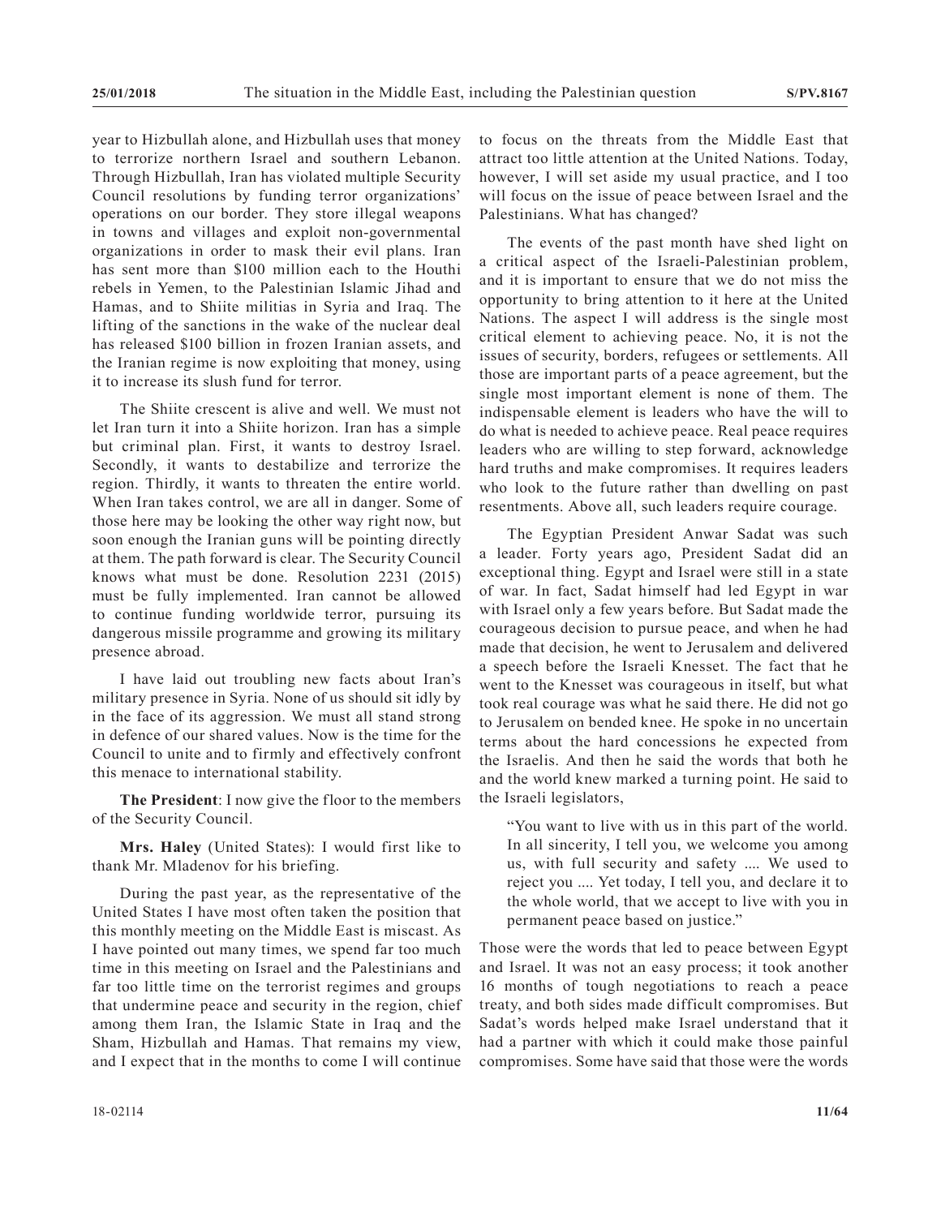year to Hizbullah alone, and Hizbullah uses that money to terrorize northern Israel and southern Lebanon. Through Hizbullah, Iran has violated multiple Security Council resolutions by funding terror organizations' operations on our border. They store illegal weapons in towns and villages and exploit non-governmental organizations in order to mask their evil plans. Iran has sent more than $100 million each to the Houthi rebels in Yemen, to the Palestinian Islamic Jihad and Hamas, and to Shiite militias in Syria and Iraq. The lifting of the sanctions in the wake of the nuclear deal has released $100 billion in frozen Iranian assets, and the Iranian regime is now exploiting that money, using it to increase its slush fund for terror.

The Shiite crescent is alive and well. We must not let Iran turn it into a Shiite horizon. Iran has a simple but criminal plan. First, it wants to destroy Israel. Secondly, it wants to destabilize and terrorize the region. Thirdly, it wants to threaten the entire world. When Iran takes control, we are all in danger. Some of those here may be looking the other way right now, but soon enough the Iranian guns will be pointing directly at them. The path forward is clear. The Security Council knows what must be done. Resolution 2231 (2015) must be fully implemented. Iran cannot be allowed to continue funding worldwide terror, pursuing its dangerous missile programme and growing its military presence abroad.

I have laid out troubling new facts about Iran's military presence in Syria. None of us should sit idly by in the face of its aggression. We must all stand strong in defence of our shared values. Now is the time for the Council to unite and to firmly and effectively confront this menace to international stability.

**The President**: I now give the floor to the members of the Security Council.

**Mrs. Haley** (United States): I would first like to thank Mr. Mladenov for his briefing.

During the past year, as the representative of the United States I have most often taken the position that this monthly meeting on the Middle East is miscast. As I have pointed out many times, we spend far too much time in this meeting on Israel and the Palestinians and far too little time on the terrorist regimes and groups that undermine peace and security in the region, chief among them Iran, the Islamic State in Iraq and the Sham, Hizbullah and Hamas. That remains my view, and I expect that in the months to come I will continue to focus on the threats from the Middle East that attract too little attention at the United Nations. Today, however, I will set aside my usual practice, and I too will focus on the issue of peace between Israel and the Palestinians. What has changed?

The events of the past month have shed light on a critical aspect of the Israeli-Palestinian problem, and it is important to ensure that we do not miss the opportunity to bring attention to it here at the United Nations. The aspect I will address is the single most critical element to achieving peace. No, it is not the issues of security, borders, refugees or settlements. All those are important parts of a peace agreement, but the single most important element is none of them. The indispensable element is leaders who have the will to do what is needed to achieve peace. Real peace requires leaders who are willing to step forward, acknowledge hard truths and make compromises. It requires leaders who look to the future rather than dwelling on past resentments. Above all, such leaders require courage.

The Egyptian President Anwar Sadat was such a leader. Forty years ago, President Sadat did an exceptional thing. Egypt and Israel were still in a state of war. In fact, Sadat himself had led Egypt in war with Israel only a few years before. But Sadat made the courageous decision to pursue peace, and when he had made that decision, he went to Jerusalem and delivered a speech before the Israeli Knesset. The fact that he went to the Knesset was courageous in itself, but what took real courage was what he said there. He did not go to Jerusalem on bended knee. He spoke in no uncertain terms about the hard concessions he expected from the Israelis. And then he said the words that both he and the world knew marked a turning point. He said to the Israeli legislators,

> "You want to live with us in this part of the world. In all sincerity, I tell you, we welcome you among us, with full security and safety .... We used to reject you .... Yet today, I tell you, and declare it to the whole world, that we accept to live with you in permanent peace based on justice."

Those were the words that led to peace between Egypt and Israel. It was not an easy process; it took another 16 months of tough negotiations to reach a peace treaty, and both sides made difficult compromises. But Sadat's words helped make Israel understand that it had a partner with which it could make those painful compromises. Some have said that those were the words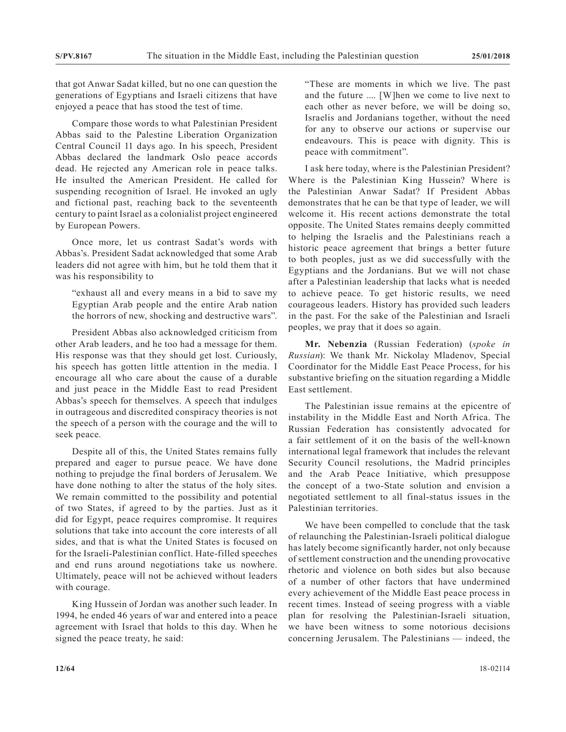that got Anwar Sadat killed, but no one can question the generations of Egyptians and Israeli citizens that have enjoyed a peace that has stood the test of time.

Compare those words to what Palestinian President Abbas said to the Palestine Liberation Organization Central Council 11 days ago. In his speech, President Abbas declared the landmark Oslo peace accords dead. He rejected any American role in peace talks. He insulted the American President. He called for suspending recognition of Israel. He invoked an ugly and fictional past, reaching back to the seventeenth century to paint Israel as a colonialist project engineered by European Powers.

Once more, let us contrast Sadat's words with Abbas's. President Sadat acknowledged that some Arab leaders did not agree with him, but he told them that it was his responsibility to

> "exhaust all and every means in a bid to save my Egyptian Arab people and the entire Arab nation the horrors of new, shocking and destructive wars".

President Abbas also acknowledged criticism from other Arab leaders, and he too had a message for them. His response was that they should get lost. Curiously, his speech has gotten little attention in the media. I encourage all who care about the cause of a durable and just peace in the Middle East to read President Abbas's speech for themselves. A speech that indulges in outrageous and discredited conspiracy theories is not the speech of a person with the courage and the will to seek peace.

Despite all of this, the United States remains fully prepared and eager to pursue peace. We have done nothing to prejudge the final borders of Jerusalem. We have done nothing to alter the status of the holy sites. We remain committed to the possibility and potential of two States, if agreed to by the parties. Just as it did for Egypt, peace requires compromise. It requires solutions that take into account the core interests of all sides, and that is what the United States is focused on for the Israeli-Palestinian conflict. Hate-filled speeches and end runs around negotiations take us nowhere. Ultimately, peace will not be achieved without leaders with courage.

King Hussein of Jordan was another such leader. In 1994, he ended 46 years of war and entered into a peace agreement with Israel that holds to this day. When he signed the peace treaty, he said:

> "These are moments in which we live. The past and the future .... [W]hen we come to live next to each other as never before, we will be doing so, Israelis and Jordanians together, without the need for any to observe our actions or supervise our endeavours. This is peace with dignity. This is peace with commitment".

I ask here today, where is the Palestinian President? Where is the Palestinian King Hussein? Where is the Palestinian Anwar Sadat? If President Abbas demonstrates that he can be that type of leader, we will welcome it. His recent actions demonstrate the total opposite. The United States remains deeply committed to helping the Israelis and the Palestinians reach a historic peace agreement that brings a better future to both peoples, just as we did successfully with the Egyptians and the Jordanians. But we will not chase after a Palestinian leadership that lacks what is needed to achieve peace. To get historic results, we need courageous leaders. History has provided such leaders in the past. For the sake of the Palestinian and Israeli peoples, we pray that it does so again.

**Mr. Nebenzia** (Russian Federation) (*spoke in Russian*): We thank Mr. Nickolay Mladenov, Special Coordinator for the Middle East Peace Process, for his substantive briefing on the situation regarding a Middle East settlement.

The Palestinian issue remains at the epicentre of instability in the Middle East and North Africa. The Russian Federation has consistently advocated for a fair settlement of it on the basis of the well-known international legal framework that includes the relevant Security Council resolutions, the Madrid principles and the Arab Peace Initiative, which presuppose the concept of a two-State solution and envision a negotiated settlement to all final-status issues in the Palestinian territories.

We have been compelled to conclude that the task of relaunching the Palestinian-Israeli political dialogue has lately become significantly harder, not only because of settlement construction and the unending provocative rhetoric and violence on both sides but also because of a number of other factors that have undermined every achievement of the Middle East peace process in recent times. Instead of seeing progress with a viable plan for resolving the Palestinian-Israeli situation, we have been witness to some notorious decisions concerning Jerusalem. The Palestinians — indeed, the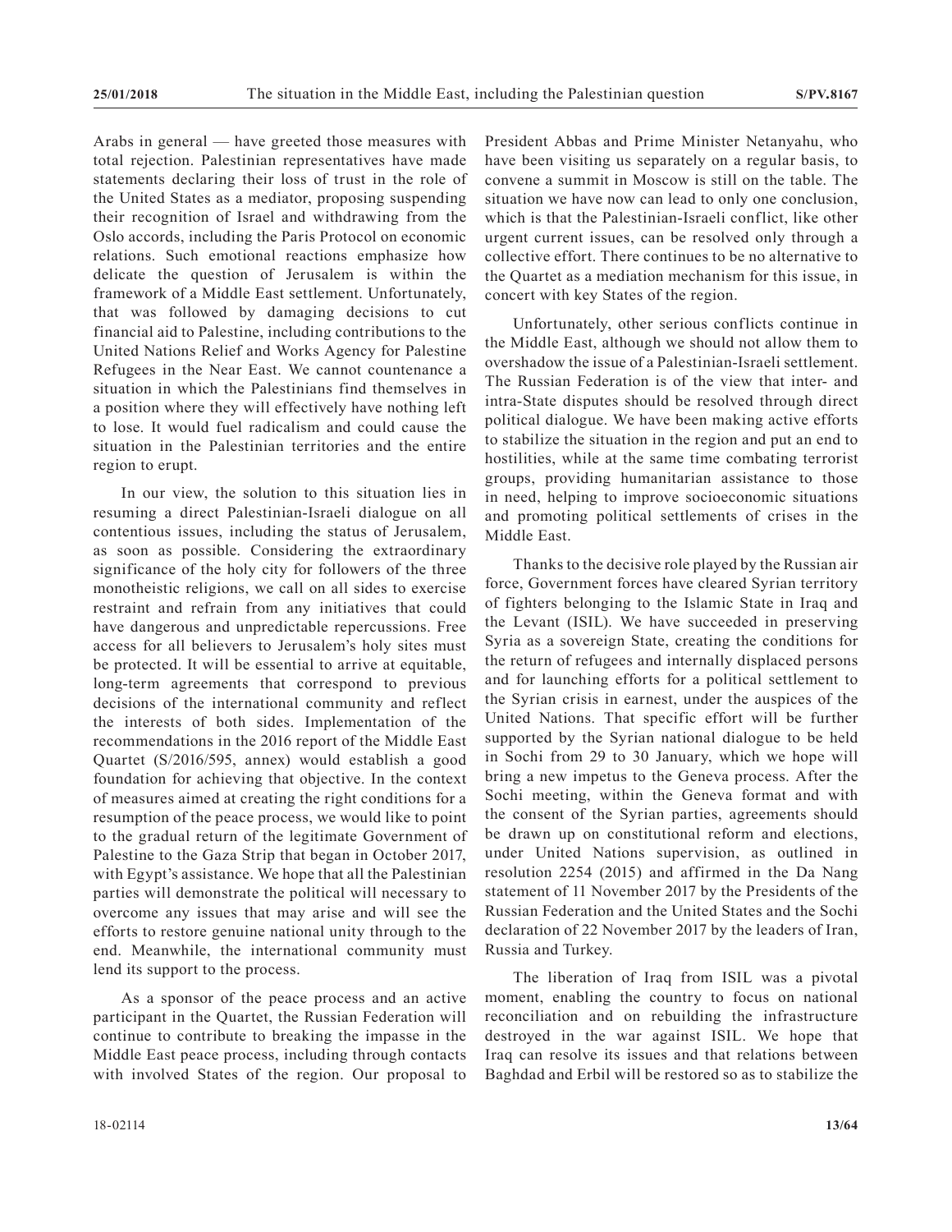Arabs in general — have greeted those measures with total rejection. Palestinian representatives have made statements declaring their loss of trust in the role of the United States as a mediator, proposing suspending their recognition of Israel and withdrawing from the Oslo accords, including the Paris Protocol on economic relations. Such emotional reactions emphasize how delicate the question of Jerusalem is within the framework of a Middle East settlement. Unfortunately, that was followed by damaging decisions to cut financial aid to Palestine, including contributions to the United Nations Relief and Works Agency for Palestine Refugees in the Near East. We cannot countenance a situation in which the Palestinians find themselves in a position where they will effectively have nothing left to lose. It would fuel radicalism and could cause the situation in the Palestinian territories and the entire region to erupt.

In our view, the solution to this situation lies in resuming a direct Palestinian-Israeli dialogue on all contentious issues, including the status of Jerusalem, as soon as possible. Considering the extraordinary significance of the holy city for followers of the three monotheistic religions, we call on all sides to exercise restraint and refrain from any initiatives that could have dangerous and unpredictable repercussions. Free access for all believers to Jerusalem's holy sites must be protected. It will be essential to arrive at equitable, long-term agreements that correspond to previous decisions of the international community and reflect the interests of both sides. Implementation of the recommendations in the 2016 report of the Middle East Quartet (S/2016/595, annex) would establish a good foundation for achieving that objective. In the context of measures aimed at creating the right conditions for a resumption of the peace process, we would like to point to the gradual return of the legitimate Government of Palestine to the Gaza Strip that began in October 2017, with Egypt's assistance. We hope that all the Palestinian parties will demonstrate the political will necessary to overcome any issues that may arise and will see the efforts to restore genuine national unity through to the end. Meanwhile, the international community must lend its support to the process.

As a sponsor of the peace process and an active participant in the Quartet, the Russian Federation will continue to contribute to breaking the impasse in the Middle East peace process, including through contacts with involved States of the region. Our proposal to President Abbas and Prime Minister Netanyahu, who have been visiting us separately on a regular basis, to convene a summit in Moscow is still on the table. The situation we have now can lead to only one conclusion, which is that the Palestinian-Israeli conflict, like other urgent current issues, can be resolved only through a collective effort. There continues to be no alternative to the Quartet as a mediation mechanism for this issue, in concert with key States of the region.

Unfortunately, other serious conflicts continue in the Middle East, although we should not allow them to overshadow the issue of a Palestinian-Israeli settlement. The Russian Federation is of the view that inter- and intra-State disputes should be resolved through direct political dialogue. We have been making active efforts to stabilize the situation in the region and put an end to hostilities, while at the same time combating terrorist groups, providing humanitarian assistance to those in need, helping to improve socioeconomic situations and promoting political settlements of crises in the Middle East.

Thanks to the decisive role played by the Russian air force, Government forces have cleared Syrian territory of fighters belonging to the Islamic State in Iraq and the Levant (ISIL). We have succeeded in preserving Syria as a sovereign State, creating the conditions for the return of refugees and internally displaced persons and for launching efforts for a political settlement to the Syrian crisis in earnest, under the auspices of the United Nations. That specific effort will be further supported by the Syrian national dialogue to be held in Sochi from 29 to 30 January, which we hope will bring a new impetus to the Geneva process. After the Sochi meeting, within the Geneva format and with the consent of the Syrian parties, agreements should be drawn up on constitutional reform and elections, under United Nations supervision, as outlined in resolution 2254 (2015) and affirmed in the Da Nang statement of 11 November 2017 by the Presidents of the Russian Federation and the United States and the Sochi declaration of 22 November 2017 by the leaders of Iran, Russia and Turkey.

The liberation of Iraq from ISIL was a pivotal moment, enabling the country to focus on national reconciliation and on rebuilding the infrastructure destroyed in the war against ISIL. We hope that Iraq can resolve its issues and that relations between Baghdad and Erbil will be restored so as to stabilize the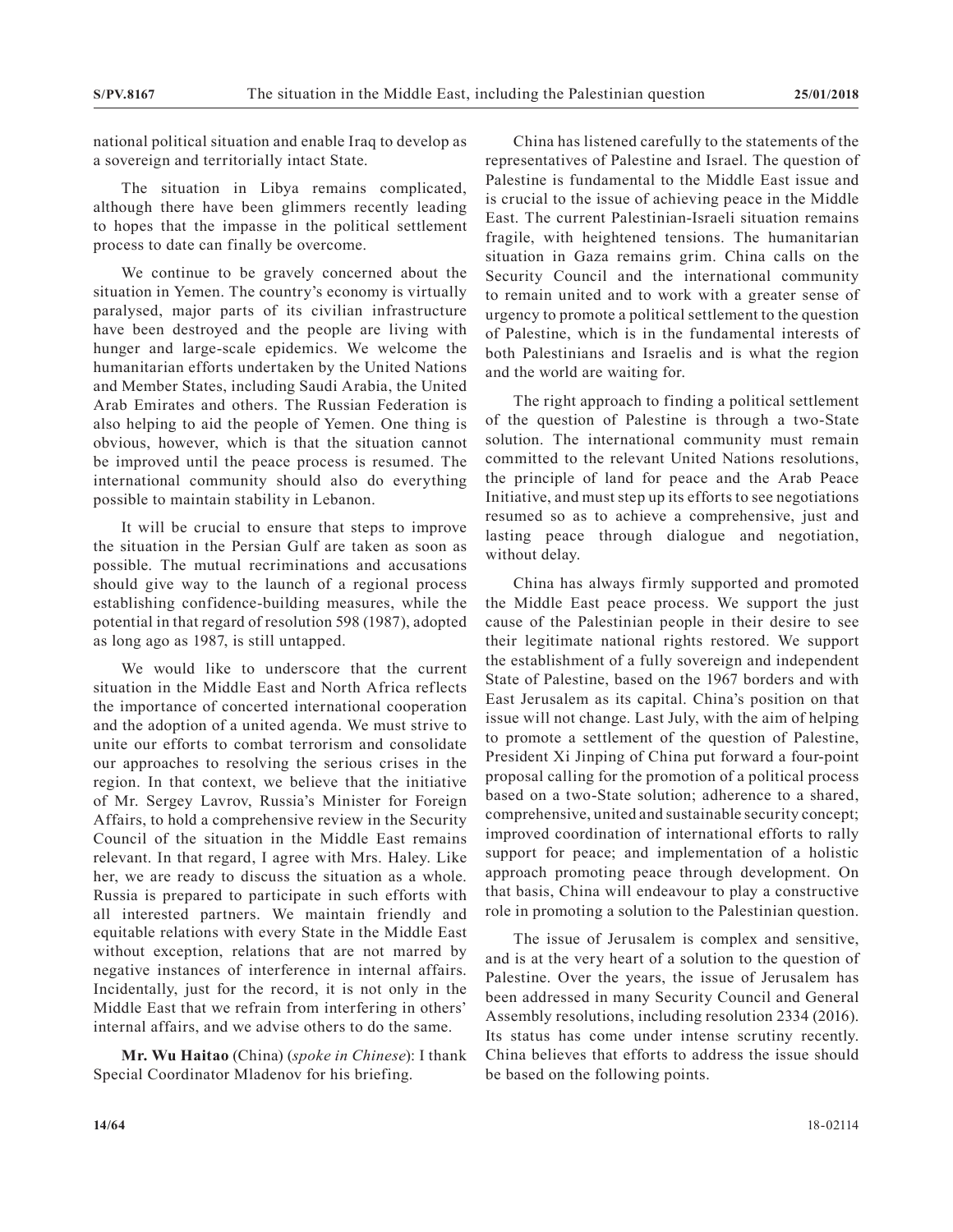national political situation and enable Iraq to develop as a sovereign and territorially intact State.

The situation in Libya remains complicated, although there have been glimmers recently leading to hopes that the impasse in the political settlement process to date can finally be overcome.

We continue to be gravely concerned about the situation in Yemen. The country's economy is virtually paralysed, major parts of its civilian infrastructure have been destroyed and the people are living with hunger and large-scale epidemics. We welcome the humanitarian efforts undertaken by the United Nations and Member States, including Saudi Arabia, the United Arab Emirates and others. The Russian Federation is also helping to aid the people of Yemen. One thing is obvious, however, which is that the situation cannot be improved until the peace process is resumed. The international community should also do everything possible to maintain stability in Lebanon.

It will be crucial to ensure that steps to improve the situation in the Persian Gulf are taken as soon as possible. The mutual recriminations and accusations should give way to the launch of a regional process establishing confidence-building measures, while the potential in that regard of resolution 598 (1987), adopted as long ago as 1987, is still untapped.

We would like to underscore that the current situation in the Middle East and North Africa reflects the importance of concerted international cooperation and the adoption of a united agenda. We must strive to unite our efforts to combat terrorism and consolidate our approaches to resolving the serious crises in the region. In that context, we believe that the initiative of Mr. Sergey Lavrov, Russia's Minister for Foreign Affairs, to hold a comprehensive review in the Security Council of the situation in the Middle East remains relevant. In that regard, I agree with Mrs. Haley. Like her, we are ready to discuss the situation as a whole. Russia is prepared to participate in such efforts with all interested partners. We maintain friendly and equitable relations with every State in the Middle East without exception, relations that are not marred by negative instances of interference in internal affairs. Incidentally, just for the record, it is not only in the Middle East that we refrain from interfering in others' internal affairs, and we advise others to do the same.

**Mr. Wu Haitao** (China) (*spoke in Chinese*): I thank Special Coordinator Mladenov for his briefing.

China has listened carefully to the statements of the representatives of Palestine and Israel. The question of Palestine is fundamental to the Middle East issue and is crucial to the issue of achieving peace in the Middle East. The current Palestinian-Israeli situation remains fragile, with heightened tensions. The humanitarian situation in Gaza remains grim. China calls on the Security Council and the international community to remain united and to work with a greater sense of urgency to promote a political settlement to the question of Palestine, which is in the fundamental interests of both Palestinians and Israelis and is what the region and the world are waiting for.

The right approach to finding a political settlement of the question of Palestine is through a two-State solution. The international community must remain committed to the relevant United Nations resolutions, the principle of land for peace and the Arab Peace Initiative, and must step up its efforts to see negotiations resumed so as to achieve a comprehensive, just and lasting peace through dialogue and negotiation, without delay.

China has always firmly supported and promoted the Middle East peace process. We support the just cause of the Palestinian people in their desire to see their legitimate national rights restored. We support the establishment of a fully sovereign and independent State of Palestine, based on the 1967 borders and with East Jerusalem as its capital. China's position on that issue will not change. Last July, with the aim of helping to promote a settlement of the question of Palestine, President Xi Jinping of China put forward a four-point proposal calling for the promotion of a political process based on a two-State solution; adherence to a shared, comprehensive, united and sustainable security concept; improved coordination of international efforts to rally support for peace; and implementation of a holistic approach promoting peace through development. On that basis, China will endeavour to play a constructive role in promoting a solution to the Palestinian question.

The issue of Jerusalem is complex and sensitive, and is at the very heart of a solution to the question of Palestine. Over the years, the issue of Jerusalem has been addressed in many Security Council and General Assembly resolutions, including resolution 2334 (2016). Its status has come under intense scrutiny recently. China believes that efforts to address the issue should be based on the following points.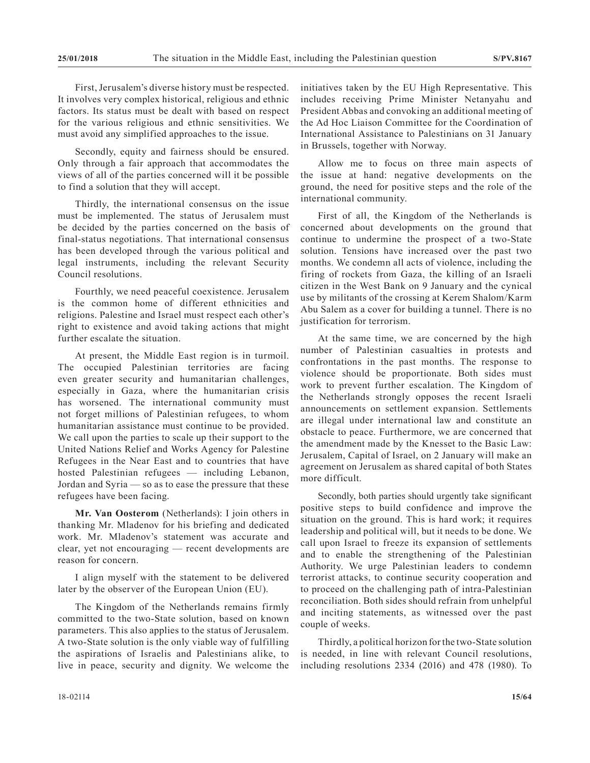First, Jerusalem's diverse history must be respected. It involves very complex historical, religious and ethnic factors. Its status must be dealt with based on respect for the various religious and ethnic sensitivities. We must avoid any simplified approaches to the issue.

Secondly, equity and fairness should be ensured. Only through a fair approach that accommodates the views of all of the parties concerned will it be possible to find a solution that they will accept.

Thirdly, the international consensus on the issue must be implemented. The status of Jerusalem must be decided by the parties concerned on the basis of final-status negotiations. That international consensus has been developed through the various political and legal instruments, including the relevant Security Council resolutions.

Fourthly, we need peaceful coexistence. Jerusalem is the common home of different ethnicities and religions. Palestine and Israel must respect each other's right to existence and avoid taking actions that might further escalate the situation.

At present, the Middle East region is in turmoil. The occupied Palestinian territories are facing even greater security and humanitarian challenges, especially in Gaza, where the humanitarian crisis has worsened. The international community must not forget millions of Palestinian refugees, to whom humanitarian assistance must continue to be provided. We call upon the parties to scale up their support to the United Nations Relief and Works Agency for Palestine Refugees in the Near East and to countries that have hosted Palestinian refugees — including Lebanon, Jordan and Syria — so as to ease the pressure that these refugees have been facing.

**Mr. Van Oosterom** (Netherlands): I join others in thanking Mr. Mladenov for his briefing and dedicated work. Mr. Mladenov's statement was accurate and clear, yet not encouraging — recent developments are reason for concern.

I align myself with the statement to be delivered later by the observer of the European Union (EU).

The Kingdom of the Netherlands remains firmly committed to the two-State solution, based on known parameters. This also applies to the status of Jerusalem. A two-State solution is the only viable way of fulfilling the aspirations of Israelis and Palestinians alike, to live in peace, security and dignity. We welcome the initiatives taken by the EU High Representative. This includes receiving Prime Minister Netanyahu and President Abbas and convoking an additional meeting of the Ad Hoc Liaison Committee for the Coordination of International Assistance to Palestinians on 31 January in Brussels, together with Norway.

Allow me to focus on three main aspects of the issue at hand: negative developments on the ground, the need for positive steps and the role of the international community.

First of all, the Kingdom of the Netherlands is concerned about developments on the ground that continue to undermine the prospect of a two-State solution. Tensions have increased over the past two months. We condemn all acts of violence, including the firing of rockets from Gaza, the killing of an Israeli citizen in the West Bank on 9 January and the cynical use by militants of the crossing at Kerem Shalom/Karm Abu Salem as a cover for building a tunnel. There is no justification for terrorism.

At the same time, we are concerned by the high number of Palestinian casualties in protests and confrontations in the past months. The response to violence should be proportionate. Both sides must work to prevent further escalation. The Kingdom of the Netherlands strongly opposes the recent Israeli announcements on settlement expansion. Settlements are illegal under international law and constitute an obstacle to peace. Furthermore, we are concerned that the amendment made by the Knesset to the Basic Law: Jerusalem, Capital of Israel, on 2 January will make an agreement on Jerusalem as shared capital of both States more difficult.

Secondly, both parties should urgently take significant positive steps to build confidence and improve the situation on the ground. This is hard work; it requires leadership and political will, but it needs to be done. We call upon Israel to freeze its expansion of settlements and to enable the strengthening of the Palestinian Authority. We urge Palestinian leaders to condemn terrorist attacks, to continue security cooperation and to proceed on the challenging path of intra-Palestinian reconciliation. Both sides should refrain from unhelpful and inciting statements, as witnessed over the past couple of weeks.

Thirdly, a political horizon for the two-State solution is needed, in line with relevant Council resolutions, including resolutions 2334 (2016) and 478 (1980). To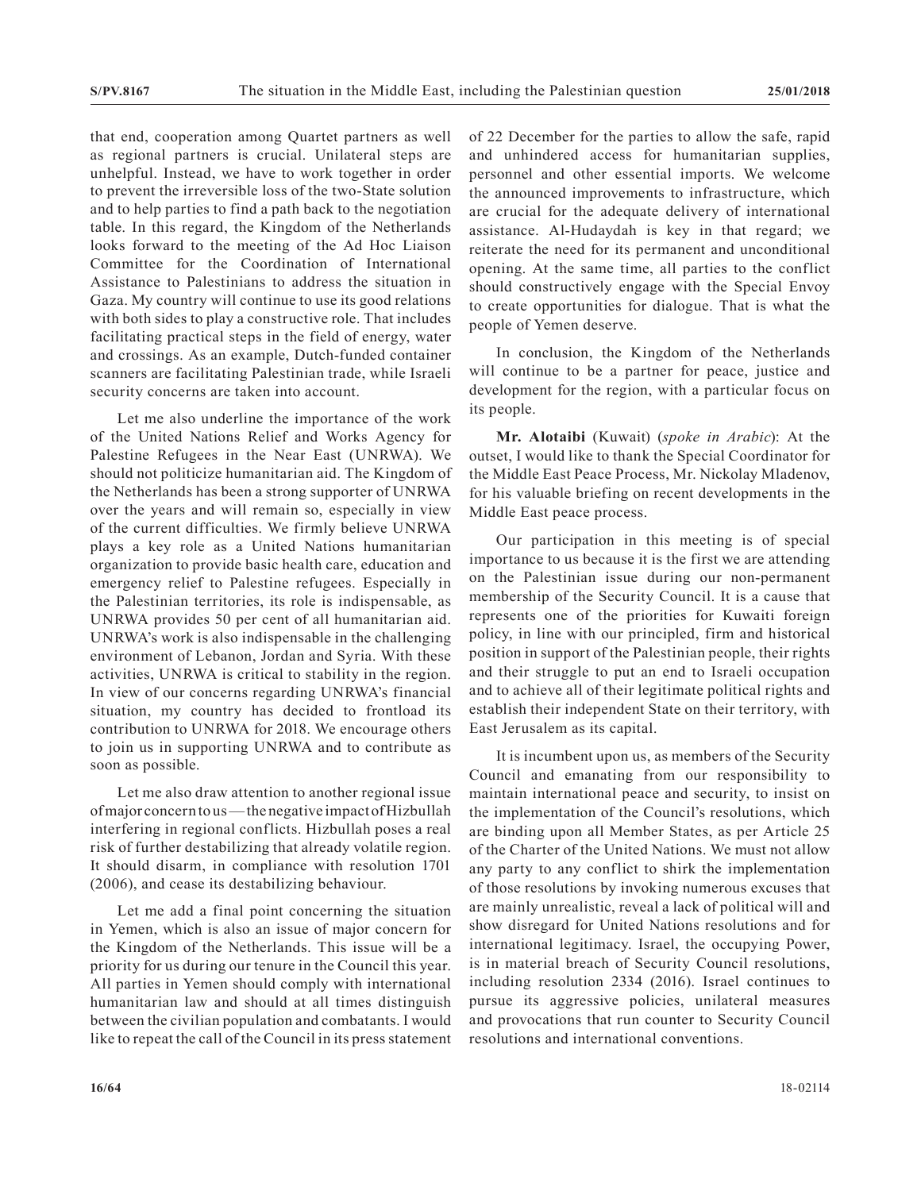that end, cooperation among Quartet partners as well as regional partners is crucial. Unilateral steps are unhelpful. Instead, we have to work together in order to prevent the irreversible loss of the two-State solution and to help parties to find a path back to the negotiation table. In this regard, the Kingdom of the Netherlands looks forward to the meeting of the Ad Hoc Liaison Committee for the Coordination of International Assistance to Palestinians to address the situation in Gaza. My country will continue to use its good relations with both sides to play a constructive role. That includes facilitating practical steps in the field of energy, water and crossings. As an example, Dutch-funded container scanners are facilitating Palestinian trade, while Israeli security concerns are taken into account.

Let me also underline the importance of the work of the United Nations Relief and Works Agency for Palestine Refugees in the Near East (UNRWA). We should not politicize humanitarian aid. The Kingdom of the Netherlands has been a strong supporter of UNRWA over the years and will remain so, especially in view of the current difficulties. We firmly believe UNRWA plays a key role as a United Nations humanitarian organization to provide basic health care, education and emergency relief to Palestine refugees. Especially in the Palestinian territories, its role is indispensable, as UNRWA provides 50 per cent of all humanitarian aid. UNRWA's work is also indispensable in the challenging environment of Lebanon, Jordan and Syria. With these activities, UNRWA is critical to stability in the region. In view of our concerns regarding UNRWA's financial situation, my country has decided to frontload its contribution to UNRWA for 2018. We encourage others to join us in supporting UNRWA and to contribute as soon as possible.

Let me also draw attention to another regional issue of major concern to us — the negative impact of Hizbullah interfering in regional conflicts. Hizbullah poses a real risk of further destabilizing that already volatile region. It should disarm, in compliance with resolution 1701 (2006), and cease its destabilizing behaviour.

Let me add a final point concerning the situation in Yemen, which is also an issue of major concern for the Kingdom of the Netherlands. This issue will be a priority for us during our tenure in the Council this year. All parties in Yemen should comply with international humanitarian law and should at all times distinguish between the civilian population and combatants. I would like to repeat the call of the Council in its press statement of 22 December for the parties to allow the safe, rapid and unhindered access for humanitarian supplies, personnel and other essential imports. We welcome the announced improvements to infrastructure, which are crucial for the adequate delivery of international assistance. Al-Hudaydah is key in that regard; we reiterate the need for its permanent and unconditional opening. At the same time, all parties to the conflict should constructively engage with the Special Envoy to create opportunities for dialogue. That is what the people of Yemen deserve.

In conclusion, the Kingdom of the Netherlands will continue to be a partner for peace, justice and development for the region, with a particular focus on its people.

**Mr. Alotaibi** (Kuwait) (*spoke in Arabic*): At the outset, I would like to thank the Special Coordinator for the Middle East Peace Process, Mr. Nickolay Mladenov, for his valuable briefing on recent developments in the Middle East peace process.

Our participation in this meeting is of special importance to us because it is the first we are attending on the Palestinian issue during our non-permanent membership of the Security Council. It is a cause that represents one of the priorities for Kuwaiti foreign policy, in line with our principled, firm and historical position in support of the Palestinian people, their rights and their struggle to put an end to Israeli occupation and to achieve all of their legitimate political rights and establish their independent State on their territory, with East Jerusalem as its capital.

It is incumbent upon us, as members of the Security Council and emanating from our responsibility to maintain international peace and security, to insist on the implementation of the Council's resolutions, which are binding upon all Member States, as per Article 25 of the Charter of the United Nations. We must not allow any party to any conflict to shirk the implementation of those resolutions by invoking numerous excuses that are mainly unrealistic, reveal a lack of political will and show disregard for United Nations resolutions and for international legitimacy. Israel, the occupying Power, is in material breach of Security Council resolutions, including resolution 2334 (2016). Israel continues to pursue its aggressive policies, unilateral measures and provocations that run counter to Security Council resolutions and international conventions.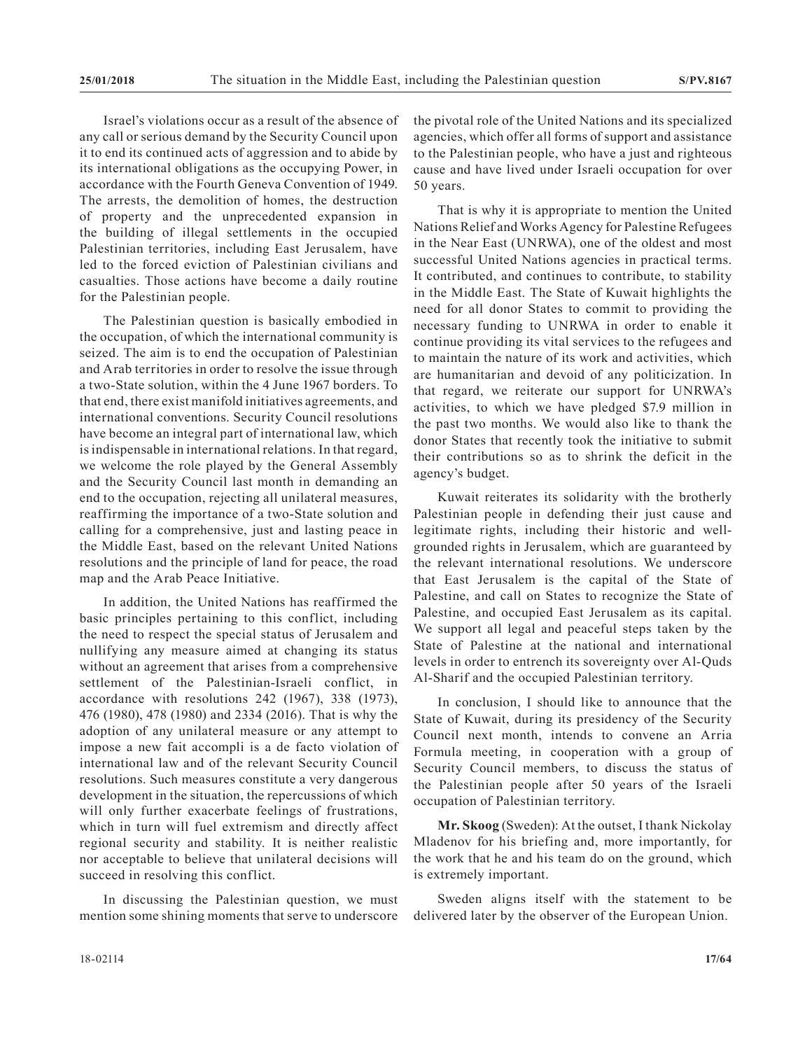Israel's violations occur as a result of the absence of any call or serious demand by the Security Council upon it to end its continued acts of aggression and to abide by its international obligations as the occupying Power, in accordance with the Fourth Geneva Convention of 1949. The arrests, the demolition of homes, the destruction of property and the unprecedented expansion in the building of illegal settlements in the occupied Palestinian territories, including East Jerusalem, have led to the forced eviction of Palestinian civilians and casualties. Those actions have become a daily routine for the Palestinian people.

The Palestinian question is basically embodied in the occupation, of which the international community is seized. The aim is to end the occupation of Palestinian and Arab territories in order to resolve the issue through a two-State solution, within the 4 June 1967 borders. To that end, there exist manifold initiatives agreements, and international conventions. Security Council resolutions have become an integral part of international law, which is indispensable in international relations. In that regard, we welcome the role played by the General Assembly and the Security Council last month in demanding an end to the occupation, rejecting all unilateral measures, reaffirming the importance of a two-State solution and calling for a comprehensive, just and lasting peace in the Middle East, based on the relevant United Nations resolutions and the principle of land for peace, the road map and the Arab Peace Initiative.

In addition, the United Nations has reaffirmed the basic principles pertaining to this conflict, including the need to respect the special status of Jerusalem and nullifying any measure aimed at changing its status without an agreement that arises from a comprehensive settlement of the Palestinian-Israeli conflict, in accordance with resolutions 242 (1967), 338 (1973), 476 (1980), 478 (1980) and 2334 (2016). That is why the adoption of any unilateral measure or any attempt to impose a new fait accompli is a de facto violation of international law and of the relevant Security Council resolutions. Such measures constitute a very dangerous development in the situation, the repercussions of which will only further exacerbate feelings of frustrations, which in turn will fuel extremism and directly affect regional security and stability. It is neither realistic nor acceptable to believe that unilateral decisions will succeed in resolving this conflict.

In discussing the Palestinian question, we must mention some shining moments that serve to underscore the pivotal role of the United Nations and its specialized agencies, which offer all forms of support and assistance to the Palestinian people, who have a just and righteous cause and have lived under Israeli occupation for over 50 years.

That is why it is appropriate to mention the United Nations Relief and Works Agency for Palestine Refugees in the Near East (UNRWA), one of the oldest and most successful United Nations agencies in practical terms. It contributed, and continues to contribute, to stability in the Middle East. The State of Kuwait highlights the need for all donor States to commit to providing the necessary funding to UNRWA in order to enable it continue providing its vital services to the refugees and to maintain the nature of its work and activities, which are humanitarian and devoid of any politicization. In that regard, we reiterate our support for UNRWA's activities, to which we have pledged $7.9 million in the past two months. We would also like to thank the donor States that recently took the initiative to submit their contributions so as to shrink the deficit in the agency's budget.

Kuwait reiterates its solidarity with the brotherly Palestinian people in defending their just cause and legitimate rights, including their historic and well-grounded rights in Jerusalem, which are guaranteed by the relevant international resolutions. We underscore that East Jerusalem is the capital of the State of Palestine, and call on States to recognize the State of Palestine, and occupied East Jerusalem as its capital. We support all legal and peaceful steps taken by the State of Palestine at the national and international levels in order to entrench its sovereignty over Al-Quds Al-Sharif and the occupied Palestinian territory.

In conclusion, I should like to announce that the State of Kuwait, during its presidency of the Security Council next month, intends to convene an Arria Formula meeting, in cooperation with a group of Security Council members, to discuss the status of the Palestinian people after 50 years of the Israeli occupation of Palestinian territory.

**Mr. Skoog** (Sweden): At the outset, I thank Nickolay Mladenov for his briefing and, more importantly, for the work that he and his team do on the ground, which is extremely important.

Sweden aligns itself with the statement to be delivered later by the observer of the European Union.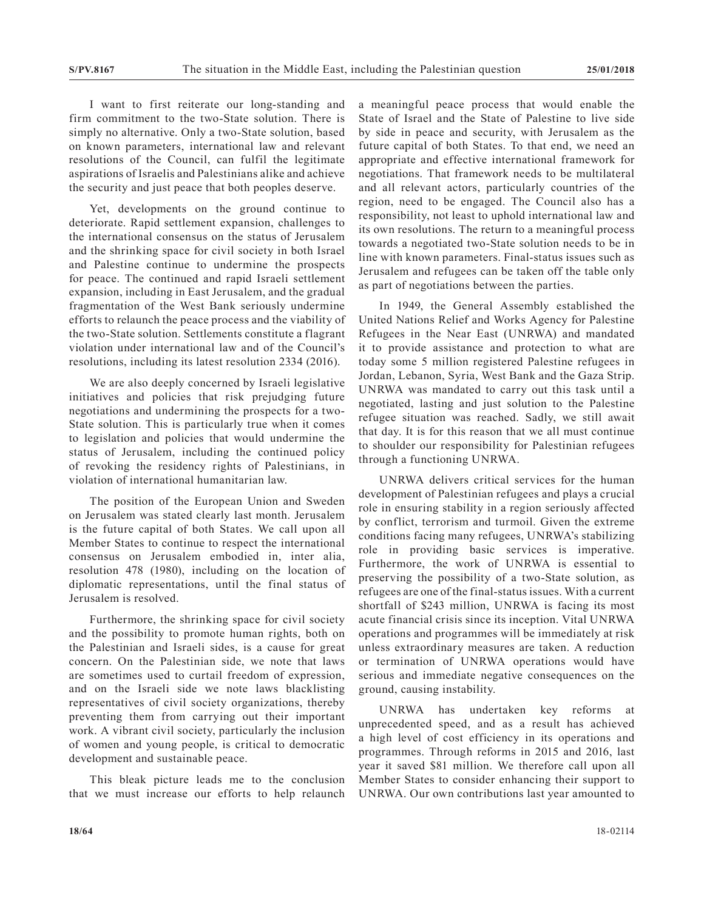I want to first reiterate our long-standing and firm commitment to the two-State solution. There is simply no alternative. Only a two-State solution, based on known parameters, international law and relevant resolutions of the Council, can fulfil the legitimate aspirations of Israelis and Palestinians alike and achieve the security and just peace that both peoples deserve.

Yet, developments on the ground continue to deteriorate. Rapid settlement expansion, challenges to the international consensus on the status of Jerusalem and the shrinking space for civil society in both Israel and Palestine continue to undermine the prospects for peace. The continued and rapid Israeli settlement expansion, including in East Jerusalem, and the gradual fragmentation of the West Bank seriously undermine efforts to relaunch the peace process and the viability of the two-State solution. Settlements constitute a flagrant violation under international law and of the Council's resolutions, including its latest resolution 2334 (2016).

We are also deeply concerned by Israeli legislative initiatives and policies that risk prejudging future negotiations and undermining the prospects for a two-State solution. This is particularly true when it comes to legislation and policies that would undermine the status of Jerusalem, including the continued policy of revoking the residency rights of Palestinians, in violation of international humanitarian law.

The position of the European Union and Sweden on Jerusalem was stated clearly last month. Jerusalem is the future capital of both States. We call upon all Member States to continue to respect the international consensus on Jerusalem embodied in, inter alia, resolution 478 (1980), including on the location of diplomatic representations, until the final status of Jerusalem is resolved.

Furthermore, the shrinking space for civil society and the possibility to promote human rights, both on the Palestinian and Israeli sides, is a cause for great concern. On the Palestinian side, we note that laws are sometimes used to curtail freedom of expression, and on the Israeli side we note laws blacklisting representatives of civil society organizations, thereby preventing them from carrying out their important work. A vibrant civil society, particularly the inclusion of women and young people, is critical to democratic development and sustainable peace.

This bleak picture leads me to the conclusion that we must increase our efforts to help relaunch a meaningful peace process that would enable the State of Israel and the State of Palestine to live side by side in peace and security, with Jerusalem as the future capital of both States. To that end, we need an appropriate and effective international framework for negotiations. That framework needs to be multilateral and all relevant actors, particularly countries of the region, need to be engaged. The Council also has a responsibility, not least to uphold international law and its own resolutions. The return to a meaningful process towards a negotiated two-State solution needs to be in line with known parameters. Final-status issues such as Jerusalem and refugees can be taken off the table only as part of negotiations between the parties.

In 1949, the General Assembly established the United Nations Relief and Works Agency for Palestine Refugees in the Near East (UNRWA) and mandated it to provide assistance and protection to what are today some 5 million registered Palestine refugees in Jordan, Lebanon, Syria, West Bank and the Gaza Strip. UNRWA was mandated to carry out this task until a negotiated, lasting and just solution to the Palestine refugee situation was reached. Sadly, we still await that day. It is for this reason that we all must continue to shoulder our responsibility for Palestinian refugees through a functioning UNRWA.

UNRWA delivers critical services for the human development of Palestinian refugees and plays a crucial role in ensuring stability in a region seriously affected by conflict, terrorism and turmoil. Given the extreme conditions facing many refugees, UNRWA's stabilizing role in providing basic services is imperative. Furthermore, the work of UNRWA is essential to preserving the possibility of a two-State solution, as refugees are one of the final-status issues. With a current shortfall of \$243 million, UNRWA is facing its most acute financial crisis since its inception. Vital UNRWA operations and programmes will be immediately at risk unless extraordinary measures are taken. A reduction or termination of UNRWA operations would have serious and immediate negative consequences on the ground, causing instability.

UNRWA has undertaken key reforms at unprecedented speed, and as a result has achieved a high level of cost efficiency in its operations and programmes. Through reforms in 2015 and 2016, last year it saved \$81 million. We therefore call upon all Member States to consider enhancing their support to UNRWA. Our own contributions last year amounted to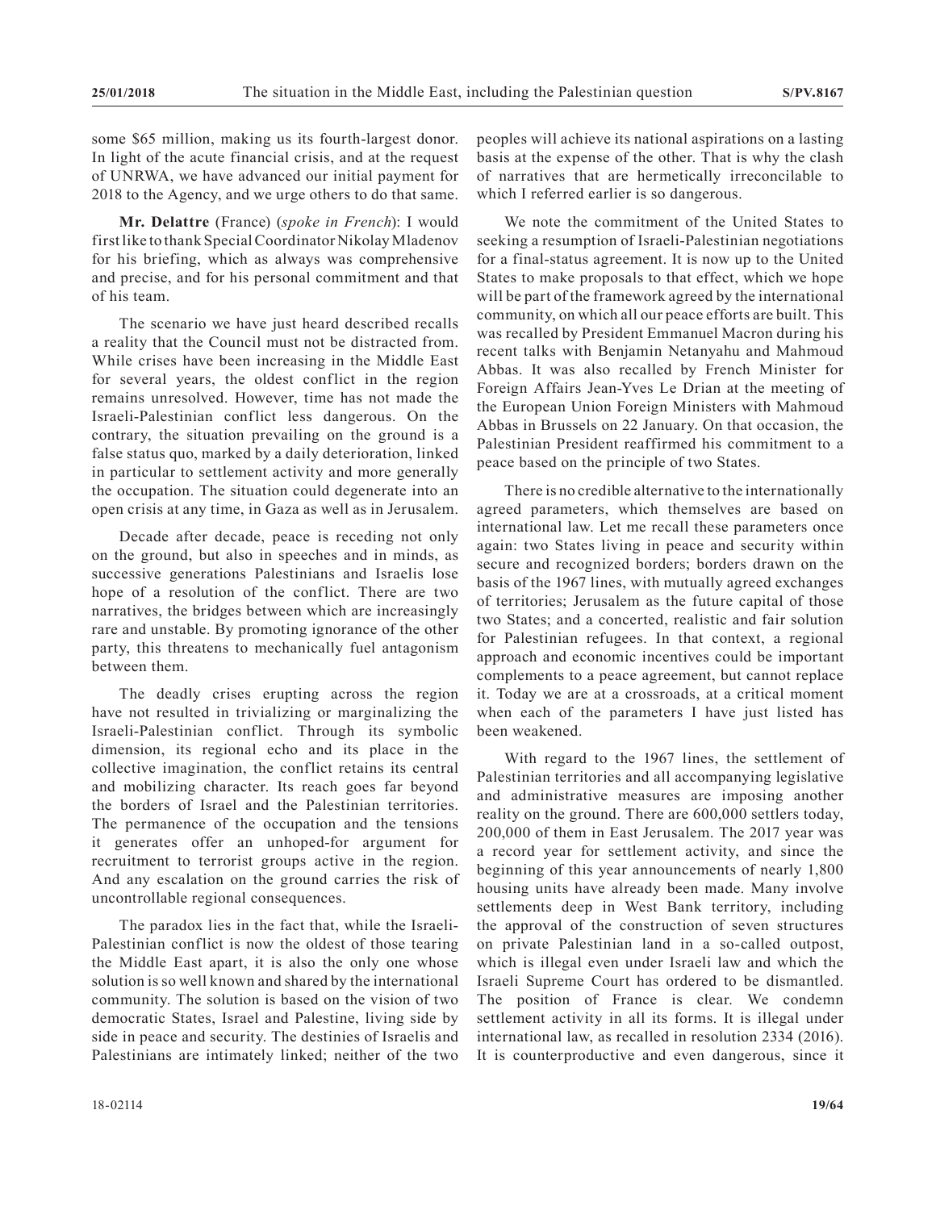some $65 million, making us its fourth-largest donor. In light of the acute financial crisis, and at the request of UNRWA, we have advanced our initial payment for 2018 to the Agency, and we urge others to do that same.

**Mr. Delattre** (France) (*spoke in French*): I would first like to thank Special Coordinator Nikolay Mladenov for his briefing, which as always was comprehensive and precise, and for his personal commitment and that of his team.

The scenario we have just heard described recalls a reality that the Council must not be distracted from. While crises have been increasing in the Middle East for several years, the oldest conflict in the region remains unresolved. However, time has not made the Israeli-Palestinian conflict less dangerous. On the contrary, the situation prevailing on the ground is a false status quo, marked by a daily deterioration, linked in particular to settlement activity and more generally the occupation. The situation could degenerate into an open crisis at any time, in Gaza as well as in Jerusalem.

Decade after decade, peace is receding not only on the ground, but also in speeches and in minds, as successive generations Palestinians and Israelis lose hope of a resolution of the conflict. There are two narratives, the bridges between which are increasingly rare and unstable. By promoting ignorance of the other party, this threatens to mechanically fuel antagonism between them.

The deadly crises erupting across the region have not resulted in trivializing or marginalizing the Israeli-Palestinian conflict. Through its symbolic dimension, its regional echo and its place in the collective imagination, the conflict retains its central and mobilizing character. Its reach goes far beyond the borders of Israel and the Palestinian territories. The permanence of the occupation and the tensions it generates offer an unhoped-for argument for recruitment to terrorist groups active in the region. And any escalation on the ground carries the risk of uncontrollable regional consequences.

The paradox lies in the fact that, while the Israeli-Palestinian conflict is now the oldest of those tearing the Middle East apart, it is also the only one whose solution is so well known and shared by the international community. The solution is based on the vision of two democratic States, Israel and Palestine, living side by side in peace and security. The destinies of Israelis and Palestinians are intimately linked; neither of the two peoples will achieve its national aspirations on a lasting basis at the expense of the other. That is why the clash of narratives that are hermetically irreconcilable to which I referred earlier is so dangerous.

We note the commitment of the United States to seeking a resumption of Israeli-Palestinian negotiations for a final-status agreement. It is now up to the United States to make proposals to that effect, which we hope will be part of the framework agreed by the international community, on which all our peace efforts are built. This was recalled by President Emmanuel Macron during his recent talks with Benjamin Netanyahu and Mahmoud Abbas. It was also recalled by French Minister for Foreign Affairs Jean-Yves Le Drian at the meeting of the European Union Foreign Ministers with Mahmoud Abbas in Brussels on 22 January. On that occasion, the Palestinian President reaffirmed his commitment to a peace based on the principle of two States.

There is no credible alternative to the internationally agreed parameters, which themselves are based on international law. Let me recall these parameters once again: two States living in peace and security within secure and recognized borders; borders drawn on the basis of the 1967 lines, with mutually agreed exchanges of territories; Jerusalem as the future capital of those two States; and a concerted, realistic and fair solution for Palestinian refugees. In that context, a regional approach and economic incentives could be important complements to a peace agreement, but cannot replace it. Today we are at a crossroads, at a critical moment when each of the parameters I have just listed has been weakened.

With regard to the 1967 lines, the settlement of Palestinian territories and all accompanying legislative and administrative measures are imposing another reality on the ground. There are 600,000 settlers today, 200,000 of them in East Jerusalem. The 2017 year was a record year for settlement activity, and since the beginning of this year announcements of nearly 1,800 housing units have already been made. Many involve settlements deep in West Bank territory, including the approval of the construction of seven structures on private Palestinian land in a so-called outpost, which is illegal even under Israeli law and which the Israeli Supreme Court has ordered to be dismantled. The position of France is clear. We condemn settlement activity in all its forms. It is illegal under international law, as recalled in resolution 2334 (2016). It is counterproductive and even dangerous, since it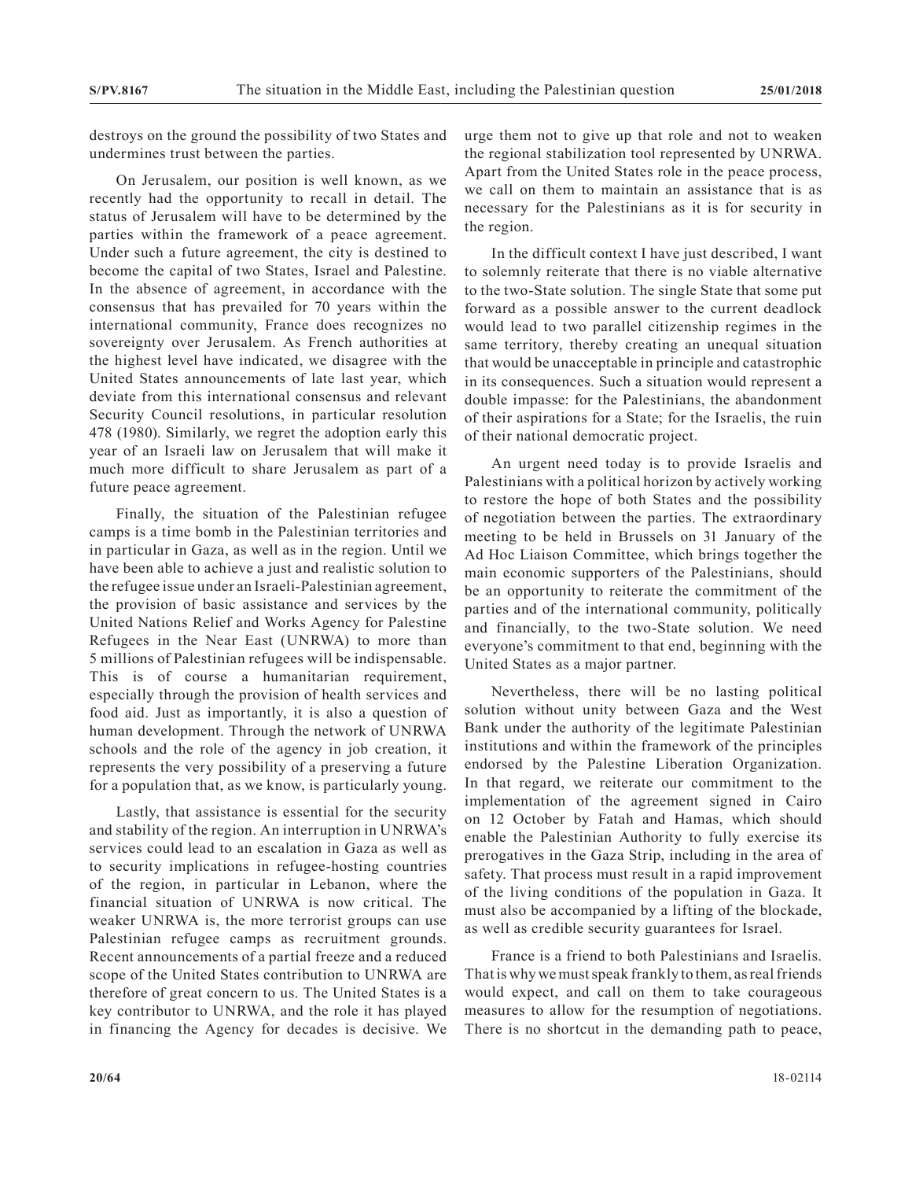destroys on the ground the possibility of two States and undermines trust between the parties.

On Jerusalem, our position is well known, as we recently had the opportunity to recall in detail. The status of Jerusalem will have to be determined by the parties within the framework of a peace agreement. Under such a future agreement, the city is destined to become the capital of two States, Israel and Palestine. In the absence of agreement, in accordance with the consensus that has prevailed for 70 years within the international community, France does recognizes no sovereignty over Jerusalem. As French authorities at the highest level have indicated, we disagree with the United States announcements of late last year, which deviate from this international consensus and relevant Security Council resolutions, in particular resolution 478 (1980). Similarly, we regret the adoption early this year of an Israeli law on Jerusalem that will make it much more difficult to share Jerusalem as part of a future peace agreement.

Finally, the situation of the Palestinian refugee camps is a time bomb in the Palestinian territories and in particular in Gaza, as well as in the region. Until we have been able to achieve a just and realistic solution to the refugee issue under an Israeli-Palestinian agreement, the provision of basic assistance and services by the United Nations Relief and Works Agency for Palestine Refugees in the Near East (UNRWA) to more than 5 millions of Palestinian refugees will be indispensable. This is of course a humanitarian requirement, especially through the provision of health services and food aid. Just as importantly, it is also a question of human development. Through the network of UNRWA schools and the role of the agency in job creation, it represents the very possibility of a preserving a future for a population that, as we know, is particularly young.

Lastly, that assistance is essential for the security and stability of the region. An interruption in UNRWA's services could lead to an escalation in Gaza as well as to security implications in refugee-hosting countries of the region, in particular in Lebanon, where the financial situation of UNRWA is now critical. The weaker UNRWA is, the more terrorist groups can use Palestinian refugee camps as recruitment grounds. Recent announcements of a partial freeze and a reduced scope of the United States contribution to UNRWA are therefore of great concern to us. The United States is a key contributor to UNRWA, and the role it has played in financing the Agency for decades is decisive. We urge them not to give up that role and not to weaken the regional stabilization tool represented by UNRWA. Apart from the United States role in the peace process, we call on them to maintain an assistance that is as necessary for the Palestinians as it is for security in the region.

In the difficult context I have just described, I want to solemnly reiterate that there is no viable alternative to the two-State solution. The single State that some put forward as a possible answer to the current deadlock would lead to two parallel citizenship regimes in the same territory, thereby creating an unequal situation that would be unacceptable in principle and catastrophic in its consequences. Such a situation would represent a double impasse: for the Palestinians, the abandonment of their aspirations for a State; for the Israelis, the ruin of their national democratic project.

An urgent need today is to provide Israelis and Palestinians with a political horizon by actively working to restore the hope of both States and the possibility of negotiation between the parties. The extraordinary meeting to be held in Brussels on 31 January of the Ad Hoc Liaison Committee, which brings together the main economic supporters of the Palestinians, should be an opportunity to reiterate the commitment of the parties and of the international community, politically and financially, to the two-State solution. We need everyone's commitment to that end, beginning with the United States as a major partner.

Nevertheless, there will be no lasting political solution without unity between Gaza and the West Bank under the authority of the legitimate Palestinian institutions and within the framework of the principles endorsed by the Palestine Liberation Organization. In that regard, we reiterate our commitment to the implementation of the agreement signed in Cairo on 12 October by Fatah and Hamas, which should enable the Palestinian Authority to fully exercise its prerogatives in the Gaza Strip, including in the area of safety. That process must result in a rapid improvement of the living conditions of the population in Gaza. It must also be accompanied by a lifting of the blockade, as well as credible security guarantees for Israel.

France is a friend to both Palestinians and Israelis. That is why we must speak frankly to them, as real friends would expect, and call on them to take courageous measures to allow for the resumption of negotiations. There is no shortcut in the demanding path to peace,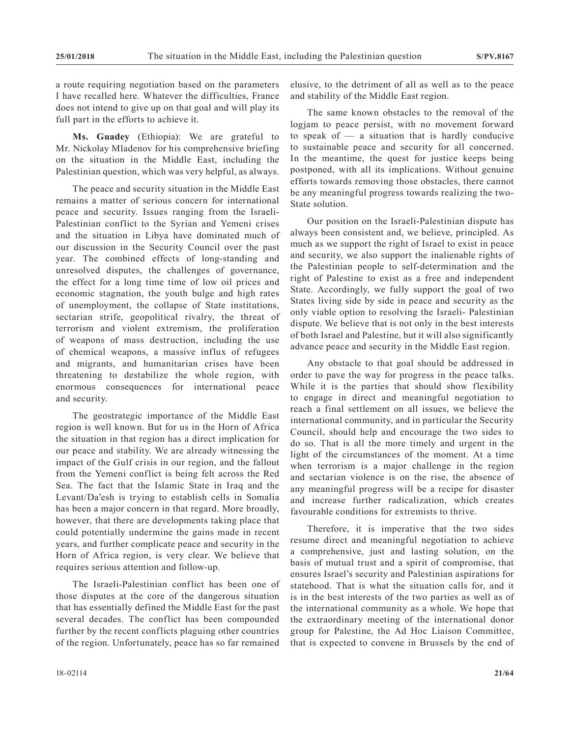a route requiring negotiation based on the parameters I have recalled here. Whatever the difficulties, France does not intend to give up on that goal and will play its full part in the efforts to achieve it.

**Ms. Guadey** (Ethiopia): We are grateful to Mr. Nickolay Mladenov for his comprehensive briefing on the situation in the Middle East, including the Palestinian question, which was very helpful, as always.

The peace and security situation in the Middle East remains a matter of serious concern for international peace and security. Issues ranging from the Israeli-Palestinian conflict to the Syrian and Yemeni crises and the situation in Libya have dominated much of our discussion in the Security Council over the past year. The combined effects of long-standing and unresolved disputes, the challenges of governance, the effect for a long time time of low oil prices and economic stagnation, the youth bulge and high rates of unemployment, the collapse of State institutions, sectarian strife, geopolitical rivalry, the threat of terrorism and violent extremism, the proliferation of weapons of mass destruction, including the use of chemical weapons, a massive influx of refugees and migrants, and humanitarian crises have been threatening to destabilize the whole region, with enormous consequences for international peace and security.

The geostrategic importance of the Middle East region is well known. But for us in the Horn of Africa the situation in that region has a direct implication for our peace and stability. We are already witnessing the impact of the Gulf crisis in our region, and the fallout from the Yemeni conflict is being felt across the Red Sea. The fact that the Islamic State in Iraq and the Levant/Da'esh is trying to establish cells in Somalia has been a major concern in that regard. More broadly, however, that there are developments taking place that could potentially undermine the gains made in recent years, and further complicate peace and security in the Horn of Africa region, is very clear. We believe that requires serious attention and follow-up.

The Israeli-Palestinian conflict has been one of those disputes at the core of the dangerous situation that has essentially defined the Middle East for the past several decades. The conflict has been compounded further by the recent conflicts plaguing other countries of the region. Unfortunately, peace has so far remained elusive, to the detriment of all as well as to the peace and stability of the Middle East region.

The same known obstacles to the removal of the logjam to peace persist, with no movement forward to speak of — a situation that is hardly conducive to sustainable peace and security for all concerned. In the meantime, the quest for justice keeps being postponed, with all its implications. Without genuine efforts towards removing those obstacles, there cannot be any meaningful progress towards realizing the two-State solution.

Our position on the Israeli-Palestinian dispute has always been consistent and, we believe, principled. As much as we support the right of Israel to exist in peace and security, we also support the inalienable rights of the Palestinian people to self-determination and the right of Palestine to exist as a free and independent State. Accordingly, we fully support the goal of two States living side by side in peace and security as the only viable option to resolving the Israeli- Palestinian dispute. We believe that is not only in the best interests of both Israel and Palestine, but it will also significantly advance peace and security in the Middle East region.

Any obstacle to that goal should be addressed in order to pave the way for progress in the peace talks. While it is the parties that should show flexibility to engage in direct and meaningful negotiation to reach a final settlement on all issues, we believe the international community, and in particular the Security Council, should help and encourage the two sides to do so. That is all the more timely and urgent in the light of the circumstances of the moment. At a time when terrorism is a major challenge in the region and sectarian violence is on the rise, the absence of any meaningful progress will be a recipe for disaster and increase further radicalization, which creates favourable conditions for extremists to thrive.

Therefore, it is imperative that the two sides resume direct and meaningful negotiation to achieve a comprehensive, just and lasting solution, on the basis of mutual trust and a spirit of compromise, that ensures Israel's security and Palestinian aspirations for statehood. That is what the situation calls for, and it is in the best interests of the two parties as well as of the international community as a whole. We hope that the extraordinary meeting of the international donor group for Palestine, the Ad Hoc Liaison Committee, that is expected to convene in Brussels by the end of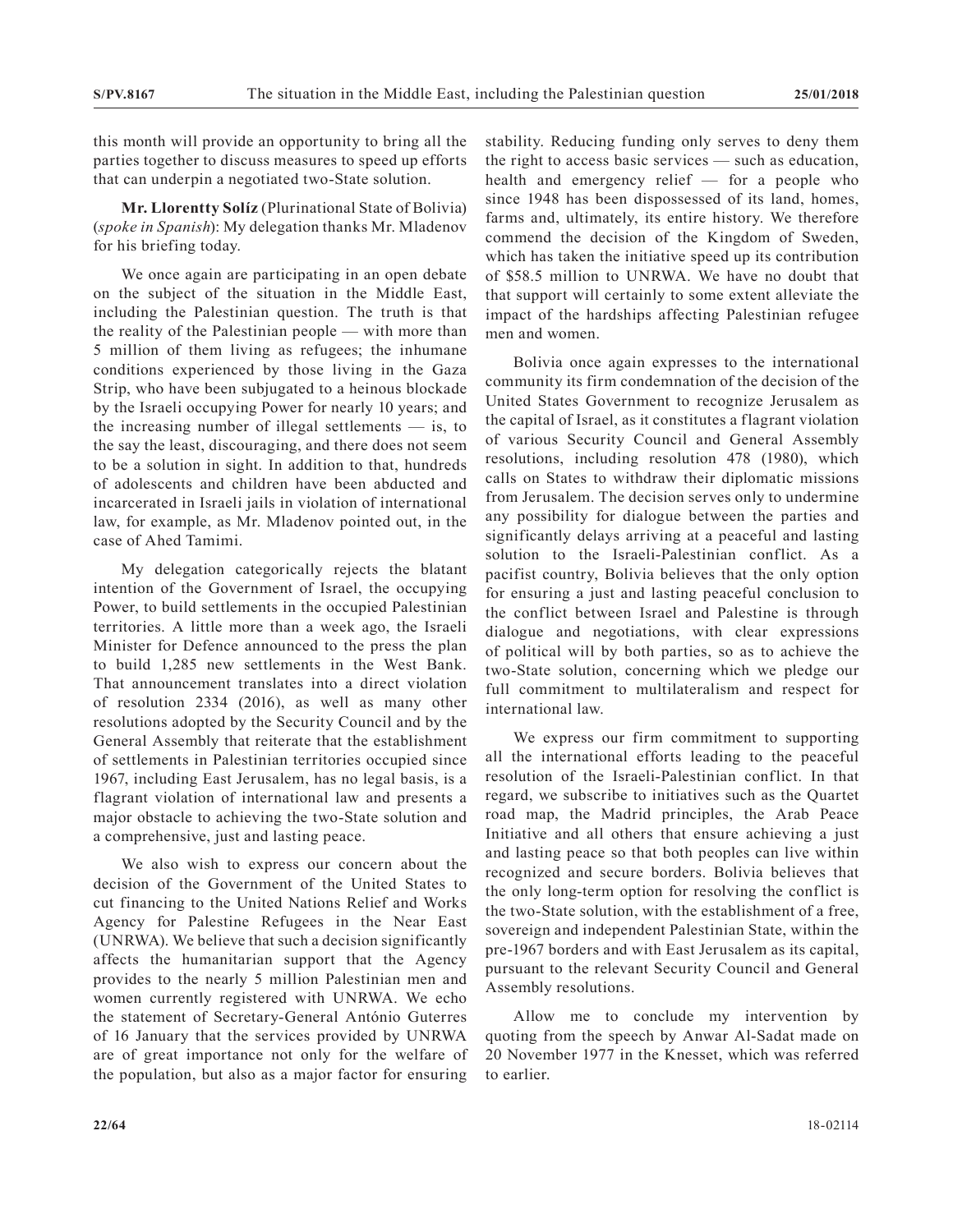this month will provide an opportunity to bring all the parties together to discuss measures to speed up efforts that can underpin a negotiated two-State solution.

**Mr. Llorentty Solíz** (Plurinational State of Bolivia) (*spoke in Spanish*): My delegation thanks Mr. Mladenov for his briefing today.

We once again are participating in an open debate on the subject of the situation in the Middle East, including the Palestinian question. The truth is that the reality of the Palestinian people — with more than 5 million of them living as refugees; the inhumane conditions experienced by those living in the Gaza Strip, who have been subjugated to a heinous blockade by the Israeli occupying Power for nearly 10 years; and the increasing number of illegal settlements — is, to the say the least, discouraging, and there does not seem to be a solution in sight. In addition to that, hundreds of adolescents and children have been abducted and incarcerated in Israeli jails in violation of international law, for example, as Mr. Mladenov pointed out, in the case of Ahed Tamimi.

My delegation categorically rejects the blatant intention of the Government of Israel, the occupying Power, to build settlements in the occupied Palestinian territories. A little more than a week ago, the Israeli Minister for Defence announced to the press the plan to build 1,285 new settlements in the West Bank. That announcement translates into a direct violation of resolution 2334 (2016), as well as many other resolutions adopted by the Security Council and by the General Assembly that reiterate that the establishment of settlements in Palestinian territories occupied since 1967, including East Jerusalem, has no legal basis, is a flagrant violation of international law and presents a major obstacle to achieving the two-State solution and a comprehensive, just and lasting peace.

We also wish to express our concern about the decision of the Government of the United States to cut financing to the United Nations Relief and Works Agency for Palestine Refugees in the Near East (UNRWA). We believe that such a decision significantly affects the humanitarian support that the Agency provides to the nearly 5 million Palestinian men and women currently registered with UNRWA. We echo the statement of Secretary-General António Guterres of 16 January that the services provided by UNRWA are of great importance not only for the welfare of the population, but also as a major factor for ensuring stability. Reducing funding only serves to deny them the right to access basic services — such as education, health and emergency relief — for a people who since 1948 has been dispossessed of its land, homes, farms and, ultimately, its entire history. We therefore commend the decision of the Kingdom of Sweden, which has taken the initiative speed up its contribution of $58.5 million to UNRWA. We have no doubt that that support will certainly to some extent alleviate the impact of the hardships affecting Palestinian refugee men and women.

Bolivia once again expresses to the international community its firm condemnation of the decision of the United States Government to recognize Jerusalem as the capital of Israel, as it constitutes a flagrant violation of various Security Council and General Assembly resolutions, including resolution 478 (1980), which calls on States to withdraw their diplomatic missions from Jerusalem. The decision serves only to undermine any possibility for dialogue between the parties and significantly delays arriving at a peaceful and lasting solution to the Israeli-Palestinian conflict. As a pacifist country, Bolivia believes that the only option for ensuring a just and lasting peaceful conclusion to the conflict between Israel and Palestine is through dialogue and negotiations, with clear expressions of political will by both parties, so as to achieve the two-State solution, concerning which we pledge our full commitment to multilateralism and respect for international law.

We express our firm commitment to supporting all the international efforts leading to the peaceful resolution of the Israeli-Palestinian conflict. In that regard, we subscribe to initiatives such as the Quartet road map, the Madrid principles, the Arab Peace Initiative and all others that ensure achieving a just and lasting peace so that both peoples can live within recognized and secure borders. Bolivia believes that the only long-term option for resolving the conflict is the two-State solution, with the establishment of a free, sovereign and independent Palestinian State, within the pre-1967 borders and with East Jerusalem as its capital, pursuant to the relevant Security Council and General Assembly resolutions.

Allow me to conclude my intervention by quoting from the speech by Anwar Al-Sadat made on 20 November 1977 in the Knesset, which was referred to earlier.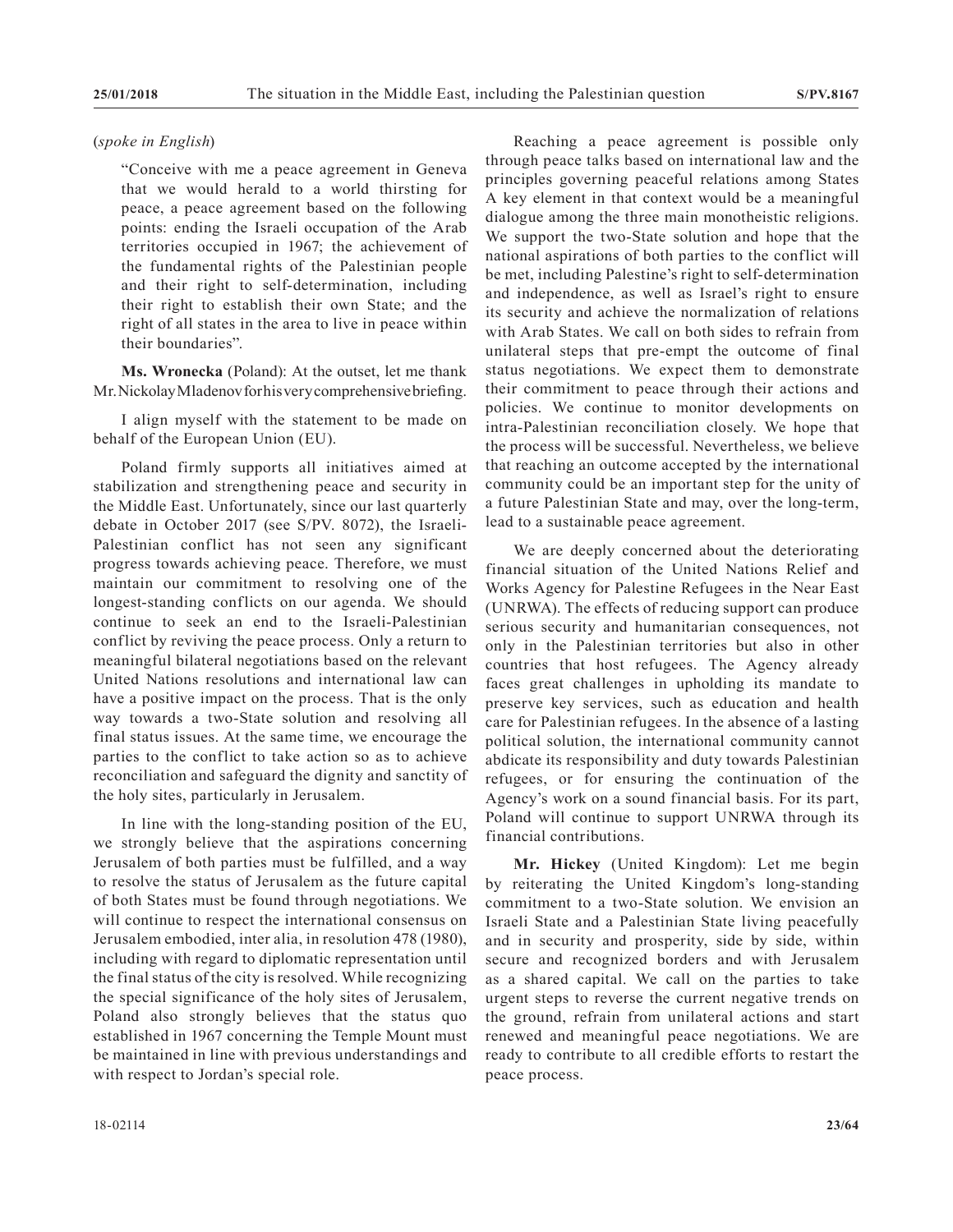(*spoke in English*)

> "Conceive with me a peace agreement in Geneva that we would herald to a world thirsting for peace, a peace agreement based on the following points: ending the Israeli occupation of the Arab territories occupied in 1967; the achievement of the fundamental rights of the Palestinian people and their right to self-determination, including their right to establish their own State; and the right of all states in the area to live in peace within their boundaries".

**Ms. Wronecka** (Poland): At the outset, let me thank Mr. Nickolay Mladenov for his very comprehensive briefing.

I align myself with the statement to be made on behalf of the European Union (EU).

Poland firmly supports all initiatives aimed at stabilization and strengthening peace and security in the Middle East. Unfortunately, since our last quarterly debate in October 2017 (see S/PV. 8072), the Israeli-Palestinian conflict has not seen any significant progress towards achieving peace. Therefore, we must maintain our commitment to resolving one of the longest-standing conflicts on our agenda. We should continue to seek an end to the Israeli-Palestinian conflict by reviving the peace process. Only a return to meaningful bilateral negotiations based on the relevant United Nations resolutions and international law can have a positive impact on the process. That is the only way towards a two-State solution and resolving all final status issues. At the same time, we encourage the parties to the conflict to take action so as to achieve reconciliation and safeguard the dignity and sanctity of the holy sites, particularly in Jerusalem.

In line with the long-standing position of the EU, we strongly believe that the aspirations concerning Jerusalem of both parties must be fulfilled, and a way to resolve the status of Jerusalem as the future capital of both States must be found through negotiations. We will continue to respect the international consensus on Jerusalem embodied, inter alia, in resolution 478 (1980), including with regard to diplomatic representation until the final status of the city is resolved. While recognizing the special significance of the holy sites of Jerusalem, Poland also strongly believes that the status quo established in 1967 concerning the Temple Mount must be maintained in line with previous understandings and with respect to Jordan's special role.

Reaching a peace agreement is possible only through peace talks based on international law and the principles governing peaceful relations among States A key element in that context would be a meaningful dialogue among the three main monotheistic religions. We support the two-State solution and hope that the national aspirations of both parties to the conflict will be met, including Palestine's right to self-determination and independence, as well as Israel's right to ensure its security and achieve the normalization of relations with Arab States. We call on both sides to refrain from unilateral steps that pre-empt the outcome of final status negotiations. We expect them to demonstrate their commitment to peace through their actions and policies. We continue to monitor developments on intra-Palestinian reconciliation closely. We hope that the process will be successful. Nevertheless, we believe that reaching an outcome accepted by the international community could be an important step for the unity of a future Palestinian State and may, over the long-term, lead to a sustainable peace agreement.

We are deeply concerned about the deteriorating financial situation of the United Nations Relief and Works Agency for Palestine Refugees in the Near East (UNRWA). The effects of reducing support can produce serious security and humanitarian consequences, not only in the Palestinian territories but also in other countries that host refugees. The Agency already faces great challenges in upholding its mandate to preserve key services, such as education and health care for Palestinian refugees. In the absence of a lasting political solution, the international community cannot abdicate its responsibility and duty towards Palestinian refugees, or for ensuring the continuation of the Agency's work on a sound financial basis. For its part, Poland will continue to support UNRWA through its financial contributions.

**Mr. Hickey** (United Kingdom): Let me begin by reiterating the United Kingdom's long-standing commitment to a two-State solution. We envision an Israeli State and a Palestinian State living peacefully and in security and prosperity, side by side, within secure and recognized borders and with Jerusalem as a shared capital. We call on the parties to take urgent steps to reverse the current negative trends on the ground, refrain from unilateral actions and start renewed and meaningful peace negotiations. We are ready to contribute to all credible efforts to restart the peace process.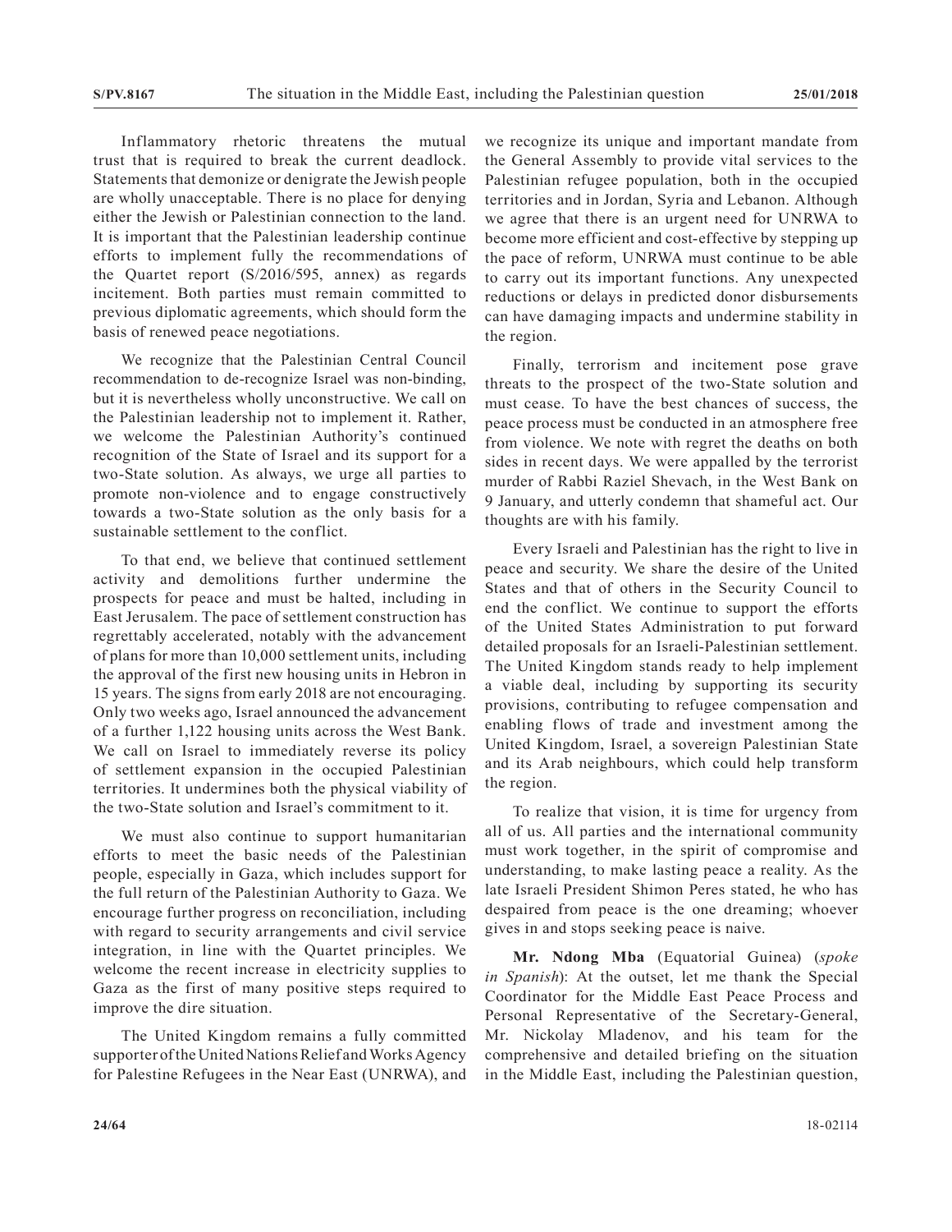Inflammatory rhetoric threatens the mutual trust that is required to break the current deadlock. Statements that demonize or denigrate the Jewish people are wholly unacceptable. There is no place for denying either the Jewish or Palestinian connection to the land. It is important that the Palestinian leadership continue efforts to implement fully the recommendations of the Quartet report (S/2016/595, annex) as regards incitement. Both parties must remain committed to previous diplomatic agreements, which should form the basis of renewed peace negotiations.

We recognize that the Palestinian Central Council recommendation to de-recognize Israel was non-binding, but it is nevertheless wholly unconstructive. We call on the Palestinian leadership not to implement it. Rather, we welcome the Palestinian Authority's continued recognition of the State of Israel and its support for a two-State solution. As always, we urge all parties to promote non-violence and to engage constructively towards a two-State solution as the only basis for a sustainable settlement to the conflict.

To that end, we believe that continued settlement activity and demolitions further undermine the prospects for peace and must be halted, including in East Jerusalem. The pace of settlement construction has regrettably accelerated, notably with the advancement of plans for more than 10,000 settlement units, including the approval of the first new housing units in Hebron in 15 years. The signs from early 2018 are not encouraging. Only two weeks ago, Israel announced the advancement of a further 1,122 housing units across the West Bank. We call on Israel to immediately reverse its policy of settlement expansion in the occupied Palestinian territories. It undermines both the physical viability of the two-State solution and Israel's commitment to it.

We must also continue to support humanitarian efforts to meet the basic needs of the Palestinian people, especially in Gaza, which includes support for the full return of the Palestinian Authority to Gaza. We encourage further progress on reconciliation, including with regard to security arrangements and civil service integration, in line with the Quartet principles. We welcome the recent increase in electricity supplies to Gaza as the first of many positive steps required to improve the dire situation.

The United Kingdom remains a fully committed supporter of the United Nations Relief and Works Agency for Palestine Refugees in the Near East (UNRWA), and we recognize its unique and important mandate from the General Assembly to provide vital services to the Palestinian refugee population, both in the occupied territories and in Jordan, Syria and Lebanon. Although we agree that there is an urgent need for UNRWA to become more efficient and cost-effective by stepping up the pace of reform, UNRWA must continue to be able to carry out its important functions. Any unexpected reductions or delays in predicted donor disbursements can have damaging impacts and undermine stability in the region.

Finally, terrorism and incitement pose grave threats to the prospect of the two-State solution and must cease. To have the best chances of success, the peace process must be conducted in an atmosphere free from violence. We note with regret the deaths on both sides in recent days. We were appalled by the terrorist murder of Rabbi Raziel Shevach, in the West Bank on 9 January, and utterly condemn that shameful act. Our thoughts are with his family.

Every Israeli and Palestinian has the right to live in peace and security. We share the desire of the United States and that of others in the Security Council to end the conflict. We continue to support the efforts of the United States Administration to put forward detailed proposals for an Israeli-Palestinian settlement. The United Kingdom stands ready to help implement a viable deal, including by supporting its security provisions, contributing to refugee compensation and enabling flows of trade and investment among the United Kingdom, Israel, a sovereign Palestinian State and its Arab neighbours, which could help transform the region.

To realize that vision, it is time for urgency from all of us. All parties and the international community must work together, in the spirit of compromise and understanding, to make lasting peace a reality. As the late Israeli President Shimon Peres stated, he who has despaired from peace is the one dreaming; whoever gives in and stops seeking peace is naive.

**Mr. Ndong Mba** (Equatorial Guinea) (*spoke in Spanish*): At the outset, let me thank the Special Coordinator for the Middle East Peace Process and Personal Representative of the Secretary-General, Mr. Nickolay Mladenov, and his team for the comprehensive and detailed briefing on the situation in the Middle East, including the Palestinian question,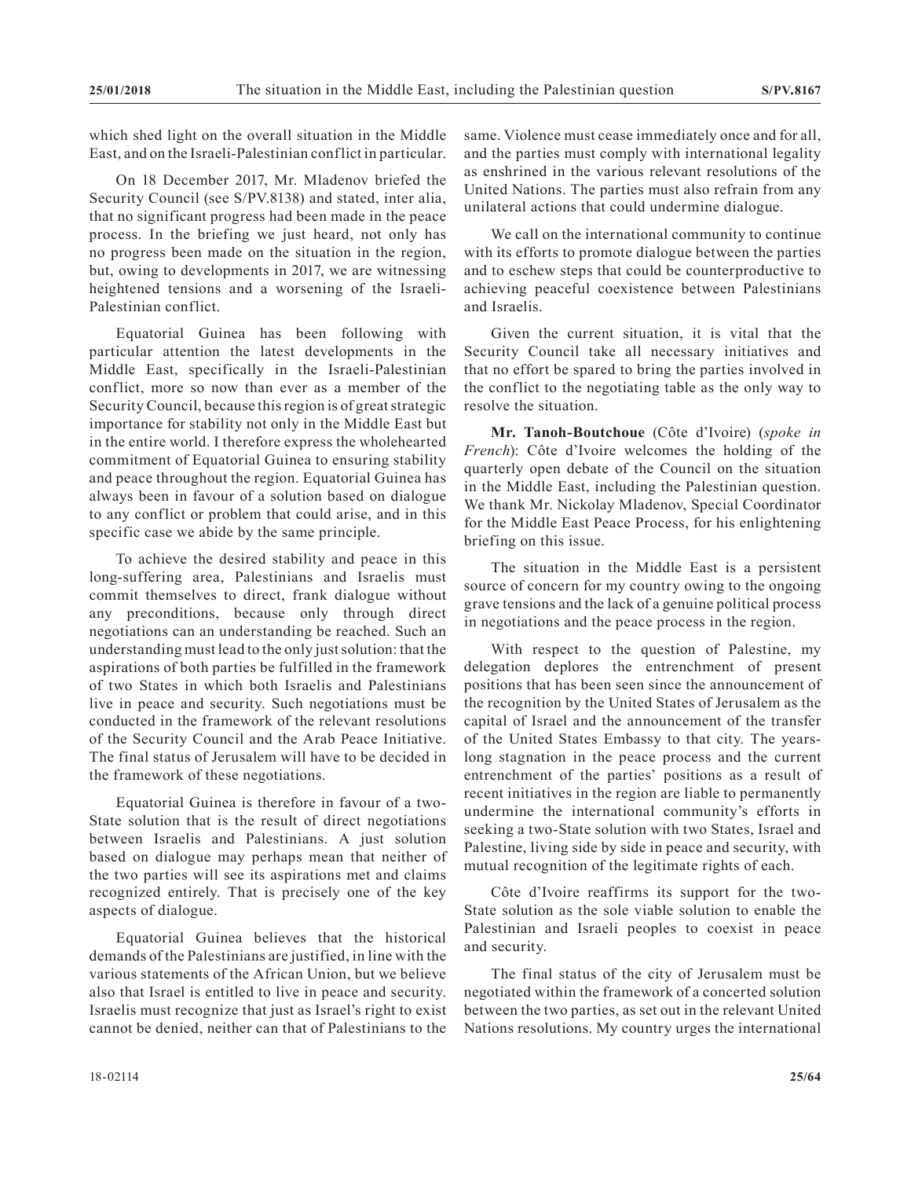which shed light on the overall situation in the Middle East, and on the Israeli-Palestinian conflict in particular.

On 18 December 2017, Mr. Mladenov briefed the Security Council (see S/PV.8138) and stated, inter alia, that no significant progress had been made in the peace process. In the briefing we just heard, not only has no progress been made on the situation in the region, but, owing to developments in 2017, we are witnessing heightened tensions and a worsening of the Israeli-Palestinian conflict.

Equatorial Guinea has been following with particular attention the latest developments in the Middle East, specifically in the Israeli-Palestinian conflict, more so now than ever as a member of the Security Council, because this region is of great strategic importance for stability not only in the Middle East but in the entire world. I therefore express the wholehearted commitment of Equatorial Guinea to ensuring stability and peace throughout the region. Equatorial Guinea has always been in favour of a solution based on dialogue to any conflict or problem that could arise, and in this specific case we abide by the same principle.

To achieve the desired stability and peace in this long-suffering area, Palestinians and Israelis must commit themselves to direct, frank dialogue without any preconditions, because only through direct negotiations can an understanding be reached. Such an understanding must lead to the only just solution: that the aspirations of both parties be fulfilled in the framework of two States in which both Israelis and Palestinians live in peace and security. Such negotiations must be conducted in the framework of the relevant resolutions of the Security Council and the Arab Peace Initiative. The final status of Jerusalem will have to be decided in the framework of these negotiations.

Equatorial Guinea is therefore in favour of a two-State solution that is the result of direct negotiations between Israelis and Palestinians. A just solution based on dialogue may perhaps mean that neither of the two parties will see its aspirations met and claims recognized entirely. That is precisely one of the key aspects of dialogue.

Equatorial Guinea believes that the historical demands of the Palestinians are justified, in line with the various statements of the African Union, but we believe also that Israel is entitled to live in peace and security. Israelis must recognize that just as Israel's right to exist cannot be denied, neither can that of Palestinians to the same. Violence must cease immediately once and for all, and the parties must comply with international legality as enshrined in the various relevant resolutions of the United Nations. The parties must also refrain from any unilateral actions that could undermine dialogue.

We call on the international community to continue with its efforts to promote dialogue between the parties and to eschew steps that could be counterproductive to achieving peaceful coexistence between Palestinians and Israelis.

Given the current situation, it is vital that the Security Council take all necessary initiatives and that no effort be spared to bring the parties involved in the conflict to the negotiating table as the only way to resolve the situation.

**Mr. Tanoh-Boutchoue** (Côte d'Ivoire) (*spoke in French*): Côte d'Ivoire welcomes the holding of the quarterly open debate of the Council on the situation in the Middle East, including the Palestinian question. We thank Mr. Nickolay Mladenov, Special Coordinator for the Middle East Peace Process, for his enlightening briefing on this issue.

The situation in the Middle East is a persistent source of concern for my country owing to the ongoing grave tensions and the lack of a genuine political process in negotiations and the peace process in the region.

With respect to the question of Palestine, my delegation deplores the entrenchment of present positions that has been seen since the announcement of the recognition by the United States of Jerusalem as the capital of Israel and the announcement of the transfer of the United States Embassy to that city. The years-long stagnation in the peace process and the current entrenchment of the parties' positions as a result of recent initiatives in the region are liable to permanently undermine the international community's efforts in seeking a two-State solution with two States, Israel and Palestine, living side by side in peace and security, with mutual recognition of the legitimate rights of each.

Côte d'Ivoire reaffirms its support for the two-State solution as the sole viable solution to enable the Palestinian and Israeli peoples to coexist in peace and security.

The final status of the city of Jerusalem must be negotiated within the framework of a concerted solution between the two parties, as set out in the relevant United Nations resolutions. My country urges the international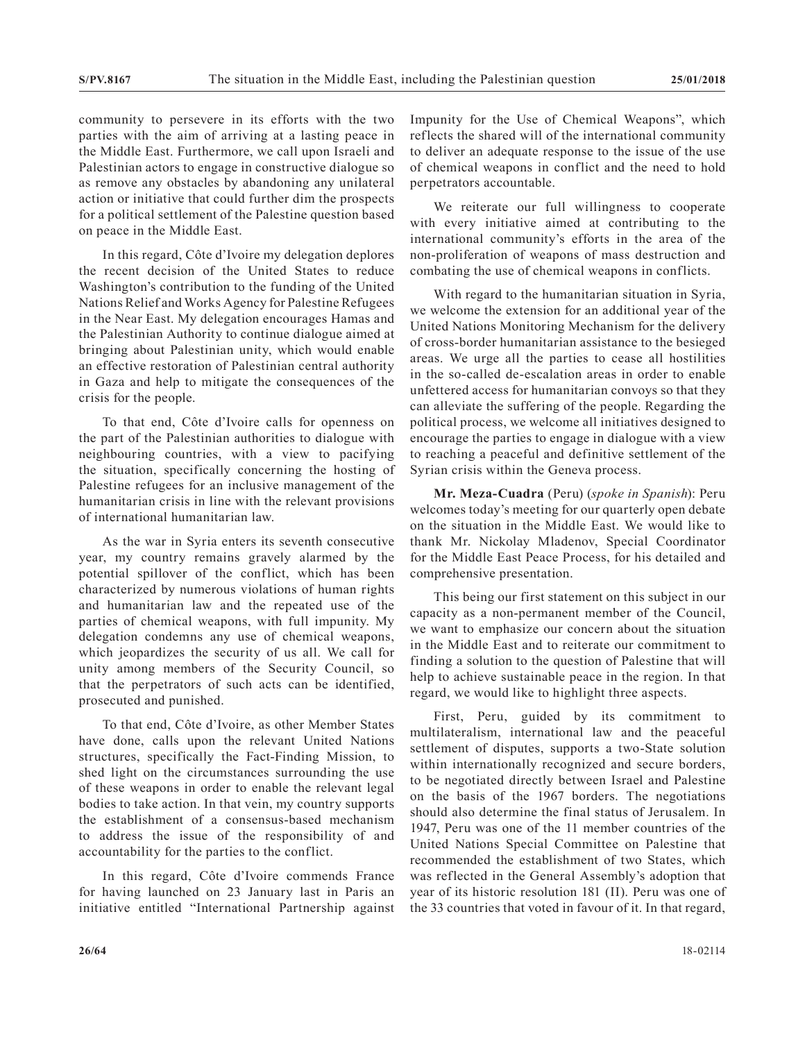community to persevere in its efforts with the two parties with the aim of arriving at a lasting peace in the Middle East. Furthermore, we call upon Israeli and Palestinian actors to engage in constructive dialogue so as remove any obstacles by abandoning any unilateral action or initiative that could further dim the prospects for a political settlement of the Palestine question based on peace in the Middle East.

In this regard, Côte d'Ivoire my delegation deplores the recent decision of the United States to reduce Washington's contribution to the funding of the United Nations Relief and Works Agency for Palestine Refugees in the Near East. My delegation encourages Hamas and the Palestinian Authority to continue dialogue aimed at bringing about Palestinian unity, which would enable an effective restoration of Palestinian central authority in Gaza and help to mitigate the consequences of the crisis for the people.

To that end, Côte d'Ivoire calls for openness on the part of the Palestinian authorities to dialogue with neighbouring countries, with a view to pacifying the situation, specifically concerning the hosting of Palestine refugees for an inclusive management of the humanitarian crisis in line with the relevant provisions of international humanitarian law.

As the war in Syria enters its seventh consecutive year, my country remains gravely alarmed by the potential spillover of the conflict, which has been characterized by numerous violations of human rights and humanitarian law and the repeated use of the parties of chemical weapons, with full impunity. My delegation condemns any use of chemical weapons, which jeopardizes the security of us all. We call for unity among members of the Security Council, so that the perpetrators of such acts can be identified, prosecuted and punished.

To that end, Côte d'Ivoire, as other Member States have done, calls upon the relevant United Nations structures, specifically the Fact-Finding Mission, to shed light on the circumstances surrounding the use of these weapons in order to enable the relevant legal bodies to take action. In that vein, my country supports the establishment of a consensus-based mechanism to address the issue of the responsibility of and accountability for the parties to the conflict.

In this regard, Côte d'Ivoire commends France for having launched on 23 January last in Paris an initiative entitled "International Partnership against Impunity for the Use of Chemical Weapons", which reflects the shared will of the international community to deliver an adequate response to the issue of the use of chemical weapons in conflict and the need to hold perpetrators accountable.

We reiterate our full willingness to cooperate with every initiative aimed at contributing to the international community's efforts in the area of the non-proliferation of weapons of mass destruction and combating the use of chemical weapons in conflicts.

With regard to the humanitarian situation in Syria, we welcome the extension for an additional year of the United Nations Monitoring Mechanism for the delivery of cross-border humanitarian assistance to the besieged areas. We urge all the parties to cease all hostilities in the so-called de-escalation areas in order to enable unfettered access for humanitarian convoys so that they can alleviate the suffering of the people. Regarding the political process, we welcome all initiatives designed to encourage the parties to engage in dialogue with a view to reaching a peaceful and definitive settlement of the Syrian crisis within the Geneva process.

**Mr. Meza-Cuadra** (Peru) (*spoke in Spanish*): Peru welcomes today's meeting for our quarterly open debate on the situation in the Middle East. We would like to thank Mr. Nickolay Mladenov, Special Coordinator for the Middle East Peace Process, for his detailed and comprehensive presentation.

This being our first statement on this subject in our capacity as a non-permanent member of the Council, we want to emphasize our concern about the situation in the Middle East and to reiterate our commitment to finding a solution to the question of Palestine that will help to achieve sustainable peace in the region. In that regard, we would like to highlight three aspects.

First, Peru, guided by its commitment to multilateralism, international law and the peaceful settlement of disputes, supports a two-State solution within internationally recognized and secure borders, to be negotiated directly between Israel and Palestine on the basis of the 1967 borders. The negotiations should also determine the final status of Jerusalem. In 1947, Peru was one of the 11 member countries of the United Nations Special Committee on Palestine that recommended the establishment of two States, which was reflected in the General Assembly's adoption that year of its historic resolution 181 (II). Peru was one of the 33 countries that voted in favour of it. In that regard,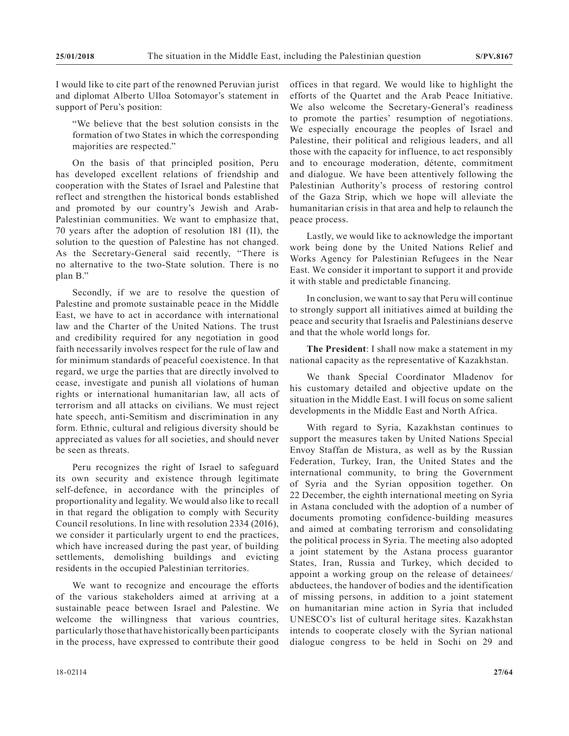I would like to cite part of the renowned Peruvian jurist and diplomat Alberto Ulloa Sotomayor's statement in support of Peru's position:

> "We believe that the best solution consists in the formation of two States in which the corresponding majorities are respected."

On the basis of that principled position, Peru has developed excellent relations of friendship and cooperation with the States of Israel and Palestine that reflect and strengthen the historical bonds established and promoted by our country's Jewish and Arab-Palestinian communities. We want to emphasize that, 70 years after the adoption of resolution 181 (II), the solution to the question of Palestine has not changed. As the Secretary-General said recently, "There is no alternative to the two-State solution. There is no plan B."

Secondly, if we are to resolve the question of Palestine and promote sustainable peace in the Middle East, we have to act in accordance with international law and the Charter of the United Nations. The trust and credibility required for any negotiation in good faith necessarily involves respect for the rule of law and for minimum standards of peaceful coexistence. In that regard, we urge the parties that are directly involved to cease, investigate and punish all violations of human rights or international humanitarian law, all acts of terrorism and all attacks on civilians. We must reject hate speech, anti-Semitism and discrimination in any form. Ethnic, cultural and religious diversity should be appreciated as values for all societies, and should never be seen as threats.

Peru recognizes the right of Israel to safeguard its own security and existence through legitimate self-defence, in accordance with the principles of proportionality and legality. We would also like to recall in that regard the obligation to comply with Security Council resolutions. In line with resolution 2334 (2016), we consider it particularly urgent to end the practices, which have increased during the past year, of building settlements, demolishing buildings and evicting residents in the occupied Palestinian territories.

We want to recognize and encourage the efforts of the various stakeholders aimed at arriving at a sustainable peace between Israel and Palestine. We welcome the willingness that various countries, particularly those that have historically been participants in the process, have expressed to contribute their good offices in that regard. We would like to highlight the efforts of the Quartet and the Arab Peace Initiative. We also welcome the Secretary-General's readiness to promote the parties' resumption of negotiations. We especially encourage the peoples of Israel and Palestine, their political and religious leaders, and all those with the capacity for influence, to act responsibly and to encourage moderation, détente, commitment and dialogue. We have been attentively following the Palestinian Authority's process of restoring control of the Gaza Strip, which we hope will alleviate the humanitarian crisis in that area and help to relaunch the peace process.

Lastly, we would like to acknowledge the important work being done by the United Nations Relief and Works Agency for Palestinian Refugees in the Near East. We consider it important to support it and provide it with stable and predictable financing.

In conclusion, we want to say that Peru will continue to strongly support all initiatives aimed at building the peace and security that Israelis and Palestinians deserve and that the whole world longs for.

**The President**: I shall now make a statement in my national capacity as the representative of Kazakhstan.

We thank Special Coordinator Mladenov for his customary detailed and objective update on the situation in the Middle East. I will focus on some salient developments in the Middle East and North Africa.

With regard to Syria, Kazakhstan continues to support the measures taken by United Nations Special Envoy Staffan de Mistura, as well as by the Russian Federation, Turkey, Iran, the United States and the international community, to bring the Government of Syria and the Syrian opposition together. On 22 December, the eighth international meeting on Syria in Astana concluded with the adoption of a number of documents promoting confidence-building measures and aimed at combating terrorism and consolidating the political process in Syria. The meeting also adopted a joint statement by the Astana process guarantor States, Iran, Russia and Turkey, which decided to appoint a working group on the release of detainees/abductees, the handover of bodies and the identification of missing persons, in addition to a joint statement on humanitarian mine action in Syria that included UNESCO's list of cultural heritage sites. Kazakhstan intends to cooperate closely with the Syrian national dialogue congress to be held in Sochi on 29 and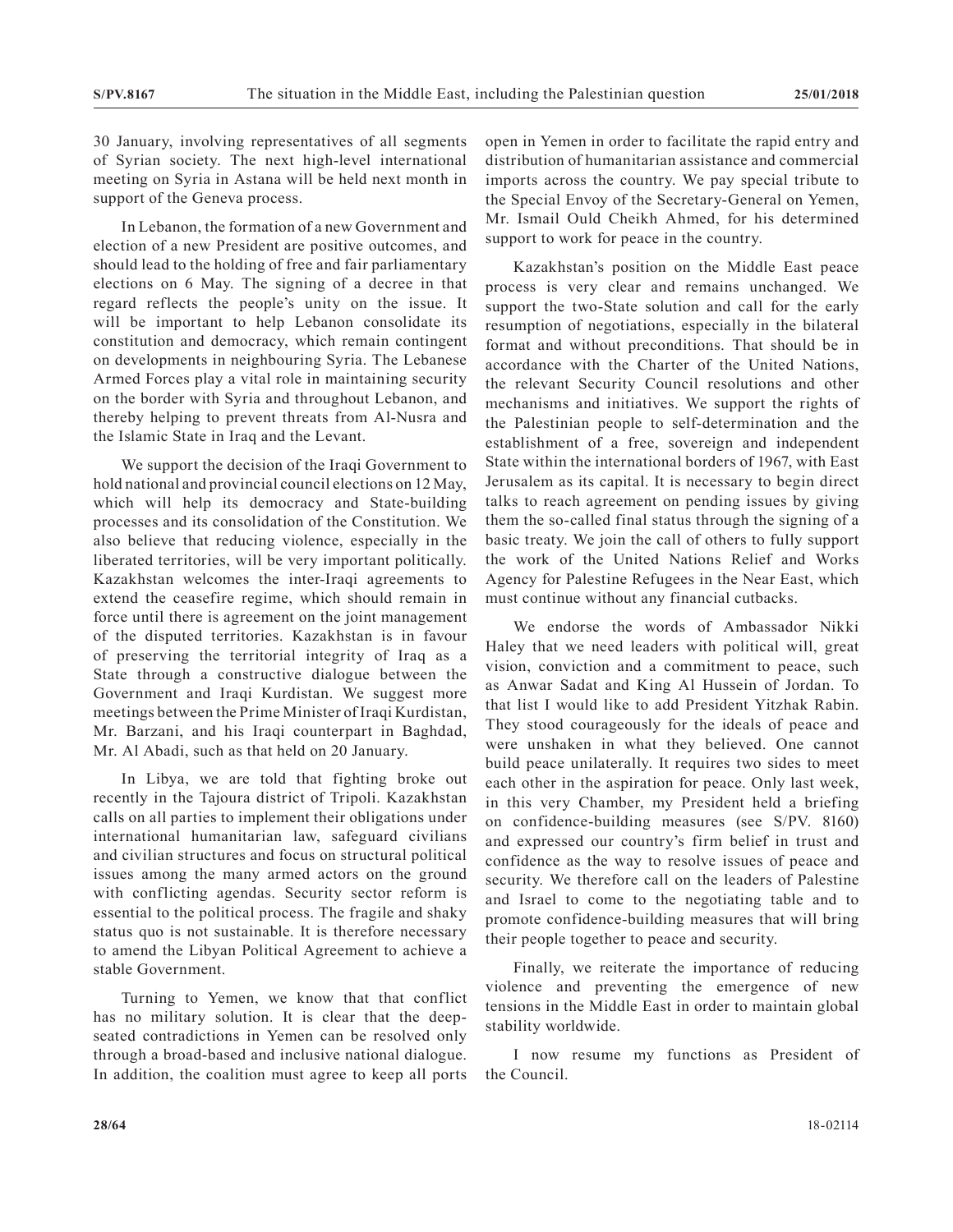30 January, involving representatives of all segments of Syrian society. The next high-level international meeting on Syria in Astana will be held next month in support of the Geneva process.

In Lebanon, the formation of a new Government and election of a new President are positive outcomes, and should lead to the holding of free and fair parliamentary elections on 6 May. The signing of a decree in that regard reflects the people's unity on the issue. It will be important to help Lebanon consolidate its constitution and democracy, which remain contingent on developments in neighbouring Syria. The Lebanese Armed Forces play a vital role in maintaining security on the border with Syria and throughout Lebanon, and thereby helping to prevent threats from Al-Nusra and the Islamic State in Iraq and the Levant.

We support the decision of the Iraqi Government to hold national and provincial council elections on 12 May, which will help its democracy and State-building processes and its consolidation of the Constitution. We also believe that reducing violence, especially in the liberated territories, will be very important politically. Kazakhstan welcomes the inter-Iraqi agreements to extend the ceasefire regime, which should remain in force until there is agreement on the joint management of the disputed territories. Kazakhstan is in favour of preserving the territorial integrity of Iraq as a State through a constructive dialogue between the Government and Iraqi Kurdistan. We suggest more meetings between the Prime Minister of Iraqi Kurdistan, Mr. Barzani, and his Iraqi counterpart in Baghdad, Mr. Al Abadi, such as that held on 20 January.

In Libya, we are told that fighting broke out recently in the Tajoura district of Tripoli. Kazakhstan calls on all parties to implement their obligations under international humanitarian law, safeguard civilians and civilian structures and focus on structural political issues among the many armed actors on the ground with conflicting agendas. Security sector reform is essential to the political process. The fragile and shaky status quo is not sustainable. It is therefore necessary to amend the Libyan Political Agreement to achieve a stable Government.

Turning to Yemen, we know that that conflict has no military solution. It is clear that the deep-seated contradictions in Yemen can be resolved only through a broad-based and inclusive national dialogue. In addition, the coalition must agree to keep all ports open in Yemen in order to facilitate the rapid entry and distribution of humanitarian assistance and commercial imports across the country. We pay special tribute to the Special Envoy of the Secretary-General on Yemen, Mr. Ismail Ould Cheikh Ahmed, for his determined support to work for peace in the country.

Kazakhstan's position on the Middle East peace process is very clear and remains unchanged. We support the two-State solution and call for the early resumption of negotiations, especially in the bilateral format and without preconditions. That should be in accordance with the Charter of the United Nations, the relevant Security Council resolutions and other mechanisms and initiatives. We support the rights of the Palestinian people to self-determination and the establishment of a free, sovereign and independent State within the international borders of 1967, with East Jerusalem as its capital. It is necessary to begin direct talks to reach agreement on pending issues by giving them the so-called final status through the signing of a basic treaty. We join the call of others to fully support the work of the United Nations Relief and Works Agency for Palestine Refugees in the Near East, which must continue without any financial cutbacks.

We endorse the words of Ambassador Nikki Haley that we need leaders with political will, great vision, conviction and a commitment to peace, such as Anwar Sadat and King Al Hussein of Jordan. To that list I would like to add President Yitzhak Rabin. They stood courageously for the ideals of peace and were unshaken in what they believed. One cannot build peace unilaterally. It requires two sides to meet each other in the aspiration for peace. Only last week, in this very Chamber, my President held a briefing on confidence-building measures (see S/PV. 8160) and expressed our country's firm belief in trust and confidence as the way to resolve issues of peace and security. We therefore call on the leaders of Palestine and Israel to come to the negotiating table and to promote confidence-building measures that will bring their people together to peace and security.

Finally, we reiterate the importance of reducing violence and preventing the emergence of new tensions in the Middle East in order to maintain global stability worldwide.

I now resume my functions as President of the Council.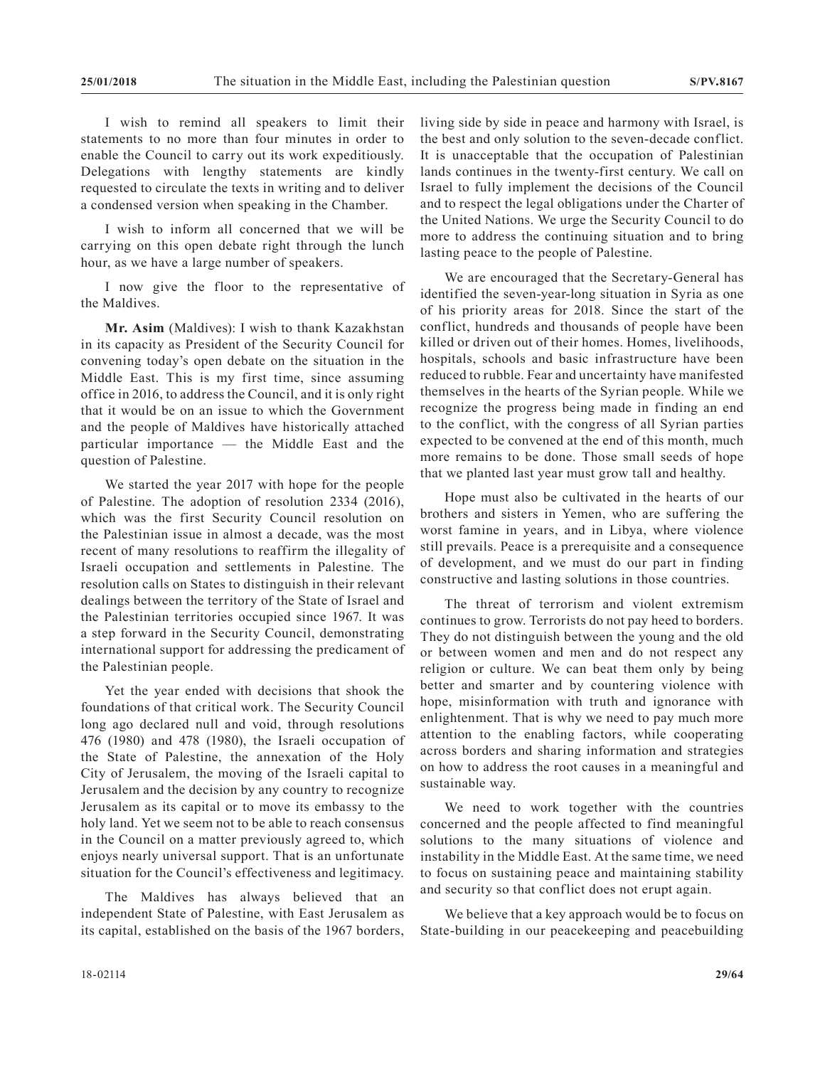I wish to remind all speakers to limit their statements to no more than four minutes in order to enable the Council to carry out its work expeditiously. Delegations with lengthy statements are kindly requested to circulate the texts in writing and to deliver a condensed version when speaking in the Chamber.

I wish to inform all concerned that we will be carrying on this open debate right through the lunch hour, as we have a large number of speakers.

I now give the floor to the representative of the Maldives.

**Mr. Asim** (Maldives): I wish to thank Kazakhstan in its capacity as President of the Security Council for convening today's open debate on the situation in the Middle East. This is my first time, since assuming office in 2016, to address the Council, and it is only right that it would be on an issue to which the Government and the people of Maldives have historically attached particular importance — the Middle East and the question of Palestine.

We started the year 2017 with hope for the people of Palestine. The adoption of resolution 2334 (2016), which was the first Security Council resolution on the Palestinian issue in almost a decade, was the most recent of many resolutions to reaffirm the illegality of Israeli occupation and settlements in Palestine. The resolution calls on States to distinguish in their relevant dealings between the territory of the State of Israel and the Palestinian territories occupied since 1967. It was a step forward in the Security Council, demonstrating international support for addressing the predicament of the Palestinian people.

Yet the year ended with decisions that shook the foundations of that critical work. The Security Council long ago declared null and void, through resolutions 476 (1980) and 478 (1980), the Israeli occupation of the State of Palestine, the annexation of the Holy City of Jerusalem, the moving of the Israeli capital to Jerusalem and the decision by any country to recognize Jerusalem as its capital or to move its embassy to the holy land. Yet we seem not to be able to reach consensus in the Council on a matter previously agreed to, which enjoys nearly universal support. That is an unfortunate situation for the Council's effectiveness and legitimacy.

The Maldives has always believed that an independent State of Palestine, with East Jerusalem as its capital, established on the basis of the 1967 borders, living side by side in peace and harmony with Israel, is the best and only solution to the seven-decade conflict. It is unacceptable that the occupation of Palestinian lands continues in the twenty-first century. We call on Israel to fully implement the decisions of the Council and to respect the legal obligations under the Charter of the United Nations. We urge the Security Council to do more to address the continuing situation and to bring lasting peace to the people of Palestine.

We are encouraged that the Secretary-General has identified the seven-year-long situation in Syria as one of his priority areas for 2018. Since the start of the conflict, hundreds and thousands of people have been killed or driven out of their homes. Homes, livelihoods, hospitals, schools and basic infrastructure have been reduced to rubble. Fear and uncertainty have manifested themselves in the hearts of the Syrian people. While we recognize the progress being made in finding an end to the conflict, with the congress of all Syrian parties expected to be convened at the end of this month, much more remains to be done. Those small seeds of hope that we planted last year must grow tall and healthy.

Hope must also be cultivated in the hearts of our brothers and sisters in Yemen, who are suffering the worst famine in years, and in Libya, where violence still prevails. Peace is a prerequisite and a consequence of development, and we must do our part in finding constructive and lasting solutions in those countries.

The threat of terrorism and violent extremism continues to grow. Terrorists do not pay heed to borders. They do not distinguish between the young and the old or between women and men and do not respect any religion or culture. We can beat them only by being better and smarter and by countering violence with hope, misinformation with truth and ignorance with enlightenment. That is why we need to pay much more attention to the enabling factors, while cooperating across borders and sharing information and strategies on how to address the root causes in a meaningful and sustainable way.

We need to work together with the countries concerned and the people affected to find meaningful solutions to the many situations of violence and instability in the Middle East. At the same time, we need to focus on sustaining peace and maintaining stability and security so that conflict does not erupt again.

We believe that a key approach would be to focus on State-building in our peacekeeping and peacebuilding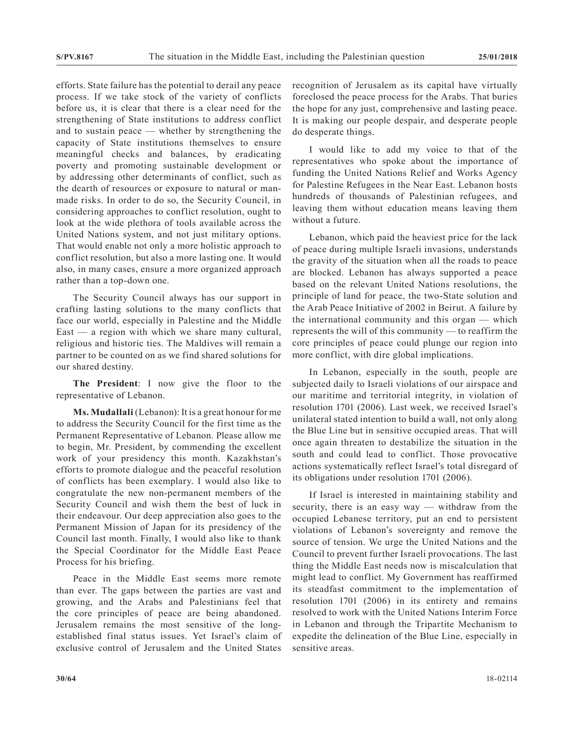efforts. State failure has the potential to derail any peace process. If we take stock of the variety of conflicts before us, it is clear that there is a clear need for the strengthening of State institutions to address conflict and to sustain peace — whether by strengthening the capacity of State institutions themselves to ensure meaningful checks and balances, by eradicating poverty and promoting sustainable development or by addressing other determinants of conflict, such as the dearth of resources or exposure to natural or man-made risks. In order to do so, the Security Council, in considering approaches to conflict resolution, ought to look at the wide plethora of tools available across the United Nations system, and not just military options. That would enable not only a more holistic approach to conflict resolution, but also a more lasting one. It would also, in many cases, ensure a more organized approach rather than a top-down one.

The Security Council always has our support in crafting lasting solutions to the many conflicts that face our world, especially in Palestine and the Middle East — a region with which we share many cultural, religious and historic ties. The Maldives will remain a partner to be counted on as we find shared solutions for our shared destiny.

**The President**: I now give the floor to the representative of Lebanon.

**Ms. Mudallali** (Lebanon): It is a great honour for me to address the Security Council for the first time as the Permanent Representative of Lebanon. Please allow me to begin, Mr. President, by commending the excellent work of your presidency this month. Kazakhstan's efforts to promote dialogue and the peaceful resolution of conflicts has been exemplary. I would also like to congratulate the new non-permanent members of the Security Council and wish them the best of luck in their endeavour. Our deep appreciation also goes to the Permanent Mission of Japan for its presidency of the Council last month. Finally, I would also like to thank the Special Coordinator for the Middle East Peace Process for his briefing.

Peace in the Middle East seems more remote than ever. The gaps between the parties are vast and growing, and the Arabs and Palestinians feel that the core principles of peace are being abandoned. Jerusalem remains the most sensitive of the long-established final status issues. Yet Israel's claim of exclusive control of Jerusalem and the United States recognition of Jerusalem as its capital have virtually foreclosed the peace process for the Arabs. That buries the hope for any just, comprehensive and lasting peace. It is making our people despair, and desperate people do desperate things.

I would like to add my voice to that of the representatives who spoke about the importance of funding the United Nations Relief and Works Agency for Palestine Refugees in the Near East. Lebanon hosts hundreds of thousands of Palestinian refugees, and leaving them without education means leaving them without a future.

Lebanon, which paid the heaviest price for the lack of peace during multiple Israeli invasions, understands the gravity of the situation when all the roads to peace are blocked. Lebanon has always supported a peace based on the relevant United Nations resolutions, the principle of land for peace, the two-State solution and the Arab Peace Initiative of 2002 in Beirut. A failure by the international community and this organ — which represents the will of this community — to reaffirm the core principles of peace could plunge our region into more conflict, with dire global implications.

In Lebanon, especially in the south, people are subjected daily to Israeli violations of our airspace and our maritime and territorial integrity, in violation of resolution 1701 (2006). Last week, we received Israel's unilateral stated intention to build a wall, not only along the Blue Line but in sensitive occupied areas. That will once again threaten to destabilize the situation in the south and could lead to conflict. Those provocative actions systematically reflect Israel's total disregard of its obligations under resolution 1701 (2006).

If Israel is interested in maintaining stability and security, there is an easy way — withdraw from the occupied Lebanese territory, put an end to persistent violations of Lebanon's sovereignty and remove the source of tension. We urge the United Nations and the Council to prevent further Israeli provocations. The last thing the Middle East needs now is miscalculation that might lead to conflict. My Government has reaffirmed its steadfast commitment to the implementation of resolution 1701 (2006) in its entirety and remains resolved to work with the United Nations Interim Force in Lebanon and through the Tripartite Mechanism to expedite the delineation of the Blue Line, especially in sensitive areas.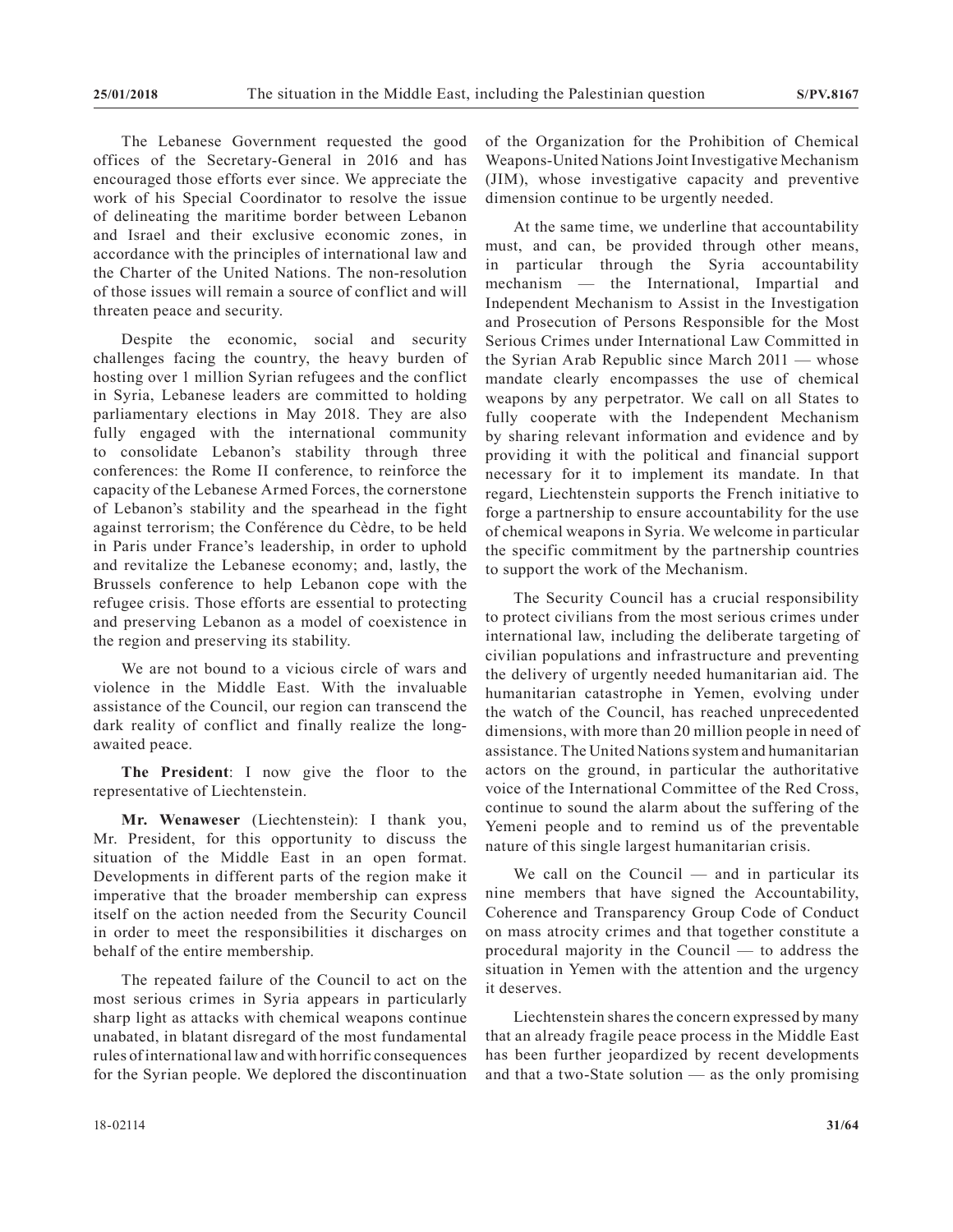The Lebanese Government requested the good offices of the Secretary-General in 2016 and has encouraged those efforts ever since. We appreciate the work of his Special Coordinator to resolve the issue of delineating the maritime border between Lebanon and Israel and their exclusive economic zones, in accordance with the principles of international law and the Charter of the United Nations. The non-resolution of those issues will remain a source of conflict and will threaten peace and security.

Despite the economic, social and security challenges facing the country, the heavy burden of hosting over 1 million Syrian refugees and the conflict in Syria, Lebanese leaders are committed to holding parliamentary elections in May 2018. They are also fully engaged with the international community to consolidate Lebanon's stability through three conferences: the Rome II conference, to reinforce the capacity of the Lebanese Armed Forces, the cornerstone of Lebanon's stability and the spearhead in the fight against terrorism; the Conférence du Cèdre, to be held in Paris under France's leadership, in order to uphold and revitalize the Lebanese economy; and, lastly, the Brussels conference to help Lebanon cope with the refugee crisis. Those efforts are essential to protecting and preserving Lebanon as a model of coexistence in the region and preserving its stability.

We are not bound to a vicious circle of wars and violence in the Middle East. With the invaluable assistance of the Council, our region can transcend the dark reality of conflict and finally realize the long-awaited peace.

**The President**: I now give the floor to the representative of Liechtenstein.

**Mr. Wenaweser** (Liechtenstein): I thank you, Mr. President, for this opportunity to discuss the situation of the Middle East in an open format. Developments in different parts of the region make it imperative that the broader membership can express itself on the action needed from the Security Council in order to meet the responsibilities it discharges on behalf of the entire membership.

The repeated failure of the Council to act on the most serious crimes in Syria appears in particularly sharp light as attacks with chemical weapons continue unabated, in blatant disregard of the most fundamental rules of international law and with horrific consequences for the Syrian people. We deplored the discontinuation of the Organization for the Prohibition of Chemical Weapons-United Nations Joint Investigative Mechanism (JIM), whose investigative capacity and preventive dimension continue to be urgently needed.

At the same time, we underline that accountability must, and can, be provided through other means, in particular through the Syria accountability mechanism — the International, Impartial and Independent Mechanism to Assist in the Investigation and Prosecution of Persons Responsible for the Most Serious Crimes under International Law Committed in the Syrian Arab Republic since March 2011 — whose mandate clearly encompasses the use of chemical weapons by any perpetrator. We call on all States to fully cooperate with the Independent Mechanism by sharing relevant information and evidence and by providing it with the political and financial support necessary for it to implement its mandate. In that regard, Liechtenstein supports the French initiative to forge a partnership to ensure accountability for the use of chemical weapons in Syria. We welcome in particular the specific commitment by the partnership countries to support the work of the Mechanism.

The Security Council has a crucial responsibility to protect civilians from the most serious crimes under international law, including the deliberate targeting of civilian populations and infrastructure and preventing the delivery of urgently needed humanitarian aid. The humanitarian catastrophe in Yemen, evolving under the watch of the Council, has reached unprecedented dimensions, with more than 20 million people in need of assistance. The United Nations system and humanitarian actors on the ground, in particular the authoritative voice of the International Committee of the Red Cross, continue to sound the alarm about the suffering of the Yemeni people and to remind us of the preventable nature of this single largest humanitarian crisis.

We call on the Council — and in particular its nine members that have signed the Accountability, Coherence and Transparency Group Code of Conduct on mass atrocity crimes and that together constitute a procedural majority in the Council — to address the situation in Yemen with the attention and the urgency it deserves.

Liechtenstein shares the concern expressed by many that an already fragile peace process in the Middle East has been further jeopardized by recent developments and that a two-State solution — as the only promising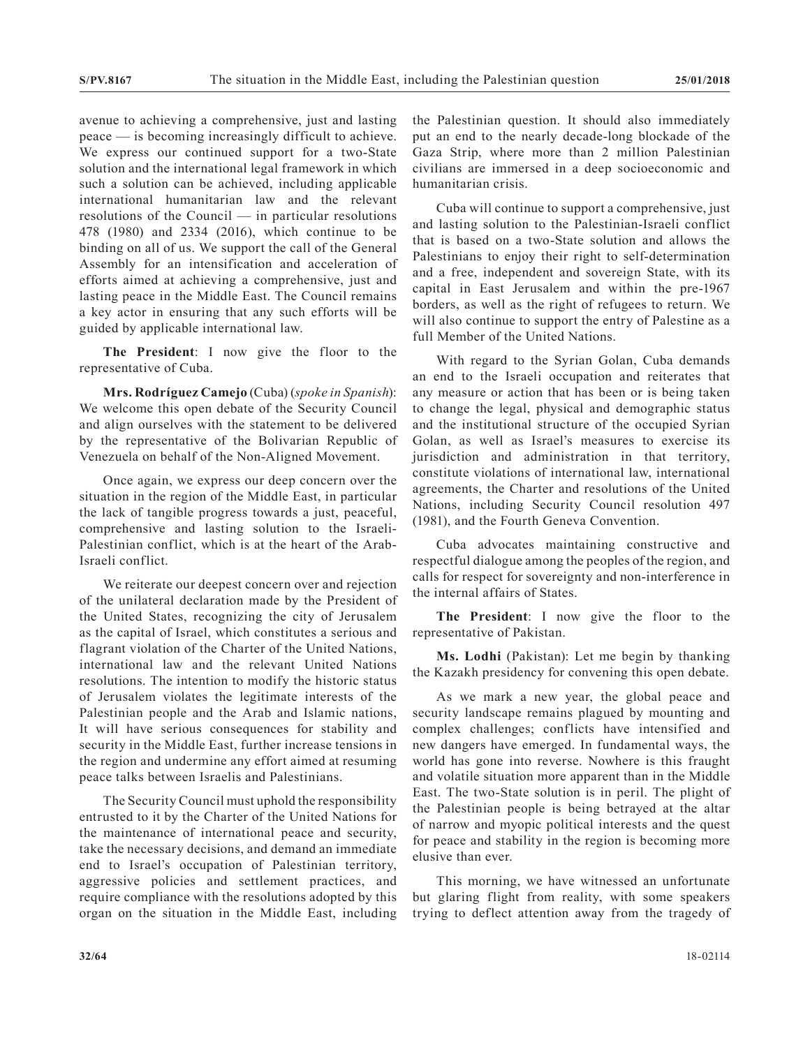avenue to achieving a comprehensive, just and lasting peace — is becoming increasingly difficult to achieve. We express our continued support for a two-State solution and the international legal framework in which such a solution can be achieved, including applicable international humanitarian law and the relevant resolutions of the Council — in particular resolutions 478 (1980) and 2334 (2016), which continue to be binding on all of us. We support the call of the General Assembly for an intensification and acceleration of efforts aimed at achieving a comprehensive, just and lasting peace in the Middle East. The Council remains a key actor in ensuring that any such efforts will be guided by applicable international law.

**The President**: I now give the floor to the representative of Cuba.

**Mrs. Rodríguez Camejo** (Cuba) (*spoke in Spanish*): We welcome this open debate of the Security Council and align ourselves with the statement to be delivered by the representative of the Bolivarian Republic of Venezuela on behalf of the Non-Aligned Movement.

Once again, we express our deep concern over the situation in the region of the Middle East, in particular the lack of tangible progress towards a just, peaceful, comprehensive and lasting solution to the Israeli-Palestinian conflict, which is at the heart of the Arab-Israeli conflict.

We reiterate our deepest concern over and rejection of the unilateral declaration made by the President of the United States, recognizing the city of Jerusalem as the capital of Israel, which constitutes a serious and flagrant violation of the Charter of the United Nations, international law and the relevant United Nations resolutions. The intention to modify the historic status of Jerusalem violates the legitimate interests of the Palestinian people and the Arab and Islamic nations, It will have serious consequences for stability and security in the Middle East, further increase tensions in the region and undermine any effort aimed at resuming peace talks between Israelis and Palestinians.

The Security Council must uphold the responsibility entrusted to it by the Charter of the United Nations for the maintenance of international peace and security, take the necessary decisions, and demand an immediate end to Israel's occupation of Palestinian territory, aggressive policies and settlement practices, and require compliance with the resolutions adopted by this organ on the situation in the Middle East, including the Palestinian question. It should also immediately put an end to the nearly decade-long blockade of the Gaza Strip, where more than 2 million Palestinian civilians are immersed in a deep socioeconomic and humanitarian crisis.

Cuba will continue to support a comprehensive, just and lasting solution to the Palestinian-Israeli conflict that is based on a two-State solution and allows the Palestinians to enjoy their right to self-determination and a free, independent and sovereign State, with its capital in East Jerusalem and within the pre-1967 borders, as well as the right of refugees to return. We will also continue to support the entry of Palestine as a full Member of the United Nations.

With regard to the Syrian Golan, Cuba demands an end to the Israeli occupation and reiterates that any measure or action that has been or is being taken to change the legal, physical and demographic status and the institutional structure of the occupied Syrian Golan, as well as Israel's measures to exercise its jurisdiction and administration in that territory, constitute violations of international law, international agreements, the Charter and resolutions of the United Nations, including Security Council resolution 497 (1981), and the Fourth Geneva Convention.

Cuba advocates maintaining constructive and respectful dialogue among the peoples of the region, and calls for respect for sovereignty and non-interference in the internal affairs of States.

**The President**: I now give the floor to the representative of Pakistan.

**Ms. Lodhi** (Pakistan): Let me begin by thanking the Kazakh presidency for convening this open debate.

As we mark a new year, the global peace and security landscape remains plagued by mounting and complex challenges; conflicts have intensified and new dangers have emerged. In fundamental ways, the world has gone into reverse. Nowhere is this fraught and volatile situation more apparent than in the Middle East. The two-State solution is in peril. The plight of the Palestinian people is being betrayed at the altar of narrow and myopic political interests and the quest for peace and stability in the region is becoming more elusive than ever.

This morning, we have witnessed an unfortunate but glaring flight from reality, with some speakers trying to deflect attention away from the tragedy of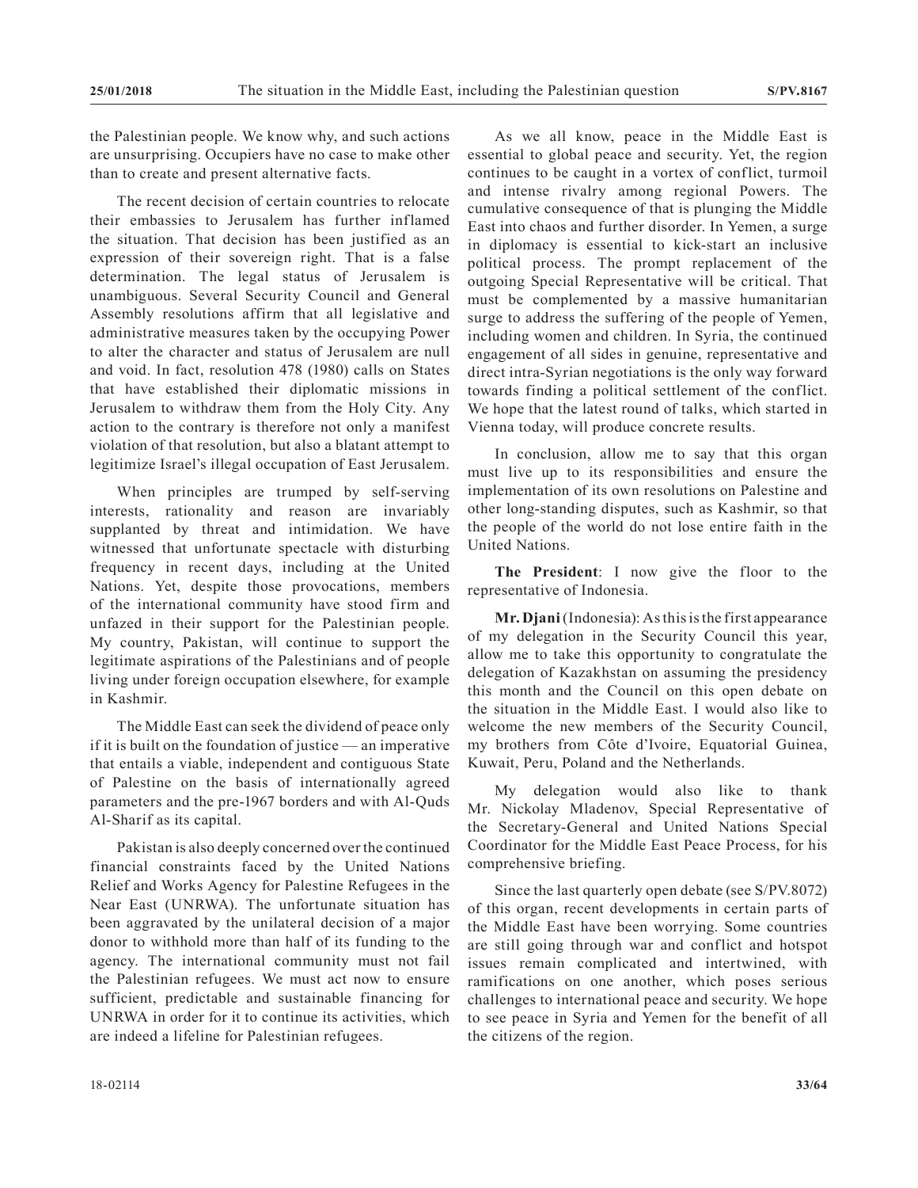the Palestinian people. We know why, and such actions are unsurprising. Occupiers have no case to make other than to create and present alternative facts.

The recent decision of certain countries to relocate their embassies to Jerusalem has further inflamed the situation. That decision has been justified as an expression of their sovereign right. That is a false determination. The legal status of Jerusalem is unambiguous. Several Security Council and General Assembly resolutions affirm that all legislative and administrative measures taken by the occupying Power to alter the character and status of Jerusalem are null and void. In fact, resolution 478 (1980) calls on States that have established their diplomatic missions in Jerusalem to withdraw them from the Holy City. Any action to the contrary is therefore not only a manifest violation of that resolution, but also a blatant attempt to legitimize Israel's illegal occupation of East Jerusalem.

When principles are trumped by self-serving interests, rationality and reason are invariably supplanted by threat and intimidation. We have witnessed that unfortunate spectacle with disturbing frequency in recent days, including at the United Nations. Yet, despite those provocations, members of the international community have stood firm and unfazed in their support for the Palestinian people. My country, Pakistan, will continue to support the legitimate aspirations of the Palestinians and of people living under foreign occupation elsewhere, for example in Kashmir.

The Middle East can seek the dividend of peace only if it is built on the foundation of justice — an imperative that entails a viable, independent and contiguous State of Palestine on the basis of internationally agreed parameters and the pre-1967 borders and with Al-Quds Al-Sharif as its capital.

Pakistan is also deeply concerned over the continued financial constraints faced by the United Nations Relief and Works Agency for Palestine Refugees in the Near East (UNRWA). The unfortunate situation has been aggravated by the unilateral decision of a major donor to withhold more than half of its funding to the agency. The international community must not fail the Palestinian refugees. We must act now to ensure sufficient, predictable and sustainable financing for UNRWA in order for it to continue its activities, which are indeed a lifeline for Palestinian refugees.

As we all know, peace in the Middle East is essential to global peace and security. Yet, the region continues to be caught in a vortex of conflict, turmoil and intense rivalry among regional Powers. The cumulative consequence of that is plunging the Middle East into chaos and further disorder. In Yemen, a surge in diplomacy is essential to kick-start an inclusive political process. The prompt replacement of the outgoing Special Representative will be critical. That must be complemented by a massive humanitarian surge to address the suffering of the people of Yemen, including women and children. In Syria, the continued engagement of all sides in genuine, representative and direct intra-Syrian negotiations is the only way forward towards finding a political settlement of the conflict. We hope that the latest round of talks, which started in Vienna today, will produce concrete results.

In conclusion, allow me to say that this organ must live up to its responsibilities and ensure the implementation of its own resolutions on Palestine and other long-standing disputes, such as Kashmir, so that the people of the world do not lose entire faith in the United Nations.

**The President**: I now give the floor to the representative of Indonesia.

**Mr. Djani** (Indonesia): As this is the first appearance of my delegation in the Security Council this year, allow me to take this opportunity to congratulate the delegation of Kazakhstan on assuming the presidency this month and the Council on this open debate on the situation in the Middle East. I would also like to welcome the new members of the Security Council, my brothers from Côte d'Ivoire, Equatorial Guinea, Kuwait, Peru, Poland and the Netherlands.

My delegation would also like to thank Mr. Nickolay Mladenov, Special Representative of the Secretary-General and United Nations Special Coordinator for the Middle East Peace Process, for his comprehensive briefing.

Since the last quarterly open debate (see S/PV.8072) of this organ, recent developments in certain parts of the Middle East have been worrying. Some countries are still going through war and conflict and hotspot issues remain complicated and intertwined, with ramifications on one another, which poses serious challenges to international peace and security. We hope to see peace in Syria and Yemen for the benefit of all the citizens of the region.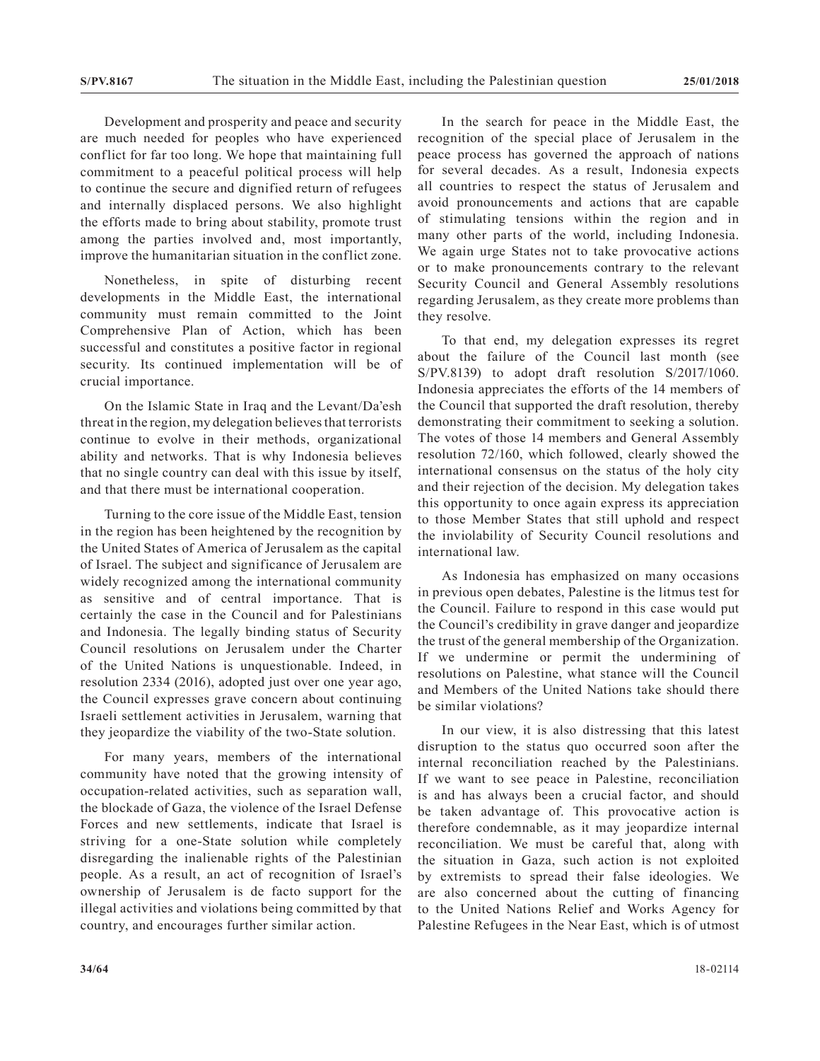Development and prosperity and peace and security are much needed for peoples who have experienced conflict for far too long. We hope that maintaining full commitment to a peaceful political process will help to continue the secure and dignified return of refugees and internally displaced persons. We also highlight the efforts made to bring about stability, promote trust among the parties involved and, most importantly, improve the humanitarian situation in the conflict zone.

Nonetheless, in spite of disturbing recent developments in the Middle East, the international community must remain committed to the Joint Comprehensive Plan of Action, which has been successful and constitutes a positive factor in regional security. Its continued implementation will be of crucial importance.

On the Islamic State in Iraq and the Levant/Da'esh threat in the region, my delegation believes that terrorists continue to evolve in their methods, organizational ability and networks. That is why Indonesia believes that no single country can deal with this issue by itself, and that there must be international cooperation.

Turning to the core issue of the Middle East, tension in the region has been heightened by the recognition by the United States of America of Jerusalem as the capital of Israel. The subject and significance of Jerusalem are widely recognized among the international community as sensitive and of central importance. That is certainly the case in the Council and for Palestinians and Indonesia. The legally binding status of Security Council resolutions on Jerusalem under the Charter of the United Nations is unquestionable. Indeed, in resolution 2334 (2016), adopted just over one year ago, the Council expresses grave concern about continuing Israeli settlement activities in Jerusalem, warning that they jeopardize the viability of the two-State solution.

For many years, members of the international community have noted that the growing intensity of occupation-related activities, such as separation wall, the blockade of Gaza, the violence of the Israel Defense Forces and new settlements, indicate that Israel is striving for a one-State solution while completely disregarding the inalienable rights of the Palestinian people. As a result, an act of recognition of Israel's ownership of Jerusalem is de facto support for the illegal activities and violations being committed by that country, and encourages further similar action.

In the search for peace in the Middle East, the recognition of the special place of Jerusalem in the peace process has governed the approach of nations for several decades. As a result, Indonesia expects all countries to respect the status of Jerusalem and avoid pronouncements and actions that are capable of stimulating tensions within the region and in many other parts of the world, including Indonesia. We again urge States not to take provocative actions or to make pronouncements contrary to the relevant Security Council and General Assembly resolutions regarding Jerusalem, as they create more problems than they resolve.

To that end, my delegation expresses its regret about the failure of the Council last month (see S/PV.8139) to adopt draft resolution S/2017/1060. Indonesia appreciates the efforts of the 14 members of the Council that supported the draft resolution, thereby demonstrating their commitment to seeking a solution. The votes of those 14 members and General Assembly resolution 72/160, which followed, clearly showed the international consensus on the status of the holy city and their rejection of the decision. My delegation takes this opportunity to once again express its appreciation to those Member States that still uphold and respect the inviolability of Security Council resolutions and international law.

As Indonesia has emphasized on many occasions in previous open debates, Palestine is the litmus test for the Council. Failure to respond in this case would put the Council's credibility in grave danger and jeopardize the trust of the general membership of the Organization. If we undermine or permit the undermining of resolutions on Palestine, what stance will the Council and Members of the United Nations take should there be similar violations?

In our view, it is also distressing that this latest disruption to the status quo occurred soon after the internal reconciliation reached by the Palestinians. If we want to see peace in Palestine, reconciliation is and has always been a crucial factor, and should be taken advantage of. This provocative action is therefore condemnable, as it may jeopardize internal reconciliation. We must be careful that, along with the situation in Gaza, such action is not exploited by extremists to spread their false ideologies. We are also concerned about the cutting of financing to the United Nations Relief and Works Agency for Palestine Refugees in the Near East, which is of utmost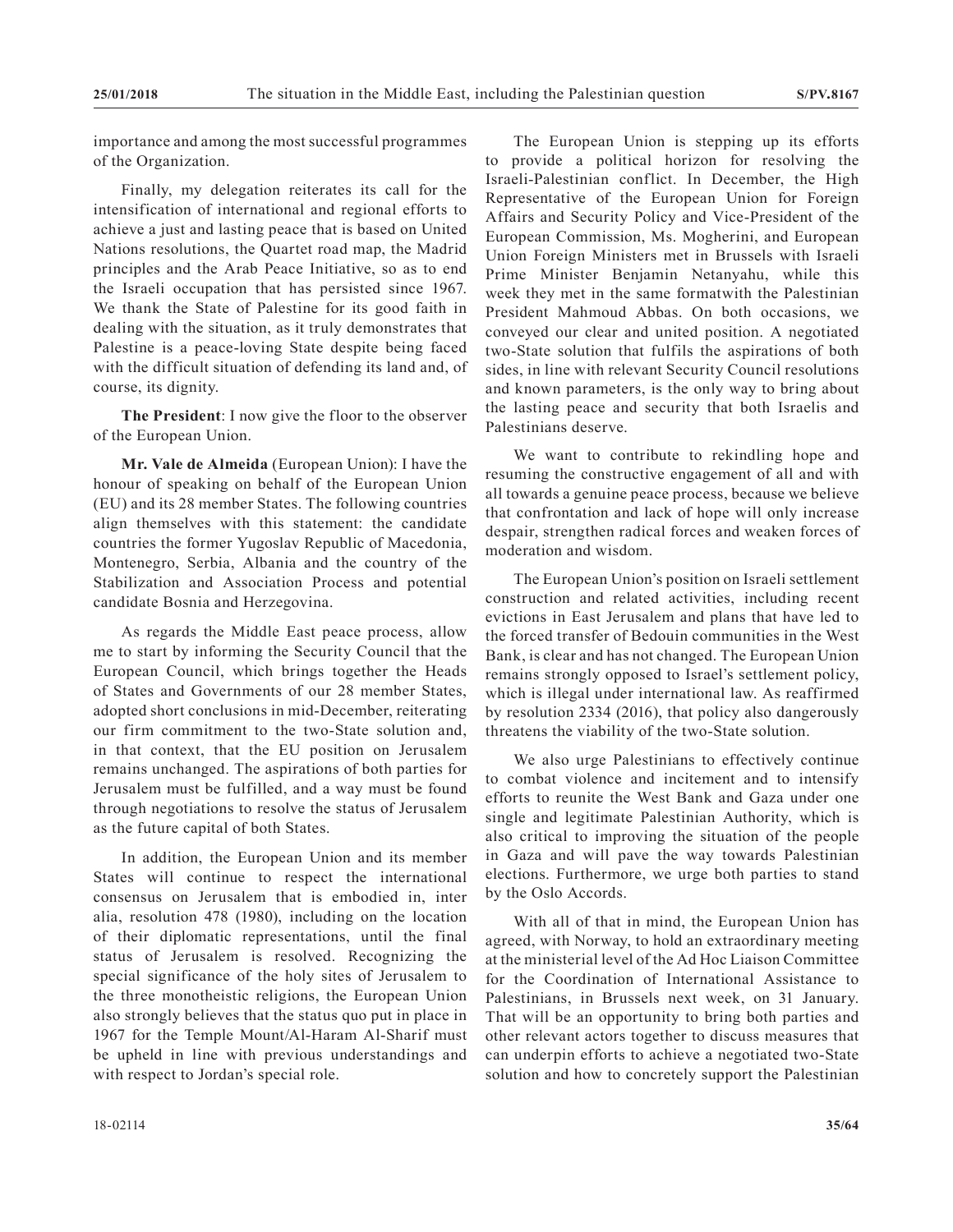importance and among the most successful programmes of the Organization.

Finally, my delegation reiterates its call for the intensification of international and regional efforts to achieve a just and lasting peace that is based on United Nations resolutions, the Quartet road map, the Madrid principles and the Arab Peace Initiative, so as to end the Israeli occupation that has persisted since 1967. We thank the State of Palestine for its good faith in dealing with the situation, as it truly demonstrates that Palestine is a peace-loving State despite being faced with the difficult situation of defending its land and, of course, its dignity.

**The President**: I now give the floor to the observer of the European Union.

**Mr. Vale de Almeida** (European Union): I have the honour of speaking on behalf of the European Union (EU) and its 28 member States. The following countries align themselves with this statement: the candidate countries the former Yugoslav Republic of Macedonia, Montenegro, Serbia, Albania and the country of the Stabilization and Association Process and potential candidate Bosnia and Herzegovina.

As regards the Middle East peace process, allow me to start by informing the Security Council that the European Council, which brings together the Heads of States and Governments of our 28 member States, adopted short conclusions in mid-December, reiterating our firm commitment to the two-State solution and, in that context, that the EU position on Jerusalem remains unchanged. The aspirations of both parties for Jerusalem must be fulfilled, and a way must be found through negotiations to resolve the status of Jerusalem as the future capital of both States.

In addition, the European Union and its member States will continue to respect the international consensus on Jerusalem that is embodied in, inter alia, resolution 478 (1980), including on the location of their diplomatic representations, until the final status of Jerusalem is resolved. Recognizing the special significance of the holy sites of Jerusalem to the three monotheistic religions, the European Union also strongly believes that the status quo put in place in 1967 for the Temple Mount/Al-Haram Al-Sharif must be upheld in line with previous understandings and with respect to Jordan's special role.

The European Union is stepping up its efforts to provide a political horizon for resolving the Israeli-Palestinian conflict. In December, the High Representative of the European Union for Foreign Affairs and Security Policy and Vice-President of the European Commission, Ms. Mogherini, and European Union Foreign Ministers met in Brussels with Israeli Prime Minister Benjamin Netanyahu, while this week they met in the same formatwith the Palestinian President Mahmoud Abbas. On both occasions, we conveyed our clear and united position. A negotiated two-State solution that fulfils the aspirations of both sides, in line with relevant Security Council resolutions and known parameters, is the only way to bring about the lasting peace and security that both Israelis and Palestinians deserve.

We want to contribute to rekindling hope and resuming the constructive engagement of all and with all towards a genuine peace process, because we believe that confrontation and lack of hope will only increase despair, strengthen radical forces and weaken forces of moderation and wisdom.

The European Union's position on Israeli settlement construction and related activities, including recent evictions in East Jerusalem and plans that have led to the forced transfer of Bedouin communities in the West Bank, is clear and has not changed. The European Union remains strongly opposed to Israel's settlement policy, which is illegal under international law. As reaffirmed by resolution 2334 (2016), that policy also dangerously threatens the viability of the two-State solution.

We also urge Palestinians to effectively continue to combat violence and incitement and to intensify efforts to reunite the West Bank and Gaza under one single and legitimate Palestinian Authority, which is also critical to improving the situation of the people in Gaza and will pave the way towards Palestinian elections. Furthermore, we urge both parties to stand by the Oslo Accords.

With all of that in mind, the European Union has agreed, with Norway, to hold an extraordinary meeting at the ministerial level of the Ad Hoc Liaison Committee for the Coordination of International Assistance to Palestinians, in Brussels next week, on 31 January. That will be an opportunity to bring both parties and other relevant actors together to discuss measures that can underpin efforts to achieve a negotiated two-State solution and how to concretely support the Palestinian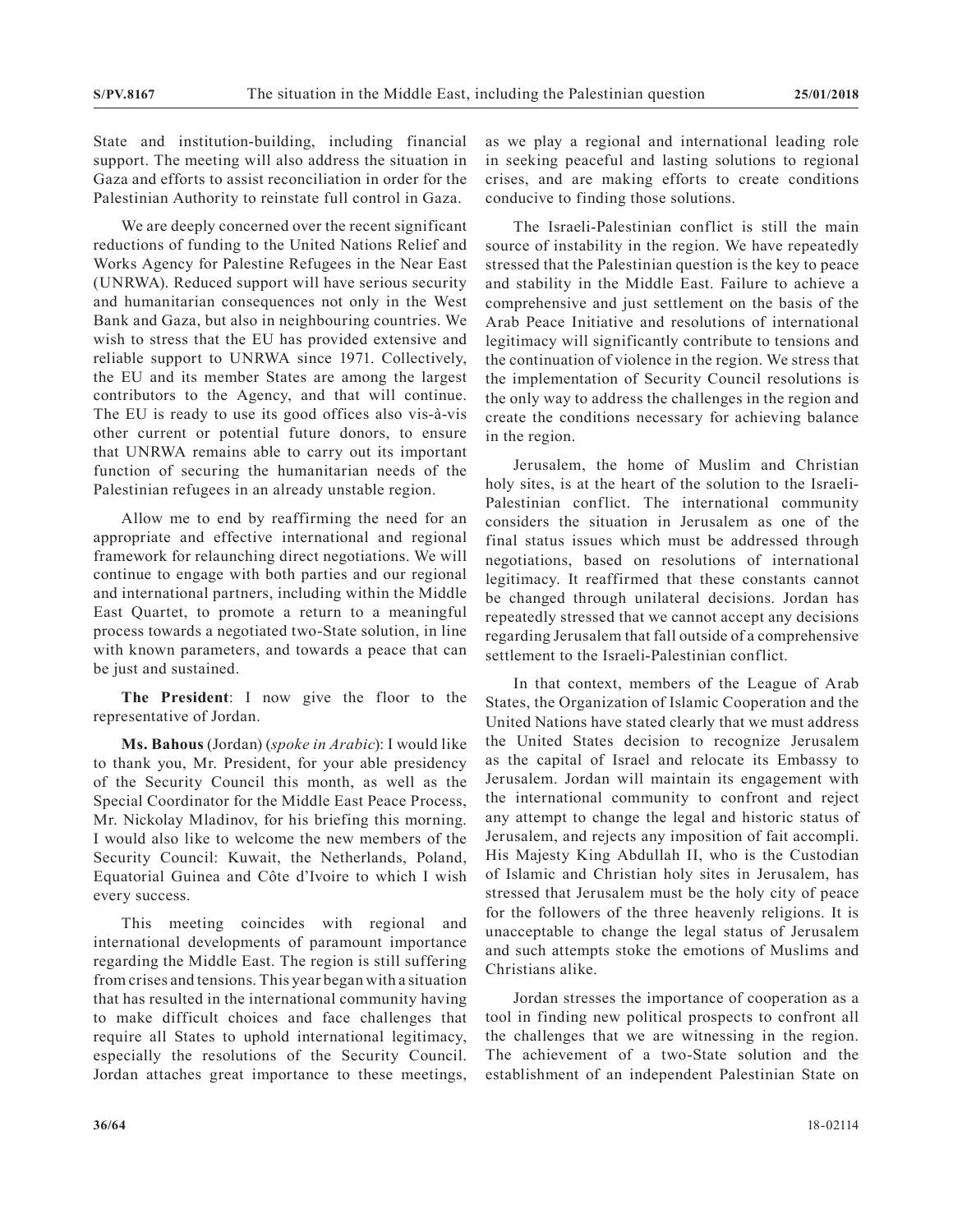State and institution-building, including financial support. The meeting will also address the situation in Gaza and efforts to assist reconciliation in order for the Palestinian Authority to reinstate full control in Gaza.

We are deeply concerned over the recent significant reductions of funding to the United Nations Relief and Works Agency for Palestine Refugees in the Near East (UNRWA). Reduced support will have serious security and humanitarian consequences not only in the West Bank and Gaza, but also in neighbouring countries. We wish to stress that the EU has provided extensive and reliable support to UNRWA since 1971. Collectively, the EU and its member States are among the largest contributors to the Agency, and that will continue. The EU is ready to use its good offices also vis-à-vis other current or potential future donors, to ensure that UNRWA remains able to carry out its important function of securing the humanitarian needs of the Palestinian refugees in an already unstable region.

Allow me to end by reaffirming the need for an appropriate and effective international and regional framework for relaunching direct negotiations. We will continue to engage with both parties and our regional and international partners, including within the Middle East Quartet, to promote a return to a meaningful process towards a negotiated two-State solution, in line with known parameters, and towards a peace that can be just and sustained.

**The President**: I now give the floor to the representative of Jordan.

**Ms. Bahous** (Jordan) (*spoke in Arabic*): I would like to thank you, Mr. President, for your able presidency of the Security Council this month, as well as the Special Coordinator for the Middle East Peace Process, Mr. Nickolay Mladinov, for his briefing this morning. I would also like to welcome the new members of the Security Council: Kuwait, the Netherlands, Poland, Equatorial Guinea and Côte d'Ivoire to which I wish every success.

This meeting coincides with regional and international developments of paramount importance regarding the Middle East. The region is still suffering from crises and tensions. This year began with a situation that has resulted in the international community having to make difficult choices and face challenges that require all States to uphold international legitimacy, especially the resolutions of the Security Council. Jordan attaches great importance to these meetings, as we play a regional and international leading role in seeking peaceful and lasting solutions to regional crises, and are making efforts to create conditions conducive to finding those solutions.

The Israeli-Palestinian conflict is still the main source of instability in the region. We have repeatedly stressed that the Palestinian question is the key to peace and stability in the Middle East. Failure to achieve a comprehensive and just settlement on the basis of the Arab Peace Initiative and resolutions of international legitimacy will significantly contribute to tensions and the continuation of violence in the region. We stress that the implementation of Security Council resolutions is the only way to address the challenges in the region and create the conditions necessary for achieving balance in the region.

Jerusalem, the home of Muslim and Christian holy sites, is at the heart of the solution to the Israeli-Palestinian conflict. The international community considers the situation in Jerusalem as one of the final status issues which must be addressed through negotiations, based on resolutions of international legitimacy. It reaffirmed that these constants cannot be changed through unilateral decisions. Jordan has repeatedly stressed that we cannot accept any decisions regarding Jerusalem that fall outside of a comprehensive settlement to the Israeli-Palestinian conflict.

In that context, members of the League of Arab States, the Organization of Islamic Cooperation and the United Nations have stated clearly that we must address the United States decision to recognize Jerusalem as the capital of Israel and relocate its Embassy to Jerusalem. Jordan will maintain its engagement with the international community to confront and reject any attempt to change the legal and historic status of Jerusalem, and rejects any imposition of fait accompli. His Majesty King Abdullah II, who is the Custodian of Islamic and Christian holy sites in Jerusalem, has stressed that Jerusalem must be the holy city of peace for the followers of the three heavenly religions. It is unacceptable to change the legal status of Jerusalem and such attempts stoke the emotions of Muslims and Christians alike.

Jordan stresses the importance of cooperation as a tool in finding new political prospects to confront all the challenges that we are witnessing in the region. The achievement of a two-State solution and the establishment of an independent Palestinian State on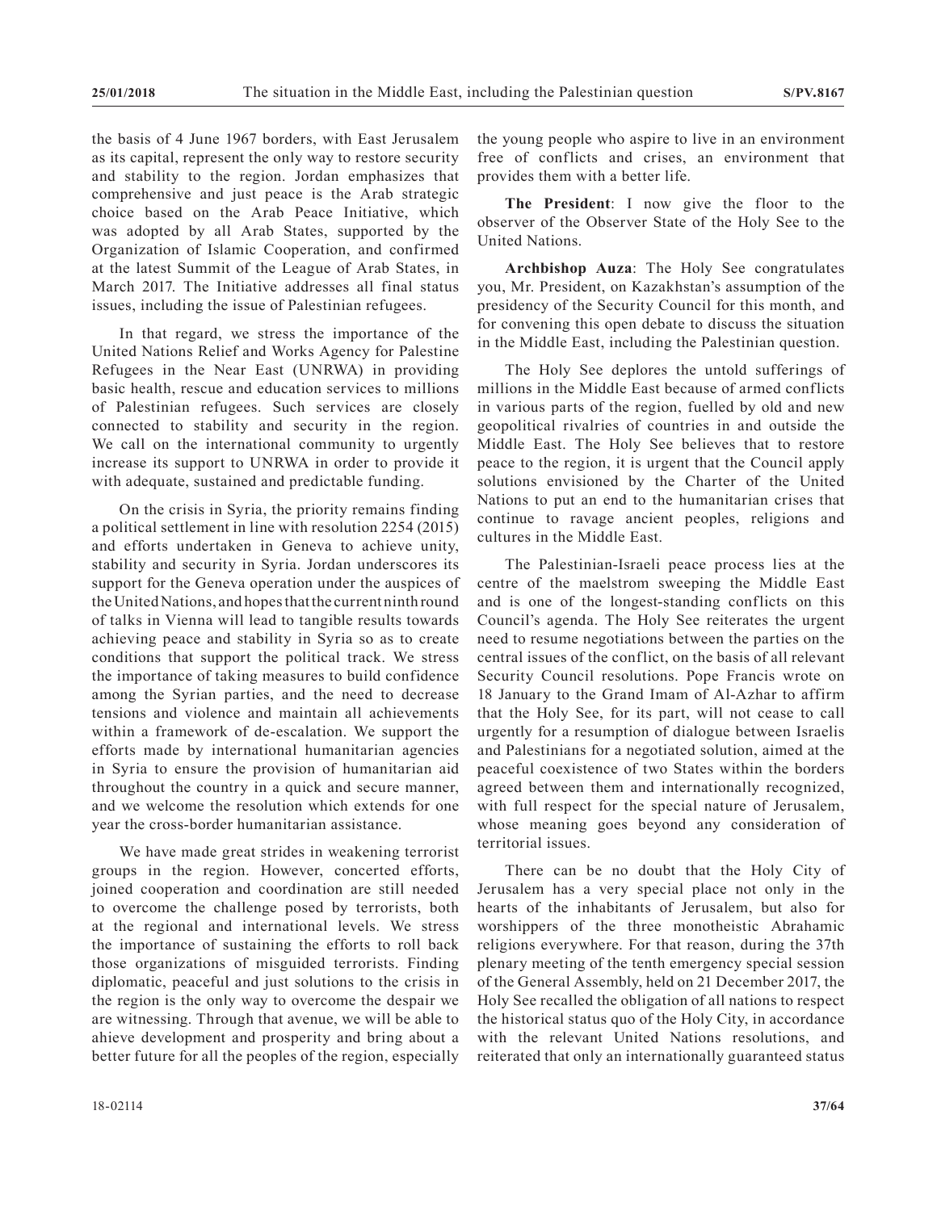the basis of 4 June 1967 borders, with East Jerusalem as its capital, represent the only way to restore security and stability to the region. Jordan emphasizes that comprehensive and just peace is the Arab strategic choice based on the Arab Peace Initiative, which was adopted by all Arab States, supported by the Organization of Islamic Cooperation, and confirmed at the latest Summit of the League of Arab States, in March 2017. The Initiative addresses all final status issues, including the issue of Palestinian refugees.

In that regard, we stress the importance of the United Nations Relief and Works Agency for Palestine Refugees in the Near East (UNRWA) in providing basic health, rescue and education services to millions of Palestinian refugees. Such services are closely connected to stability and security in the region. We call on the international community to urgently increase its support to UNRWA in order to provide it with adequate, sustained and predictable funding.

On the crisis in Syria, the priority remains finding a political settlement in line with resolution 2254 (2015) and efforts undertaken in Geneva to achieve unity, stability and security in Syria. Jordan underscores its support for the Geneva operation under the auspices of the United Nations, and hopes that the current ninth round of talks in Vienna will lead to tangible results towards achieving peace and stability in Syria so as to create conditions that support the political track. We stress the importance of taking measures to build confidence among the Syrian parties, and the need to decrease tensions and violence and maintain all achievements within a framework of de-escalation. We support the efforts made by international humanitarian agencies in Syria to ensure the provision of humanitarian aid throughout the country in a quick and secure manner, and we welcome the resolution which extends for one year the cross-border humanitarian assistance.

We have made great strides in weakening terrorist groups in the region. However, concerted efforts, joined cooperation and coordination are still needed to overcome the challenge posed by terrorists, both at the regional and international levels. We stress the importance of sustaining the efforts to roll back those organizations of misguided terrorists. Finding diplomatic, peaceful and just solutions to the crisis in the region is the only way to overcome the despair we are witnessing. Through that avenue, we will be able to ahieve development and prosperity and bring about a better future for all the peoples of the region, especially the young people who aspire to live in an environment free of conflicts and crises, an environment that provides them with a better life.

**The President**: I now give the floor to the observer of the Observer State of the Holy See to the United Nations.

**Archbishop Auza**: The Holy See congratulates you, Mr. President, on Kazakhstan's assumption of the presidency of the Security Council for this month, and for convening this open debate to discuss the situation in the Middle East, including the Palestinian question.

The Holy See deplores the untold sufferings of millions in the Middle East because of armed conflicts in various parts of the region, fuelled by old and new geopolitical rivalries of countries in and outside the Middle East. The Holy See believes that to restore peace to the region, it is urgent that the Council apply solutions envisioned by the Charter of the United Nations to put an end to the humanitarian crises that continue to ravage ancient peoples, religions and cultures in the Middle East.

The Palestinian-Israeli peace process lies at the centre of the maelstrom sweeping the Middle East and is one of the longest-standing conflicts on this Council's agenda. The Holy See reiterates the urgent need to resume negotiations between the parties on the central issues of the conflict, on the basis of all relevant Security Council resolutions. Pope Francis wrote on 18 January to the Grand Imam of Al-Azhar to affirm that the Holy See, for its part, will not cease to call urgently for a resumption of dialogue between Israelis and Palestinians for a negotiated solution, aimed at the peaceful coexistence of two States within the borders agreed between them and internationally recognized, with full respect for the special nature of Jerusalem, whose meaning goes beyond any consideration of territorial issues.

There can be no doubt that the Holy City of Jerusalem has a very special place not only in the hearts of the inhabitants of Jerusalem, but also for worshippers of the three monotheistic Abrahamic religions everywhere. For that reason, during the 37th plenary meeting of the tenth emergency special session of the General Assembly, held on 21 December 2017, the Holy See recalled the obligation of all nations to respect the historical status quo of the Holy City, in accordance with the relevant United Nations resolutions, and reiterated that only an internationally guaranteed status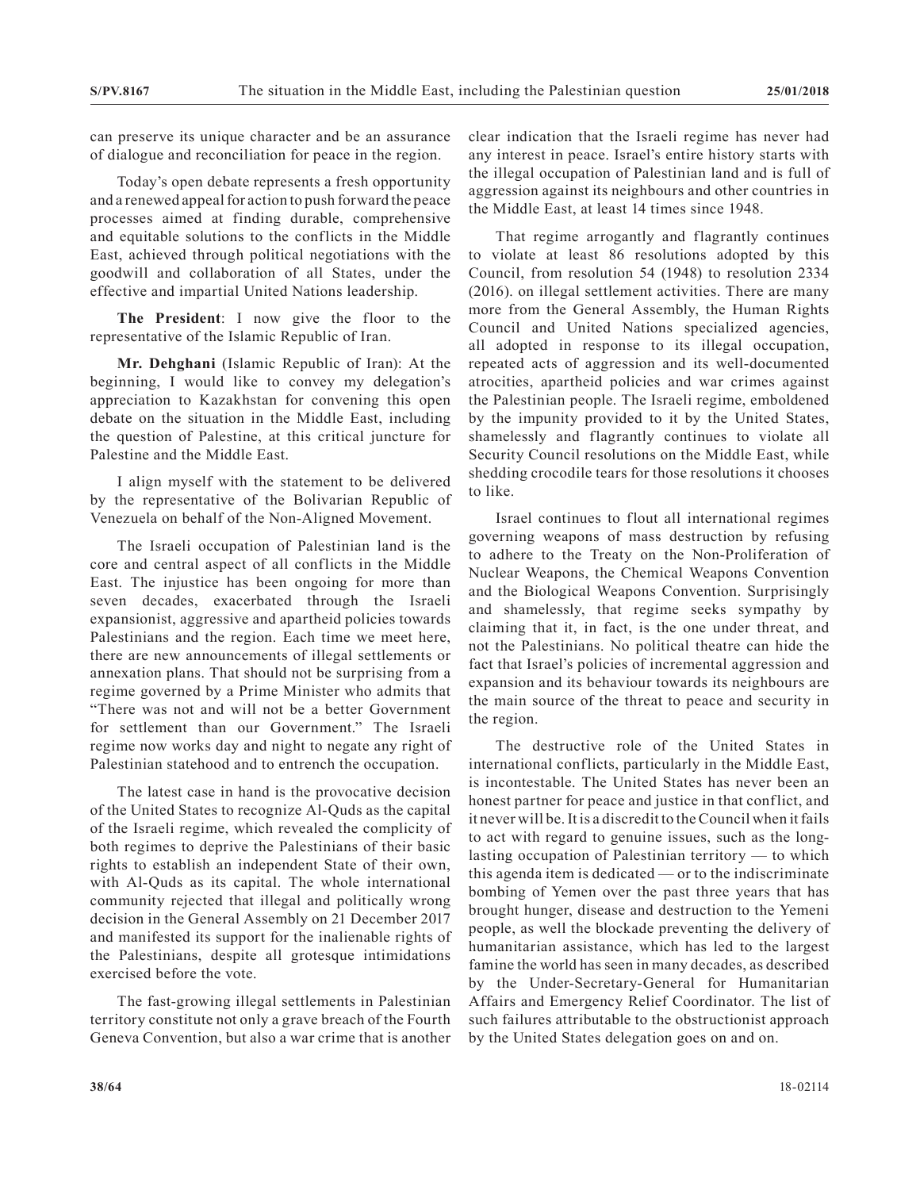can preserve its unique character and be an assurance of dialogue and reconciliation for peace in the region.

Today's open debate represents a fresh opportunity and a renewed appeal for action to push forward the peace processes aimed at finding durable, comprehensive and equitable solutions to the conflicts in the Middle East, achieved through political negotiations with the goodwill and collaboration of all States, under the effective and impartial United Nations leadership.

**The President**: I now give the floor to the representative of the Islamic Republic of Iran.

**Mr. Dehghani** (Islamic Republic of Iran): At the beginning, I would like to convey my delegation's appreciation to Kazakhstan for convening this open debate on the situation in the Middle East, including the question of Palestine, at this critical juncture for Palestine and the Middle East.

I align myself with the statement to be delivered by the representative of the Bolivarian Republic of Venezuela on behalf of the Non-Aligned Movement.

The Israeli occupation of Palestinian land is the core and central aspect of all conflicts in the Middle East. The injustice has been ongoing for more than seven decades, exacerbated through the Israeli expansionist, aggressive and apartheid policies towards Palestinians and the region. Each time we meet here, there are new announcements of illegal settlements or annexation plans. That should not be surprising from a regime governed by a Prime Minister who admits that "There was not and will not be a better Government for settlement than our Government." The Israeli regime now works day and night to negate any right of Palestinian statehood and to entrench the occupation.

The latest case in hand is the provocative decision of the United States to recognize Al-Quds as the capital of the Israeli regime, which revealed the complicity of both regimes to deprive the Palestinians of their basic rights to establish an independent State of their own, with Al-Quds as its capital. The whole international community rejected that illegal and politically wrong decision in the General Assembly on 21 December 2017 and manifested its support for the inalienable rights of the Palestinians, despite all grotesque intimidations exercised before the vote.

The fast-growing illegal settlements in Palestinian territory constitute not only a grave breach of the Fourth Geneva Convention, but also a war crime that is another clear indication that the Israeli regime has never had any interest in peace. Israel's entire history starts with the illegal occupation of Palestinian land and is full of aggression against its neighbours and other countries in the Middle East, at least 14 times since 1948.

That regime arrogantly and flagrantly continues to violate at least 86 resolutions adopted by this Council, from resolution 54 (1948) to resolution 2334 (2016). on illegal settlement activities. There are many more from the General Assembly, the Human Rights Council and United Nations specialized agencies, all adopted in response to its illegal occupation, repeated acts of aggression and its well-documented atrocities, apartheid policies and war crimes against the Palestinian people. The Israeli regime, emboldened by the impunity provided to it by the United States, shamelessly and flagrantly continues to violate all Security Council resolutions on the Middle East, while shedding crocodile tears for those resolutions it chooses to like.

Israel continues to flout all international regimes governing weapons of mass destruction by refusing to adhere to the Treaty on the Non-Proliferation of Nuclear Weapons, the Chemical Weapons Convention and the Biological Weapons Convention. Surprisingly and shamelessly, that regime seeks sympathy by claiming that it, in fact, is the one under threat, and not the Palestinians. No political theatre can hide the fact that Israel's policies of incremental aggression and expansion and its behaviour towards its neighbours are the main source of the threat to peace and security in the region.

The destructive role of the United States in international conflicts, particularly in the Middle East, is incontestable. The United States has never been an honest partner for peace and justice in that conflict, and it never will be. It is a discredit to the Council when it fails to act with regard to genuine issues, such as the long-lasting occupation of Palestinian territory — to which this agenda item is dedicated — or to the indiscriminate bombing of Yemen over the past three years that has brought hunger, disease and destruction to the Yemeni people, as well the blockade preventing the delivery of humanitarian assistance, which has led to the largest famine the world has seen in many decades, as described by the Under-Secretary-General for Humanitarian Affairs and Emergency Relief Coordinator. The list of such failures attributable to the obstructionist approach by the United States delegation goes on and on.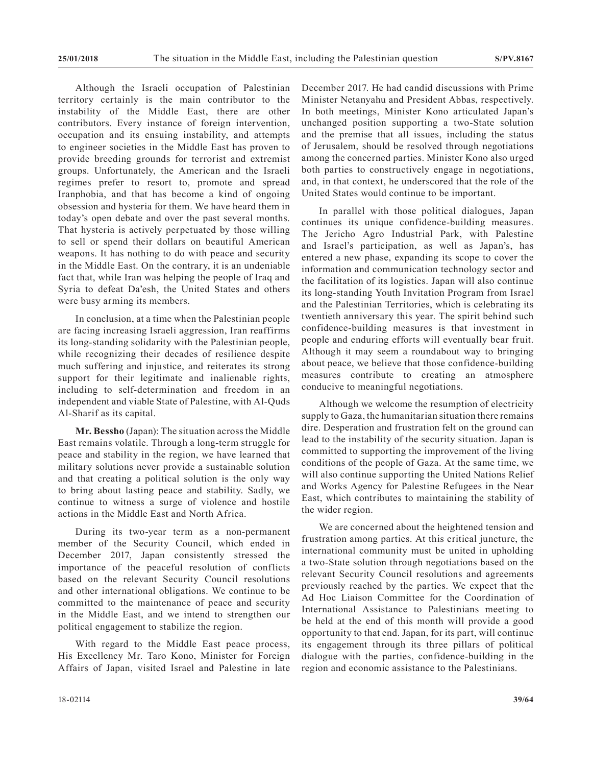Although the Israeli occupation of Palestinian territory certainly is the main contributor to the instability of the Middle East, there are other contributors. Every instance of foreign intervention, occupation and its ensuing instability, and attempts to engineer societies in the Middle East has proven to provide breeding grounds for terrorist and extremist groups. Unfortunately, the American and the Israeli regimes prefer to resort to, promote and spread Iranphobia, and that has become a kind of ongoing obsession and hysteria for them. We have heard them in today's open debate and over the past several months. That hysteria is actively perpetuated by those willing to sell or spend their dollars on beautiful American weapons. It has nothing to do with peace and security in the Middle East. On the contrary, it is an undeniable fact that, while Iran was helping the people of Iraq and Syria to defeat Da'esh, the United States and others were busy arming its members.

In conclusion, at a time when the Palestinian people are facing increasing Israeli aggression, Iran reaffirms its long-standing solidarity with the Palestinian people, while recognizing their decades of resilience despite much suffering and injustice, and reiterates its strong support for their legitimate and inalienable rights, including to self-determination and freedom in an independent and viable State of Palestine, with Al-Quds Al-Sharif as its capital.

**Mr. Bessho** (Japan): The situation across the Middle East remains volatile. Through a long-term struggle for peace and stability in the region, we have learned that military solutions never provide a sustainable solution and that creating a political solution is the only way to bring about lasting peace and stability. Sadly, we continue to witness a surge of violence and hostile actions in the Middle East and North Africa.

During its two-year term as a non-permanent member of the Security Council, which ended in December 2017, Japan consistently stressed the importance of the peaceful resolution of conflicts based on the relevant Security Council resolutions and other international obligations. We continue to be committed to the maintenance of peace and security in the Middle East, and we intend to strengthen our political engagement to stabilize the region.

With regard to the Middle East peace process, His Excellency Mr. Taro Kono, Minister for Foreign Affairs of Japan, visited Israel and Palestine in late December 2017. He had candid discussions with Prime Minister Netanyahu and President Abbas, respectively. In both meetings, Minister Kono articulated Japan's unchanged position supporting a two-State solution and the premise that all issues, including the status of Jerusalem, should be resolved through negotiations among the concerned parties. Minister Kono also urged both parties to constructively engage in negotiations, and, in that context, he underscored that the role of the United States would continue to be important.

In parallel with those political dialogues, Japan continues its unique confidence-building measures. The Jericho Agro Industrial Park, with Palestine and Israel's participation, as well as Japan's, has entered a new phase, expanding its scope to cover the information and communication technology sector and the facilitation of its logistics. Japan will also continue its long-standing Youth Invitation Program from Israel and the Palestinian Territories, which is celebrating its twentieth anniversary this year. The spirit behind such confidence-building measures is that investment in people and enduring efforts will eventually bear fruit. Although it may seem a roundabout way to bringing about peace, we believe that those confidence-building measures contribute to creating an atmosphere conducive to meaningful negotiations.

Although we welcome the resumption of electricity supply to Gaza, the humanitarian situation there remains dire. Desperation and frustration felt on the ground can lead to the instability of the security situation. Japan is committed to supporting the improvement of the living conditions of the people of Gaza. At the same time, we will also continue supporting the United Nations Relief and Works Agency for Palestine Refugees in the Near East, which contributes to maintaining the stability of the wider region.

We are concerned about the heightened tension and frustration among parties. At this critical juncture, the international community must be united in upholding a two-State solution through negotiations based on the relevant Security Council resolutions and agreements previously reached by the parties. We expect that the Ad Hoc Liaison Committee for the Coordination of International Assistance to Palestinians meeting to be held at the end of this month will provide a good opportunity to that end. Japan, for its part, will continue its engagement through its three pillars of political dialogue with the parties, confidence-building in the region and economic assistance to the Palestinians.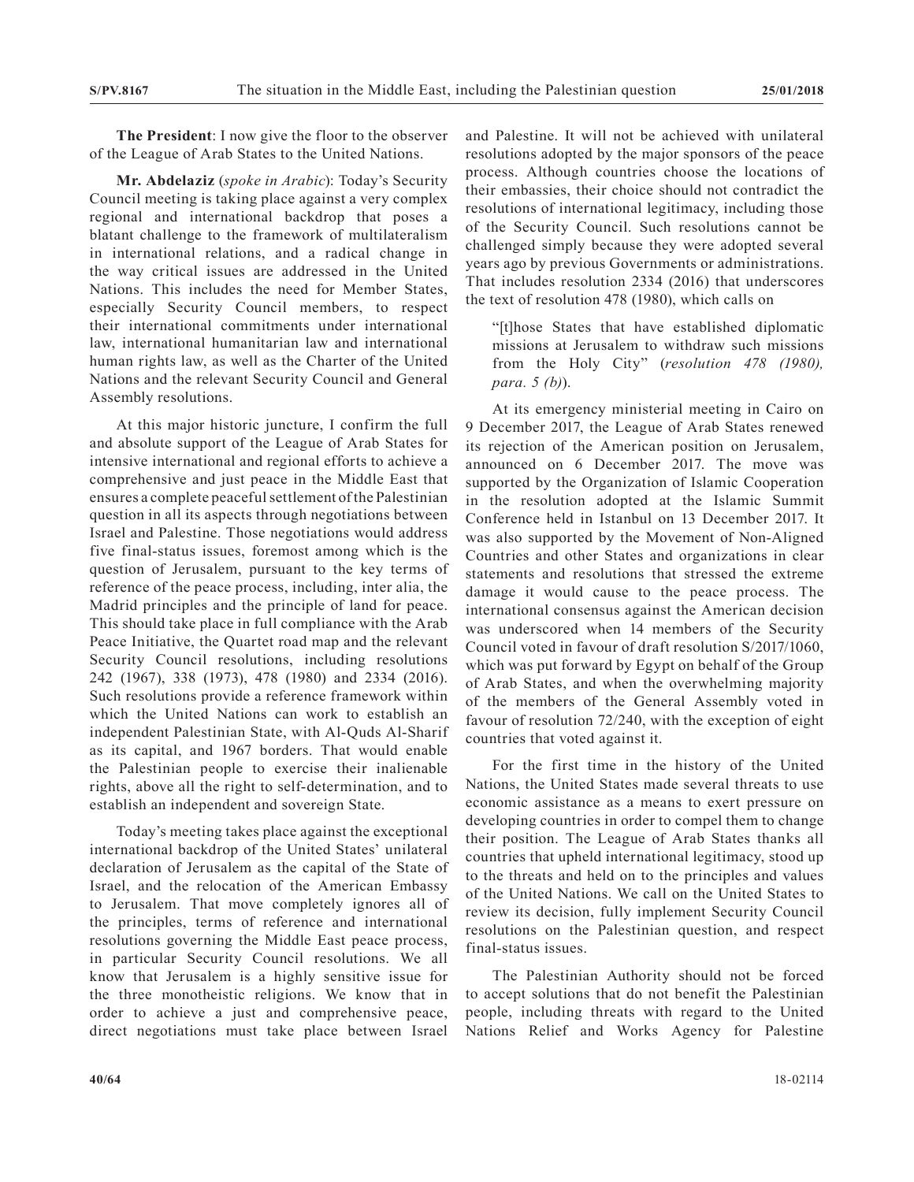**The President**: I now give the floor to the observer of the League of Arab States to the United Nations.

**Mr. Abdelaziz** (*spoke in Arabic*): Today's Security Council meeting is taking place against a very complex regional and international backdrop that poses a blatant challenge to the framework of multilateralism in international relations, and a radical change in the way critical issues are addressed in the United Nations. This includes the need for Member States, especially Security Council members, to respect their international commitments under international law, international humanitarian law and international human rights law, as well as the Charter of the United Nations and the relevant Security Council and General Assembly resolutions.

At this major historic juncture, I confirm the full and absolute support of the League of Arab States for intensive international and regional efforts to achieve a comprehensive and just peace in the Middle East that ensures a complete peaceful settlement of the Palestinian question in all its aspects through negotiations between Israel and Palestine. Those negotiations would address five final-status issues, foremost among which is the question of Jerusalem, pursuant to the key terms of reference of the peace process, including, inter alia, the Madrid principles and the principle of land for peace. This should take place in full compliance with the Arab Peace Initiative, the Quartet road map and the relevant Security Council resolutions, including resolutions 242 (1967), 338 (1973), 478 (1980) and 2334 (2016). Such resolutions provide a reference framework within which the United Nations can work to establish an independent Palestinian State, with Al-Quds Al-Sharif as its capital, and 1967 borders. That would enable the Palestinian people to exercise their inalienable rights, above all the right to self-determination, and to establish an independent and sovereign State.

Today's meeting takes place against the exceptional international backdrop of the United States' unilateral declaration of Jerusalem as the capital of the State of Israel, and the relocation of the American Embassy to Jerusalem. That move completely ignores all of the principles, terms of reference and international resolutions governing the Middle East peace process, in particular Security Council resolutions. We all know that Jerusalem is a highly sensitive issue for the three monotheistic religions. We know that in order to achieve a just and comprehensive peace, direct negotiations must take place between Israel and Palestine. It will not be achieved with unilateral resolutions adopted by the major sponsors of the peace process. Although countries choose the locations of their embassies, their choice should not contradict the resolutions of international legitimacy, including those of the Security Council. Such resolutions cannot be challenged simply because they were adopted several years ago by previous Governments or administrations. That includes resolution 2334 (2016) that underscores the text of resolution 478 (1980), which calls on

> "[t]hose States that have established diplomatic missions at Jerusalem to withdraw such missions from the Holy City" (*resolution 478 (1980), para. 5 (b)*).

At its emergency ministerial meeting in Cairo on 9 December 2017, the League of Arab States renewed its rejection of the American position on Jerusalem, announced on 6 December 2017. The move was supported by the Organization of Islamic Cooperation in the resolution adopted at the Islamic Summit Conference held in Istanbul on 13 December 2017. It was also supported by the Movement of Non-Aligned Countries and other States and organizations in clear statements and resolutions that stressed the extreme damage it would cause to the peace process. The international consensus against the American decision was underscored when 14 members of the Security Council voted in favour of draft resolution S/2017/1060, which was put forward by Egypt on behalf of the Group of Arab States, and when the overwhelming majority of the members of the General Assembly voted in favour of resolution 72/240, with the exception of eight countries that voted against it.

For the first time in the history of the United Nations, the United States made several threats to use economic assistance as a means to exert pressure on developing countries in order to compel them to change their position. The League of Arab States thanks all countries that upheld international legitimacy, stood up to the threats and held on to the principles and values of the United Nations. We call on the United States to review its decision, fully implement Security Council resolutions on the Palestinian question, and respect final-status issues.

The Palestinian Authority should not be forced to accept solutions that do not benefit the Palestinian people, including threats with regard to the United Nations Relief and Works Agency for Palestine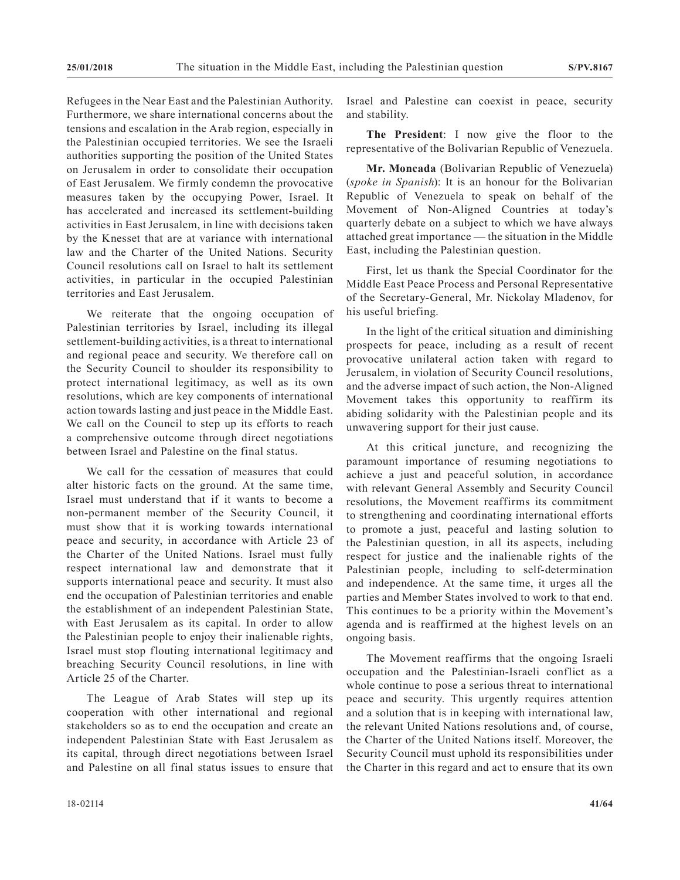Refugees in the Near East and the Palestinian Authority. Furthermore, we share international concerns about the tensions and escalation in the Arab region, especially in the Palestinian occupied territories. We see the Israeli authorities supporting the position of the United States on Jerusalem in order to consolidate their occupation of East Jerusalem. We firmly condemn the provocative measures taken by the occupying Power, Israel. It has accelerated and increased its settlement-building activities in East Jerusalem, in line with decisions taken by the Knesset that are at variance with international law and the Charter of the United Nations. Security Council resolutions call on Israel to halt its settlement activities, in particular in the occupied Palestinian territories and East Jerusalem.

We reiterate that the ongoing occupation of Palestinian territories by Israel, including its illegal settlement-building activities, is a threat to international and regional peace and security. We therefore call on the Security Council to shoulder its responsibility to protect international legitimacy, as well as its own resolutions, which are key components of international action towards lasting and just peace in the Middle East. We call on the Council to step up its efforts to reach a comprehensive outcome through direct negotiations between Israel and Palestine on the final status.

We call for the cessation of measures that could alter historic facts on the ground. At the same time, Israel must understand that if it wants to become a non-permanent member of the Security Council, it must show that it is working towards international peace and security, in accordance with Article 23 of the Charter of the United Nations. Israel must fully respect international law and demonstrate that it supports international peace and security. It must also end the occupation of Palestinian territories and enable the establishment of an independent Palestinian State, with East Jerusalem as its capital. In order to allow the Palestinian people to enjoy their inalienable rights, Israel must stop flouting international legitimacy and breaching Security Council resolutions, in line with Article 25 of the Charter.

The League of Arab States will step up its cooperation with other international and regional stakeholders so as to end the occupation and create an independent Palestinian State with East Jerusalem as its capital, through direct negotiations between Israel and Palestine on all final status issues to ensure that Israel and Palestine can coexist in peace, security and stability.

**The President**: I now give the floor to the representative of the Bolivarian Republic of Venezuela.

**Mr. Moncada** (Bolivarian Republic of Venezuela) (*spoke in Spanish*): It is an honour for the Bolivarian Republic of Venezuela to speak on behalf of the Movement of Non-Aligned Countries at today's quarterly debate on a subject to which we have always attached great importance — the situation in the Middle East, including the Palestinian question.

First, let us thank the Special Coordinator for the Middle East Peace Process and Personal Representative of the Secretary-General, Mr. Nickolay Mladenov, for his useful briefing.

In the light of the critical situation and diminishing prospects for peace, including as a result of recent provocative unilateral action taken with regard to Jerusalem, in violation of Security Council resolutions, and the adverse impact of such action, the Non-Aligned Movement takes this opportunity to reaffirm its abiding solidarity with the Palestinian people and its unwavering support for their just cause.

At this critical juncture, and recognizing the paramount importance of resuming negotiations to achieve a just and peaceful solution, in accordance with relevant General Assembly and Security Council resolutions, the Movement reaffirms its commitment to strengthening and coordinating international efforts to promote a just, peaceful and lasting solution to the Palestinian question, in all its aspects, including respect for justice and the inalienable rights of the Palestinian people, including to self-determination and independence. At the same time, it urges all the parties and Member States involved to work to that end. This continues to be a priority within the Movement's agenda and is reaffirmed at the highest levels on an ongoing basis.

The Movement reaffirms that the ongoing Israeli occupation and the Palestinian-Israeli conflict as a whole continue to pose a serious threat to international peace and security. This urgently requires attention and a solution that is in keeping with international law, the relevant United Nations resolutions and, of course, the Charter of the United Nations itself. Moreover, the Security Council must uphold its responsibilities under the Charter in this regard and act to ensure that its own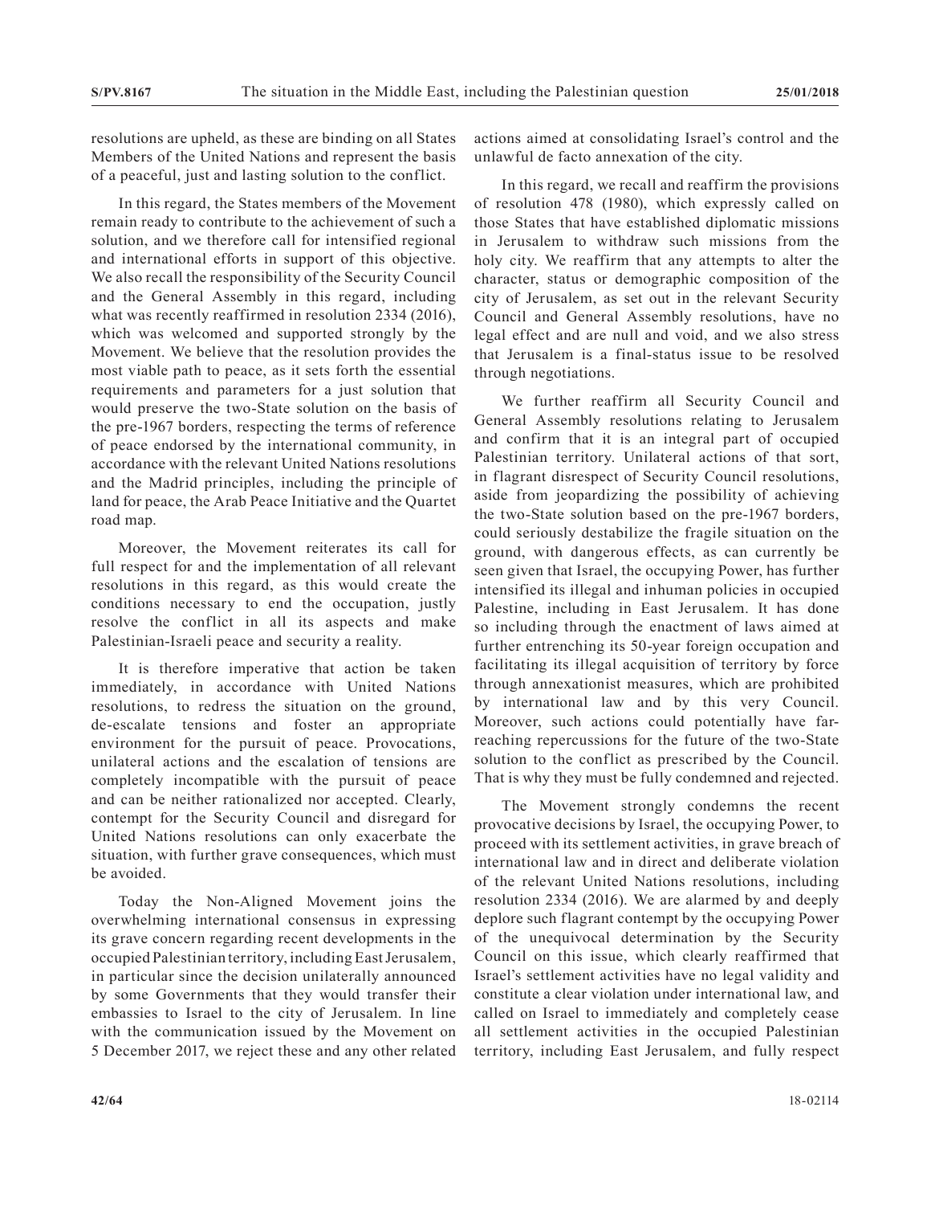resolutions are upheld, as these are binding on all States Members of the United Nations and represent the basis of a peaceful, just and lasting solution to the conflict.

In this regard, the States members of the Movement remain ready to contribute to the achievement of such a solution, and we therefore call for intensified regional and international efforts in support of this objective. We also recall the responsibility of the Security Council and the General Assembly in this regard, including what was recently reaffirmed in resolution 2334 (2016), which was welcomed and supported strongly by the Movement. We believe that the resolution provides the most viable path to peace, as it sets forth the essential requirements and parameters for a just solution that would preserve the two-State solution on the basis of the pre-1967 borders, respecting the terms of reference of peace endorsed by the international community, in accordance with the relevant United Nations resolutions and the Madrid principles, including the principle of land for peace, the Arab Peace Initiative and the Quartet road map.

Moreover, the Movement reiterates its call for full respect for and the implementation of all relevant resolutions in this regard, as this would create the conditions necessary to end the occupation, justly resolve the conflict in all its aspects and make Palestinian-Israeli peace and security a reality.

It is therefore imperative that action be taken immediately, in accordance with United Nations resolutions, to redress the situation on the ground, de-escalate tensions and foster an appropriate environment for the pursuit of peace. Provocations, unilateral actions and the escalation of tensions are completely incompatible with the pursuit of peace and can be neither rationalized nor accepted. Clearly, contempt for the Security Council and disregard for United Nations resolutions can only exacerbate the situation, with further grave consequences, which must be avoided.

Today the Non-Aligned Movement joins the overwhelming international consensus in expressing its grave concern regarding recent developments in the occupied Palestinian territory, including East Jerusalem, in particular since the decision unilaterally announced by some Governments that they would transfer their embassies to Israel to the city of Jerusalem. In line with the communication issued by the Movement on 5 December 2017, we reject these and any other related actions aimed at consolidating Israel's control and the unlawful de facto annexation of the city.

In this regard, we recall and reaffirm the provisions of resolution 478 (1980), which expressly called on those States that have established diplomatic missions in Jerusalem to withdraw such missions from the holy city. We reaffirm that any attempts to alter the character, status or demographic composition of the city of Jerusalem, as set out in the relevant Security Council and General Assembly resolutions, have no legal effect and are null and void, and we also stress that Jerusalem is a final-status issue to be resolved through negotiations.

We further reaffirm all Security Council and General Assembly resolutions relating to Jerusalem and confirm that it is an integral part of occupied Palestinian territory. Unilateral actions of that sort, in flagrant disrespect of Security Council resolutions, aside from jeopardizing the possibility of achieving the two-State solution based on the pre-1967 borders, could seriously destabilize the fragile situation on the ground, with dangerous effects, as can currently be seen given that Israel, the occupying Power, has further intensified its illegal and inhuman policies in occupied Palestine, including in East Jerusalem. It has done so including through the enactment of laws aimed at further entrenching its 50-year foreign occupation and facilitating its illegal acquisition of territory by force through annexationist measures, which are prohibited by international law and by this very Council. Moreover, such actions could potentially have far-reaching repercussions for the future of the two-State solution to the conflict as prescribed by the Council. That is why they must be fully condemned and rejected.

The Movement strongly condemns the recent provocative decisions by Israel, the occupying Power, to proceed with its settlement activities, in grave breach of international law and in direct and deliberate violation of the relevant United Nations resolutions, including resolution 2334 (2016). We are alarmed by and deeply deplore such flagrant contempt by the occupying Power of the unequivocal determination by the Security Council on this issue, which clearly reaffirmed that Israel's settlement activities have no legal validity and constitute a clear violation under international law, and called on Israel to immediately and completely cease all settlement activities in the occupied Palestinian territory, including East Jerusalem, and fully respect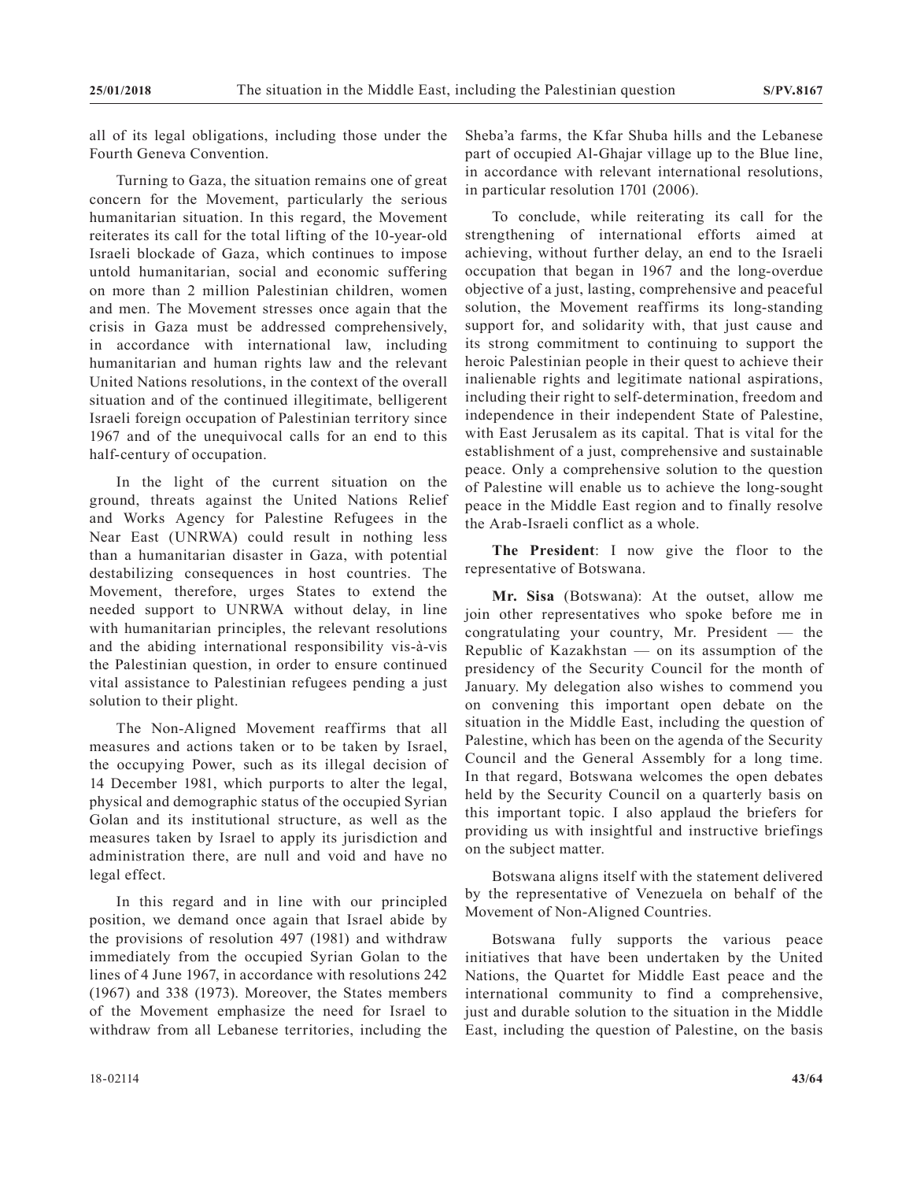all of its legal obligations, including those under the Fourth Geneva Convention.

Turning to Gaza, the situation remains one of great concern for the Movement, particularly the serious humanitarian situation. In this regard, the Movement reiterates its call for the total lifting of the 10-year-old Israeli blockade of Gaza, which continues to impose untold humanitarian, social and economic suffering on more than 2 million Palestinian children, women and men. The Movement stresses once again that the crisis in Gaza must be addressed comprehensively, in accordance with international law, including humanitarian and human rights law and the relevant United Nations resolutions, in the context of the overall situation and of the continued illegitimate, belligerent Israeli foreign occupation of Palestinian territory since 1967 and of the unequivocal calls for an end to this half-century of occupation.

In the light of the current situation on the ground, threats against the United Nations Relief and Works Agency for Palestine Refugees in the Near East (UNRWA) could result in nothing less than a humanitarian disaster in Gaza, with potential destabilizing consequences in host countries. The Movement, therefore, urges States to extend the needed support to UNRWA without delay, in line with humanitarian principles, the relevant resolutions and the abiding international responsibility vis-à-vis the Palestinian question, in order to ensure continued vital assistance to Palestinian refugees pending a just solution to their plight.

The Non-Aligned Movement reaffirms that all measures and actions taken or to be taken by Israel, the occupying Power, such as its illegal decision of 14 December 1981, which purports to alter the legal, physical and demographic status of the occupied Syrian Golan and its institutional structure, as well as the measures taken by Israel to apply its jurisdiction and administration there, are null and void and have no legal effect.

In this regard and in line with our principled position, we demand once again that Israel abide by the provisions of resolution 497 (1981) and withdraw immediately from the occupied Syrian Golan to the lines of 4 June 1967, in accordance with resolutions 242 (1967) and 338 (1973). Moreover, the States members of the Movement emphasize the need for Israel to withdraw from all Lebanese territories, including the Sheba'a farms, the Kfar Shuba hills and the Lebanese part of occupied Al-Ghajar village up to the Blue line, in accordance with relevant international resolutions, in particular resolution 1701 (2006).

To conclude, while reiterating its call for the strengthening of international efforts aimed at achieving, without further delay, an end to the Israeli occupation that began in 1967 and the long-overdue objective of a just, lasting, comprehensive and peaceful solution, the Movement reaffirms its long-standing support for, and solidarity with, that just cause and its strong commitment to continuing to support the heroic Palestinian people in their quest to achieve their inalienable rights and legitimate national aspirations, including their right to self-determination, freedom and independence in their independent State of Palestine, with East Jerusalem as its capital. That is vital for the establishment of a just, comprehensive and sustainable peace. Only a comprehensive solution to the question of Palestine will enable us to achieve the long-sought peace in the Middle East region and to finally resolve the Arab-Israeli conflict as a whole.

**The President**: I now give the floor to the representative of Botswana.

**Mr. Sisa** (Botswana): At the outset, allow me join other representatives who spoke before me in congratulating your country, Mr. President — the Republic of Kazakhstan — on its assumption of the presidency of the Security Council for the month of January. My delegation also wishes to commend you on convening this important open debate on the situation in the Middle East, including the question of Palestine, which has been on the agenda of the Security Council and the General Assembly for a long time. In that regard, Botswana welcomes the open debates held by the Security Council on a quarterly basis on this important topic. I also applaud the briefers for providing us with insightful and instructive briefings on the subject matter.

Botswana aligns itself with the statement delivered by the representative of Venezuela on behalf of the Movement of Non-Aligned Countries.

Botswana fully supports the various peace initiatives that have been undertaken by the United Nations, the Quartet for Middle East peace and the international community to find a comprehensive, just and durable solution to the situation in the Middle East, including the question of Palestine, on the basis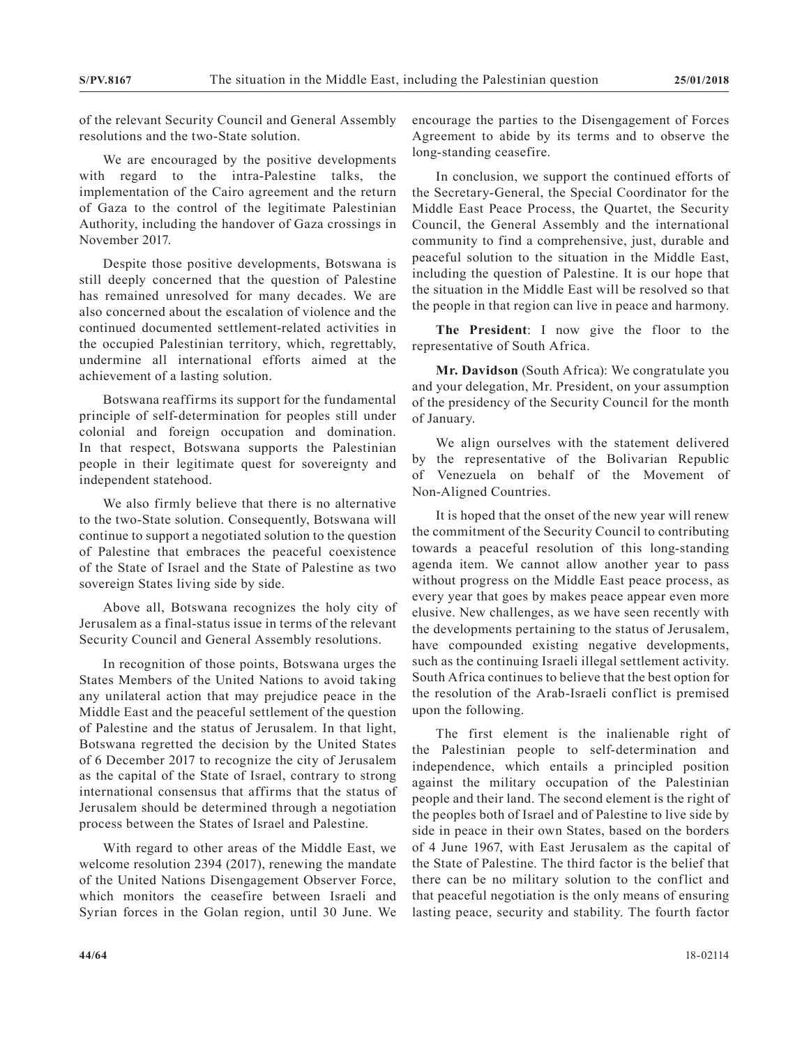of the relevant Security Council and General Assembly resolutions and the two-State solution.

We are encouraged by the positive developments with regard to the intra-Palestine talks, the implementation of the Cairo agreement and the return of Gaza to the control of the legitimate Palestinian Authority, including the handover of Gaza crossings in November 2017.

Despite those positive developments, Botswana is still deeply concerned that the question of Palestine has remained unresolved for many decades. We are also concerned about the escalation of violence and the continued documented settlement-related activities in the occupied Palestinian territory, which, regrettably, undermine all international efforts aimed at the achievement of a lasting solution.

Botswana reaffirms its support for the fundamental principle of self-determination for peoples still under colonial and foreign occupation and domination. In that respect, Botswana supports the Palestinian people in their legitimate quest for sovereignty and independent statehood.

We also firmly believe that there is no alternative to the two-State solution. Consequently, Botswana will continue to support a negotiated solution to the question of Palestine that embraces the peaceful coexistence of the State of Israel and the State of Palestine as two sovereign States living side by side.

Above all, Botswana recognizes the holy city of Jerusalem as a final-status issue in terms of the relevant Security Council and General Assembly resolutions.

In recognition of those points, Botswana urges the States Members of the United Nations to avoid taking any unilateral action that may prejudice peace in the Middle East and the peaceful settlement of the question of Palestine and the status of Jerusalem. In that light, Botswana regretted the decision by the United States of 6 December 2017 to recognize the city of Jerusalem as the capital of the State of Israel, contrary to strong international consensus that affirms that the status of Jerusalem should be determined through a negotiation process between the States of Israel and Palestine.

With regard to other areas of the Middle East, we welcome resolution 2394 (2017), renewing the mandate of the United Nations Disengagement Observer Force, which monitors the ceasefire between Israeli and Syrian forces in the Golan region, until 30 June. We encourage the parties to the Disengagement of Forces Agreement to abide by its terms and to observe the long-standing ceasefire.

In conclusion, we support the continued efforts of the Secretary-General, the Special Coordinator for the Middle East Peace Process, the Quartet, the Security Council, the General Assembly and the international community to find a comprehensive, just, durable and peaceful solution to the situation in the Middle East, including the question of Palestine. It is our hope that the situation in the Middle East will be resolved so that the people in that region can live in peace and harmony.

**The President**: I now give the floor to the representative of South Africa.

**Mr. Davidson** (South Africa): We congratulate you and your delegation, Mr. President, on your assumption of the presidency of the Security Council for the month of January.

We align ourselves with the statement delivered by the representative of the Bolivarian Republic of Venezuela on behalf of the Movement of Non-Aligned Countries.

It is hoped that the onset of the new year will renew the commitment of the Security Council to contributing towards a peaceful resolution of this long-standing agenda item. We cannot allow another year to pass without progress on the Middle East peace process, as every year that goes by makes peace appear even more elusive. New challenges, as we have seen recently with the developments pertaining to the status of Jerusalem, have compounded existing negative developments, such as the continuing Israeli illegal settlement activity. South Africa continues to believe that the best option for the resolution of the Arab-Israeli conflict is premised upon the following.

The first element is the inalienable right of the Palestinian people to self-determination and independence, which entails a principled position against the military occupation of the Palestinian people and their land. The second element is the right of the peoples both of Israel and of Palestine to live side by side in peace in their own States, based on the borders of 4 June 1967, with East Jerusalem as the capital of the State of Palestine. The third factor is the belief that there can be no military solution to the conflict and that peaceful negotiation is the only means of ensuring lasting peace, security and stability. The fourth factor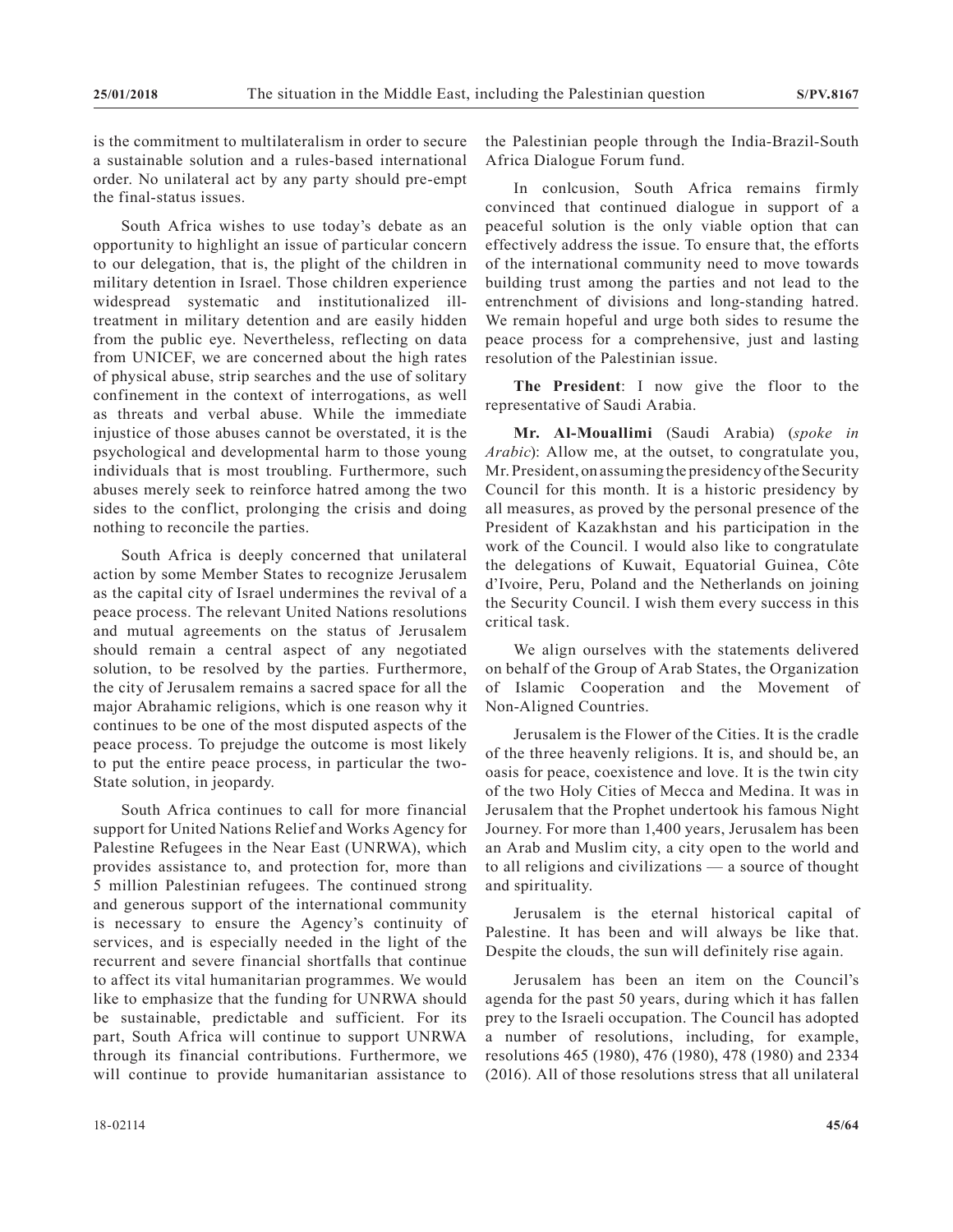is the commitment to multilateralism in order to secure a sustainable solution and a rules-based international order. No unilateral act by any party should pre-empt the final-status issues.

South Africa wishes to use today's debate as an opportunity to highlight an issue of particular concern to our delegation, that is, the plight of the children in military detention in Israel. Those children experience widespread systematic and institutionalized ill-treatment in military detention and are easily hidden from the public eye. Nevertheless, reflecting on data from UNICEF, we are concerned about the high rates of physical abuse, strip searches and the use of solitary confinement in the context of interrogations, as well as threats and verbal abuse. While the immediate injustice of those abuses cannot be overstated, it is the psychological and developmental harm to those young individuals that is most troubling. Furthermore, such abuses merely seek to reinforce hatred among the two sides to the conflict, prolonging the crisis and doing nothing to reconcile the parties.

South Africa is deeply concerned that unilateral action by some Member States to recognize Jerusalem as the capital city of Israel undermines the revival of a peace process. The relevant United Nations resolutions and mutual agreements on the status of Jerusalem should remain a central aspect of any negotiated solution, to be resolved by the parties. Furthermore, the city of Jerusalem remains a sacred space for all the major Abrahamic religions, which is one reason why it continues to be one of the most disputed aspects of the peace process. To prejudge the outcome is most likely to put the entire peace process, in particular the two-State solution, in jeopardy.

South Africa continues to call for more financial support for United Nations Relief and Works Agency for Palestine Refugees in the Near East (UNRWA), which provides assistance to, and protection for, more than 5 million Palestinian refugees. The continued strong and generous support of the international community is necessary to ensure the Agency's continuity of services, and is especially needed in the light of the recurrent and severe financial shortfalls that continue to affect its vital humanitarian programmes. We would like to emphasize that the funding for UNRWA should be sustainable, predictable and sufficient. For its part, South Africa will continue to support UNRWA through its financial contributions. Furthermore, we will continue to provide humanitarian assistance to the Palestinian people through the India-Brazil-South Africa Dialogue Forum fund.

In conlcusion, South Africa remains firmly convinced that continued dialogue in support of a peaceful solution is the only viable option that can effectively address the issue. To ensure that, the efforts of the international community need to move towards building trust among the parties and not lead to the entrenchment of divisions and long-standing hatred. We remain hopeful and urge both sides to resume the peace process for a comprehensive, just and lasting resolution of the Palestinian issue.

**The President**: I now give the floor to the representative of Saudi Arabia.

**Mr. Al-Mouallimi** (Saudi Arabia) (*spoke in Arabic*): Allow me, at the outset, to congratulate you, Mr. President, on assuming the presidency of the Security Council for this month. It is a historic presidency by all measures, as proved by the personal presence of the President of Kazakhstan and his participation in the work of the Council. I would also like to congratulate the delegations of Kuwait, Equatorial Guinea, Côte d'Ivoire, Peru, Poland and the Netherlands on joining the Security Council. I wish them every success in this critical task.

We align ourselves with the statements delivered on behalf of the Group of Arab States, the Organization of Islamic Cooperation and the Movement of Non-Aligned Countries.

Jerusalem is the Flower of the Cities. It is the cradle of the three heavenly religions. It is, and should be, an oasis for peace, coexistence and love. It is the twin city of the two Holy Cities of Mecca and Medina. It was in Jerusalem that the Prophet undertook his famous Night Journey. For more than 1,400 years, Jerusalem has been an Arab and Muslim city, a city open to the world and to all religions and civilizations — a source of thought and spirituality.

Jerusalem is the eternal historical capital of Palestine. It has been and will always be like that. Despite the clouds, the sun will definitely rise again.

Jerusalem has been an item on the Council's agenda for the past 50 years, during which it has fallen prey to the Israeli occupation. The Council has adopted a number of resolutions, including, for example, resolutions 465 (1980), 476 (1980), 478 (1980) and 2334 (2016). All of those resolutions stress that all unilateral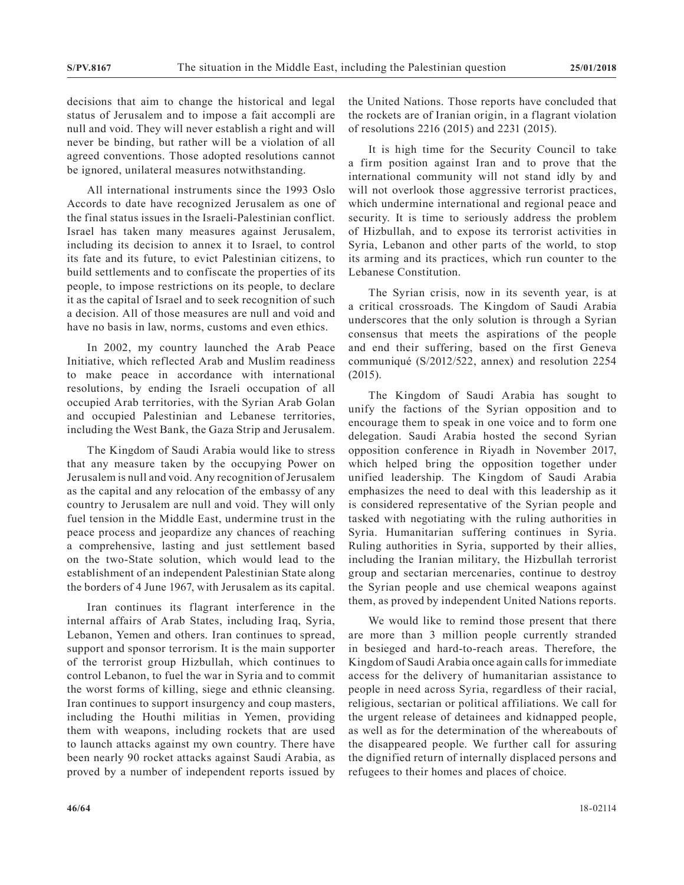decisions that aim to change the historical and legal status of Jerusalem and to impose a fait accompli are null and void. They will never establish a right and will never be binding, but rather will be a violation of all agreed conventions. Those adopted resolutions cannot be ignored, unilateral measures notwithstanding.

All international instruments since the 1993 Oslo Accords to date have recognized Jerusalem as one of the final status issues in the Israeli-Palestinian conflict. Israel has taken many measures against Jerusalem, including its decision to annex it to Israel, to control its fate and its future, to evict Palestinian citizens, to build settlements and to confiscate the properties of its people, to impose restrictions on its people, to declare it as the capital of Israel and to seek recognition of such a decision. All of those measures are null and void and have no basis in law, norms, customs and even ethics.

In 2002, my country launched the Arab Peace Initiative, which reflected Arab and Muslim readiness to make peace in accordance with international resolutions, by ending the Israeli occupation of all occupied Arab territories, with the Syrian Arab Golan and occupied Palestinian and Lebanese territories, including the West Bank, the Gaza Strip and Jerusalem.

The Kingdom of Saudi Arabia would like to stress that any measure taken by the occupying Power on Jerusalem is null and void. Any recognition of Jerusalem as the capital and any relocation of the embassy of any country to Jerusalem are null and void. They will only fuel tension in the Middle East, undermine trust in the peace process and jeopardize any chances of reaching a comprehensive, lasting and just settlement based on the two-State solution, which would lead to the establishment of an independent Palestinian State along the borders of 4 June 1967, with Jerusalem as its capital.

Iran continues its flagrant interference in the internal affairs of Arab States, including Iraq, Syria, Lebanon, Yemen and others. Iran continues to spread, support and sponsor terrorism. It is the main supporter of the terrorist group Hizbullah, which continues to control Lebanon, to fuel the war in Syria and to commit the worst forms of killing, siege and ethnic cleansing. Iran continues to support insurgency and coup masters, including the Houthi militias in Yemen, providing them with weapons, including rockets that are used to launch attacks against my own country. There have been nearly 90 rocket attacks against Saudi Arabia, as proved by a number of independent reports issued by the United Nations. Those reports have concluded that the rockets are of Iranian origin, in a flagrant violation of resolutions 2216 (2015) and 2231 (2015).

It is high time for the Security Council to take a firm position against Iran and to prove that the international community will not stand idly by and will not overlook those aggressive terrorist practices, which undermine international and regional peace and security. It is time to seriously address the problem of Hizbullah, and to expose its terrorist activities in Syria, Lebanon and other parts of the world, to stop its arming and its practices, which run counter to the Lebanese Constitution.

The Syrian crisis, now in its seventh year, is at a critical crossroads. The Kingdom of Saudi Arabia underscores that the only solution is through a Syrian consensus that meets the aspirations of the people and end their suffering, based on the first Geneva communiqué (S/2012/522, annex) and resolution 2254 (2015).

The Kingdom of Saudi Arabia has sought to unify the factions of the Syrian opposition and to encourage them to speak in one voice and to form one delegation. Saudi Arabia hosted the second Syrian opposition conference in Riyadh in November 2017, which helped bring the opposition together under unified leadership. The Kingdom of Saudi Arabia emphasizes the need to deal with this leadership as it is considered representative of the Syrian people and tasked with negotiating with the ruling authorities in Syria. Humanitarian suffering continues in Syria. Ruling authorities in Syria, supported by their allies, including the Iranian military, the Hizbullah terrorist group and sectarian mercenaries, continue to destroy the Syrian people and use chemical weapons against them, as proved by independent United Nations reports.

We would like to remind those present that there are more than 3 million people currently stranded in besieged and hard-to-reach areas. Therefore, the Kingdom of Saudi Arabia once again calls for immediate access for the delivery of humanitarian assistance to people in need across Syria, regardless of their racial, religious, sectarian or political affiliations. We call for the urgent release of detainees and kidnapped people, as well as for the determination of the whereabouts of the disappeared people. We further call for assuring the dignified return of internally displaced persons and refugees to their homes and places of choice.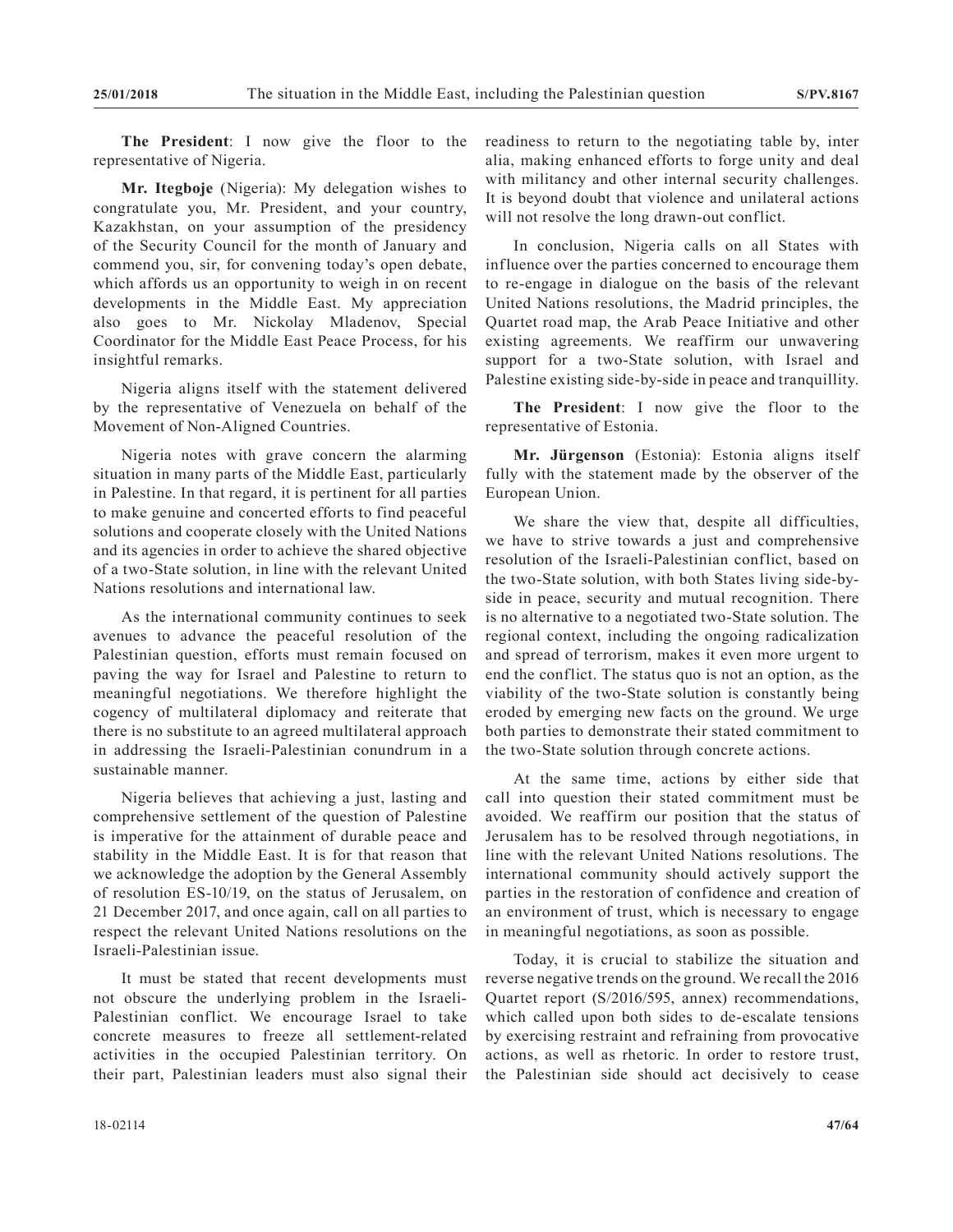**The President**: I now give the floor to the representative of Nigeria.

**Mr. Itegboje** (Nigeria): My delegation wishes to congratulate you, Mr. President, and your country, Kazakhstan, on your assumption of the presidency of the Security Council for the month of January and commend you, sir, for convening today's open debate, which affords us an opportunity to weigh in on recent developments in the Middle East. My appreciation also goes to Mr. Nickolay Mladenov, Special Coordinator for the Middle East Peace Process, for his insightful remarks.

Nigeria aligns itself with the statement delivered by the representative of Venezuela on behalf of the Movement of Non-Aligned Countries.

Nigeria notes with grave concern the alarming situation in many parts of the Middle East, particularly in Palestine. In that regard, it is pertinent for all parties to make genuine and concerted efforts to find peaceful solutions and cooperate closely with the United Nations and its agencies in order to achieve the shared objective of a two-State solution, in line with the relevant United Nations resolutions and international law.

As the international community continues to seek avenues to advance the peaceful resolution of the Palestinian question, efforts must remain focused on paving the way for Israel and Palestine to return to meaningful negotiations. We therefore highlight the cogency of multilateral diplomacy and reiterate that there is no substitute to an agreed multilateral approach in addressing the Israeli-Palestinian conundrum in a sustainable manner.

Nigeria believes that achieving a just, lasting and comprehensive settlement of the question of Palestine is imperative for the attainment of durable peace and stability in the Middle East. It is for that reason that we acknowledge the adoption by the General Assembly of resolution ES-10/19, on the status of Jerusalem, on 21 December 2017, and once again, call on all parties to respect the relevant United Nations resolutions on the Israeli-Palestinian issue.

It must be stated that recent developments must not obscure the underlying problem in the Israeli-Palestinian conflict. We encourage Israel to take concrete measures to freeze all settlement-related activities in the occupied Palestinian territory. On their part, Palestinian leaders must also signal their readiness to return to the negotiating table by, inter alia, making enhanced efforts to forge unity and deal with militancy and other internal security challenges. It is beyond doubt that violence and unilateral actions will not resolve the long drawn-out conflict.

In conclusion, Nigeria calls on all States with influence over the parties concerned to encourage them to re-engage in dialogue on the basis of the relevant United Nations resolutions, the Madrid principles, the Quartet road map, the Arab Peace Initiative and other existing agreements. We reaffirm our unwavering support for a two-State solution, with Israel and Palestine existing side-by-side in peace and tranquillity.

**The President**: I now give the floor to the representative of Estonia.

**Mr. Jürgenson** (Estonia): Estonia aligns itself fully with the statement made by the observer of the European Union.

We share the view that, despite all difficulties, we have to strive towards a just and comprehensive resolution of the Israeli-Palestinian conflict, based on the two-State solution, with both States living side-by-side in peace, security and mutual recognition. There is no alternative to a negotiated two-State solution. The regional context, including the ongoing radicalization and spread of terrorism, makes it even more urgent to end the conflict. The status quo is not an option, as the viability of the two-State solution is constantly being eroded by emerging new facts on the ground. We urge both parties to demonstrate their stated commitment to the two-State solution through concrete actions.

At the same time, actions by either side that call into question their stated commitment must be avoided. We reaffirm our position that the status of Jerusalem has to be resolved through negotiations, in line with the relevant United Nations resolutions. The international community should actively support the parties in the restoration of confidence and creation of an environment of trust, which is necessary to engage in meaningful negotiations, as soon as possible.

Today, it is crucial to stabilize the situation and reverse negative trends on the ground. We recall the 2016 Quartet report (S/2016/595, annex) recommendations, which called upon both sides to de-escalate tensions by exercising restraint and refraining from provocative actions, as well as rhetoric. In order to restore trust, the Palestinian side should act decisively to cease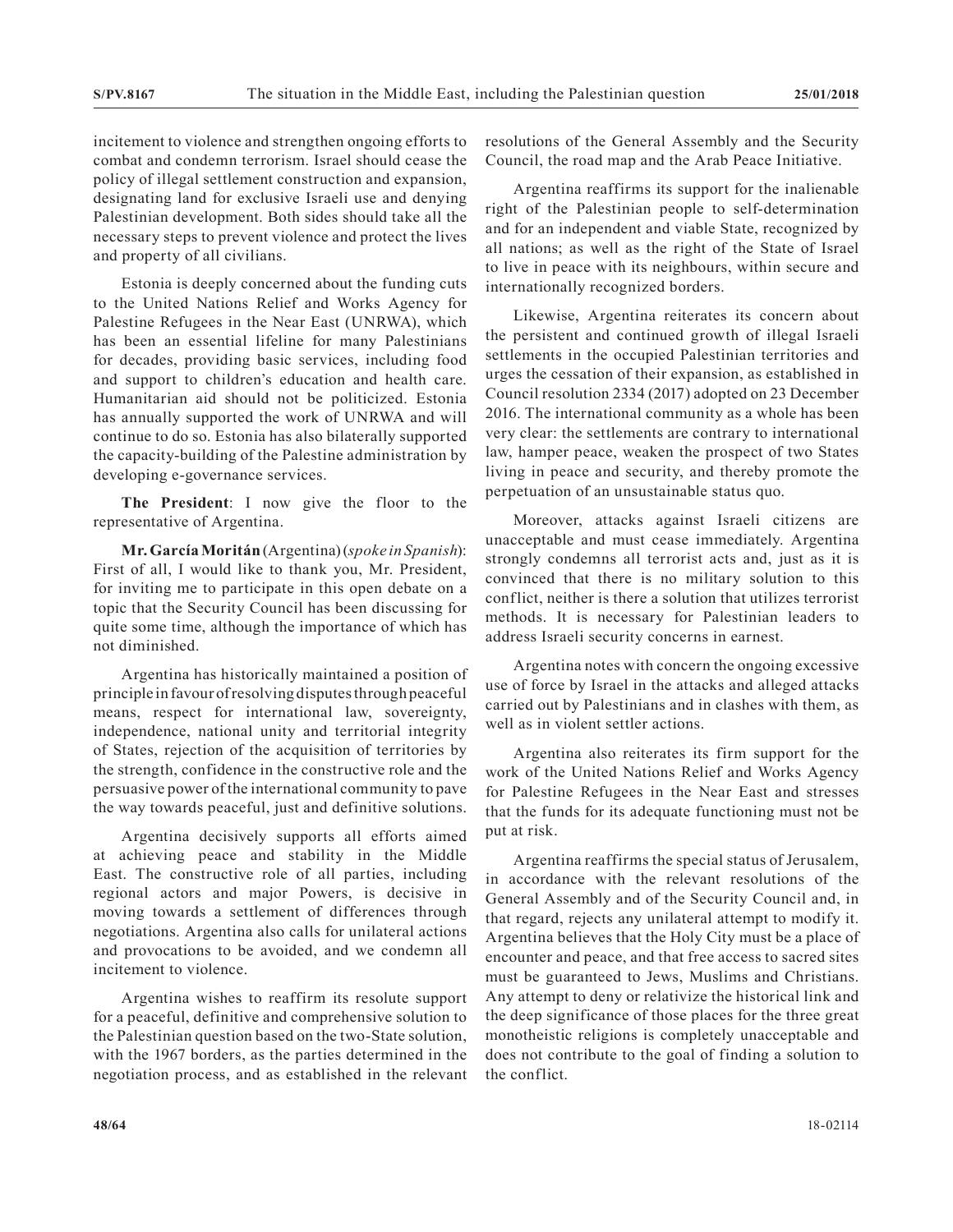incitement to violence and strengthen ongoing efforts to combat and condemn terrorism. Israel should cease the policy of illegal settlement construction and expansion, designating land for exclusive Israeli use and denying Palestinian development. Both sides should take all the necessary steps to prevent violence and protect the lives and property of all civilians.

Estonia is deeply concerned about the funding cuts to the United Nations Relief and Works Agency for Palestine Refugees in the Near East (UNRWA), which has been an essential lifeline for many Palestinians for decades, providing basic services, including food and support to children's education and health care. Humanitarian aid should not be politicized. Estonia has annually supported the work of UNRWA and will continue to do so. Estonia has also bilaterally supported the capacity-building of the Palestine administration by developing e-governance services.

**The President**: I now give the floor to the representative of Argentina.

**Mr. García Moritán** (Argentina) (*spoke in Spanish*): First of all, I would like to thank you, Mr. President, for inviting me to participate in this open debate on a topic that the Security Council has been discussing for quite some time, although the importance of which has not diminished.

Argentina has historically maintained a position of principle in favour of resolving disputes through peaceful means, respect for international law, sovereignty, independence, national unity and territorial integrity of States, rejection of the acquisition of territories by the strength, confidence in the constructive role and the persuasive power of the international community to pave the way towards peaceful, just and definitive solutions.

Argentina decisively supports all efforts aimed at achieving peace and stability in the Middle East. The constructive role of all parties, including regional actors and major Powers, is decisive in moving towards a settlement of differences through negotiations. Argentina also calls for unilateral actions and provocations to be avoided, and we condemn all incitement to violence.

Argentina wishes to reaffirm its resolute support for a peaceful, definitive and comprehensive solution to the Palestinian question based on the two-State solution, with the 1967 borders, as the parties determined in the negotiation process, and as established in the relevant resolutions of the General Assembly and the Security Council, the road map and the Arab Peace Initiative.

Argentina reaffirms its support for the inalienable right of the Palestinian people to self-determination and for an independent and viable State, recognized by all nations; as well as the right of the State of Israel to live in peace with its neighbours, within secure and internationally recognized borders.

Likewise, Argentina reiterates its concern about the persistent and continued growth of illegal Israeli settlements in the occupied Palestinian territories and urges the cessation of their expansion, as established in Council resolution 2334 (2017) adopted on 23 December 2016. The international community as a whole has been very clear: the settlements are contrary to international law, hamper peace, weaken the prospect of two States living in peace and security, and thereby promote the perpetuation of an unsustainable status quo.

Moreover, attacks against Israeli citizens are unacceptable and must cease immediately. Argentina strongly condemns all terrorist acts and, just as it is convinced that there is no military solution to this conflict, neither is there a solution that utilizes terrorist methods. It is necessary for Palestinian leaders to address Israeli security concerns in earnest.

Argentina notes with concern the ongoing excessive use of force by Israel in the attacks and alleged attacks carried out by Palestinians and in clashes with them, as well as in violent settler actions.

Argentina also reiterates its firm support for the work of the United Nations Relief and Works Agency for Palestine Refugees in the Near East and stresses that the funds for its adequate functioning must not be put at risk.

Argentina reaffirms the special status of Jerusalem, in accordance with the relevant resolutions of the General Assembly and of the Security Council and, in that regard, rejects any unilateral attempt to modify it. Argentina believes that the Holy City must be a place of encounter and peace, and that free access to sacred sites must be guaranteed to Jews, Muslims and Christians. Any attempt to deny or relativize the historical link and the deep significance of those places for the three great monotheistic religions is completely unacceptable and does not contribute to the goal of finding a solution to the conflict.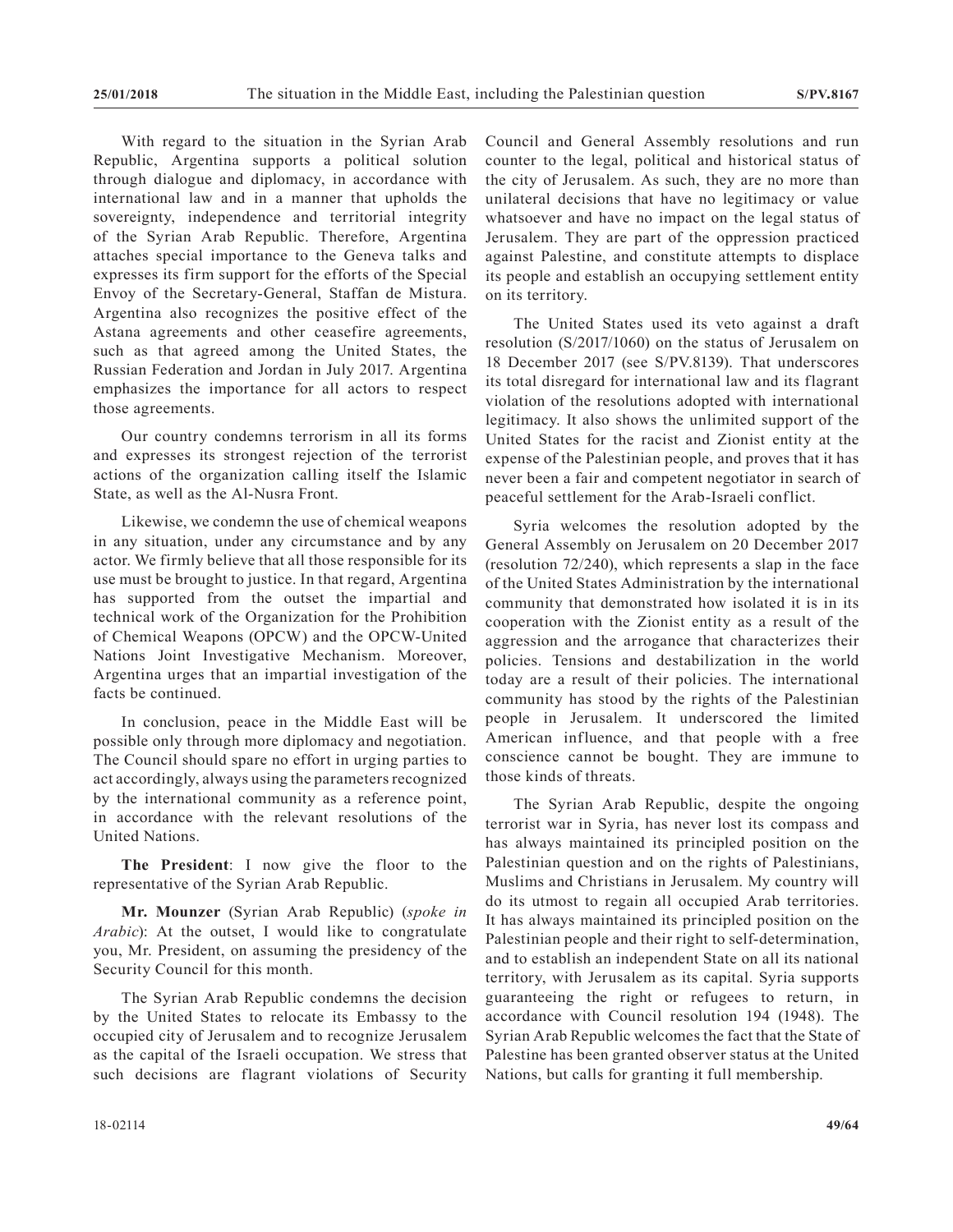With regard to the situation in the Syrian Arab Republic, Argentina supports a political solution through dialogue and diplomacy, in accordance with international law and in a manner that upholds the sovereignty, independence and territorial integrity of the Syrian Arab Republic. Therefore, Argentina attaches special importance to the Geneva talks and expresses its firm support for the efforts of the Special Envoy of the Secretary-General, Staffan de Mistura. Argentina also recognizes the positive effect of the Astana agreements and other ceasefire agreements, such as that agreed among the United States, the Russian Federation and Jordan in July 2017. Argentina emphasizes the importance for all actors to respect those agreements.

Our country condemns terrorism in all its forms and expresses its strongest rejection of the terrorist actions of the organization calling itself the Islamic State, as well as the Al-Nusra Front.

Likewise, we condemn the use of chemical weapons in any situation, under any circumstance and by any actor. We firmly believe that all those responsible for its use must be brought to justice. In that regard, Argentina has supported from the outset the impartial and technical work of the Organization for the Prohibition of Chemical Weapons (OPCW) and the OPCW-United Nations Joint Investigative Mechanism. Moreover, Argentina urges that an impartial investigation of the facts be continued.

In conclusion, peace in the Middle East will be possible only through more diplomacy and negotiation. The Council should spare no effort in urging parties to act accordingly, always using the parameters recognized by the international community as a reference point, in accordance with the relevant resolutions of the United Nations.

**The President**: I now give the floor to the representative of the Syrian Arab Republic.

**Mr. Mounzer** (Syrian Arab Republic) (*spoke in Arabic*): At the outset, I would like to congratulate you, Mr. President, on assuming the presidency of the Security Council for this month.

The Syrian Arab Republic condemns the decision by the United States to relocate its Embassy to the occupied city of Jerusalem and to recognize Jerusalem as the capital of the Israeli occupation. We stress that such decisions are flagrant violations of Security Council and General Assembly resolutions and run counter to the legal, political and historical status of the city of Jerusalem. As such, they are no more than unilateral decisions that have no legitimacy or value whatsoever and have no impact on the legal status of Jerusalem. They are part of the oppression practiced against Palestine, and constitute attempts to displace its people and establish an occupying settlement entity on its territory.

The United States used its veto against a draft resolution (S/2017/1060) on the status of Jerusalem on 18 December 2017 (see S/PV.8139). That underscores its total disregard for international law and its flagrant violation of the resolutions adopted with international legitimacy. It also shows the unlimited support of the United States for the racist and Zionist entity at the expense of the Palestinian people, and proves that it has never been a fair and competent negotiator in search of peaceful settlement for the Arab-Israeli conflict.

Syria welcomes the resolution adopted by the General Assembly on Jerusalem on 20 December 2017 (resolution 72/240), which represents a slap in the face of the United States Administration by the international community that demonstrated how isolated it is in its cooperation with the Zionist entity as a result of the aggression and the arrogance that characterizes their policies. Tensions and destabilization in the world today are a result of their policies. The international community has stood by the rights of the Palestinian people in Jerusalem. It underscored the limited American influence, and that people with a free conscience cannot be bought. They are immune to those kinds of threats.

The Syrian Arab Republic, despite the ongoing terrorist war in Syria, has never lost its compass and has always maintained its principled position on the Palestinian question and on the rights of Palestinians, Muslims and Christians in Jerusalem. My country will do its utmost to regain all occupied Arab territories. It has always maintained its principled position on the Palestinian people and their right to self-determination, and to establish an independent State on all its national territory, with Jerusalem as its capital. Syria supports guaranteeing the right or refugees to return, in accordance with Council resolution 194 (1948). The Syrian Arab Republic welcomes the fact that the State of Palestine has been granted observer status at the United Nations, but calls for granting it full membership.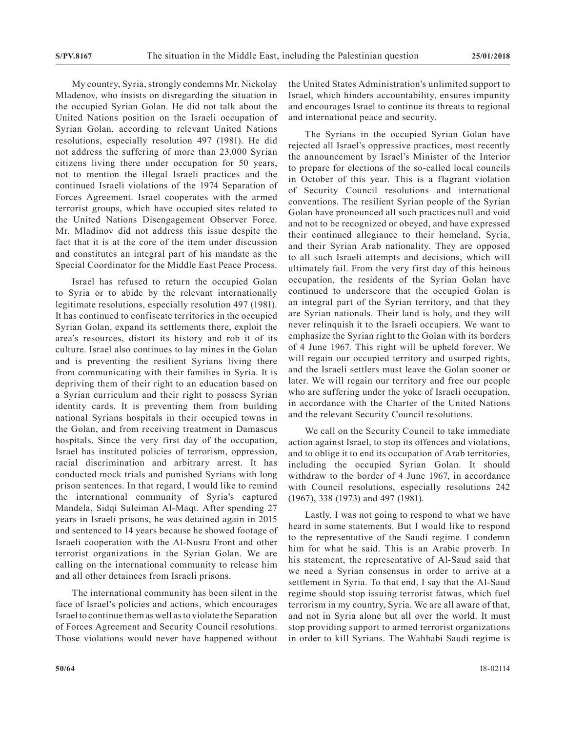My country, Syria, strongly condemns Mr. Nickolay Mladenov, who insists on disregarding the situation in the occupied Syrian Golan. He did not talk about the United Nations position on the Israeli occupation of Syrian Golan, according to relevant United Nations resolutions, especially resolution 497 (1981). He did not address the suffering of more than 23,000 Syrian citizens living there under occupation for 50 years, not to mention the illegal Israeli practices and the continued Israeli violations of the 1974 Separation of Forces Agreement. Israel cooperates with the armed terrorist groups, which have occupied sites related to the United Nations Disengagement Observer Force. Mr. Mladinov did not address this issue despite the fact that it is at the core of the item under discussion and constitutes an integral part of his mandate as the Special Coordinator for the Middle East Peace Process.

Israel has refused to return the occupied Golan to Syria or to abide by the relevant internationally legitimate resolutions, especially resolution 497 (1981). It has continued to confiscate territories in the occupied Syrian Golan, expand its settlements there, exploit the area's resources, distort its history and rob it of its culture. Israel also continues to lay mines in the Golan and is preventing the resilient Syrians living there from communicating with their families in Syria. It is depriving them of their right to an education based on a Syrian curriculum and their right to possess Syrian identity cards. It is preventing them from building national Syrians hospitals in their occupied towns in the Golan, and from receiving treatment in Damascus hospitals. Since the very first day of the occupation, Israel has instituted policies of terrorism, oppression, racial discrimination and arbitrary arrest. It has conducted mock trials and punished Syrians with long prison sentences. In that regard, I would like to remind the international community of Syria's captured Mandela, Sidqi Suleiman Al-Maqt. After spending 27 years in Israeli prisons, he was detained again in 2015 and sentenced to 14 years because he showed footage of Israeli cooperation with the Al-Nusra Front and other terrorist organizations in the Syrian Golan. We are calling on the international community to release him and all other detainees from Israeli prisons.

The international community has been silent in the face of Israel's policies and actions, which encourages Israel to continue them as well as to violate the Separation of Forces Agreement and Security Council resolutions. Those violations would never have happened without the United States Administration's unlimited support to Israel, which hinders accountability, ensures impunity and encourages Israel to continue its threats to regional and international peace and security.

The Syrians in the occupied Syrian Golan have rejected all Israel's oppressive practices, most recently the announcement by Israel's Minister of the Interior to prepare for elections of the so-called local councils in October of this year. This is a flagrant violation of Security Council resolutions and international conventions. The resilient Syrian people of the Syrian Golan have pronounced all such practices null and void and not to be recognized or obeyed, and have expressed their continued allegiance to their homeland, Syria, and their Syrian Arab nationality. They are opposed to all such Israeli attempts and decisions, which will ultimately fail. From the very first day of this heinous occupation, the residents of the Syrian Golan have continued to underscore that the occupied Golan is an integral part of the Syrian territory, and that they are Syrian nationals. Their land is holy, and they will never relinquish it to the Israeli occupiers. We want to emphasize the Syrian right to the Golan with its borders of 4 June 1967. This right will be upheld forever. We will regain our occupied territory and usurped rights, and the Israeli settlers must leave the Golan sooner or later. We will regain our territory and free our people who are suffering under the yoke of Israeli occupation, in accordance with the Charter of the United Nations and the relevant Security Council resolutions.

We call on the Security Council to take immediate action against Israel, to stop its offences and violations, and to oblige it to end its occupation of Arab territories, including the occupied Syrian Golan. It should withdraw to the border of 4 June 1967, in accordance with Council resolutions, especially resolutions 242 (1967), 338 (1973) and 497 (1981).

Lastly, I was not going to respond to what we have heard in some statements. But I would like to respond to the representative of the Saudi regime. I condemn him for what he said. This is an Arabic proverb. In his statement, the representative of Al-Saud said that we need a Syrian consensus in order to arrive at a settlement in Syria. To that end, I say that the Al-Saud regime should stop issuing terrorist fatwas, which fuel terrorism in my country, Syria. We are all aware of that, and not in Syria alone but all over the world. It must stop providing support to armed terrorist organizations in order to kill Syrians. The Wahhabi Saudi regime is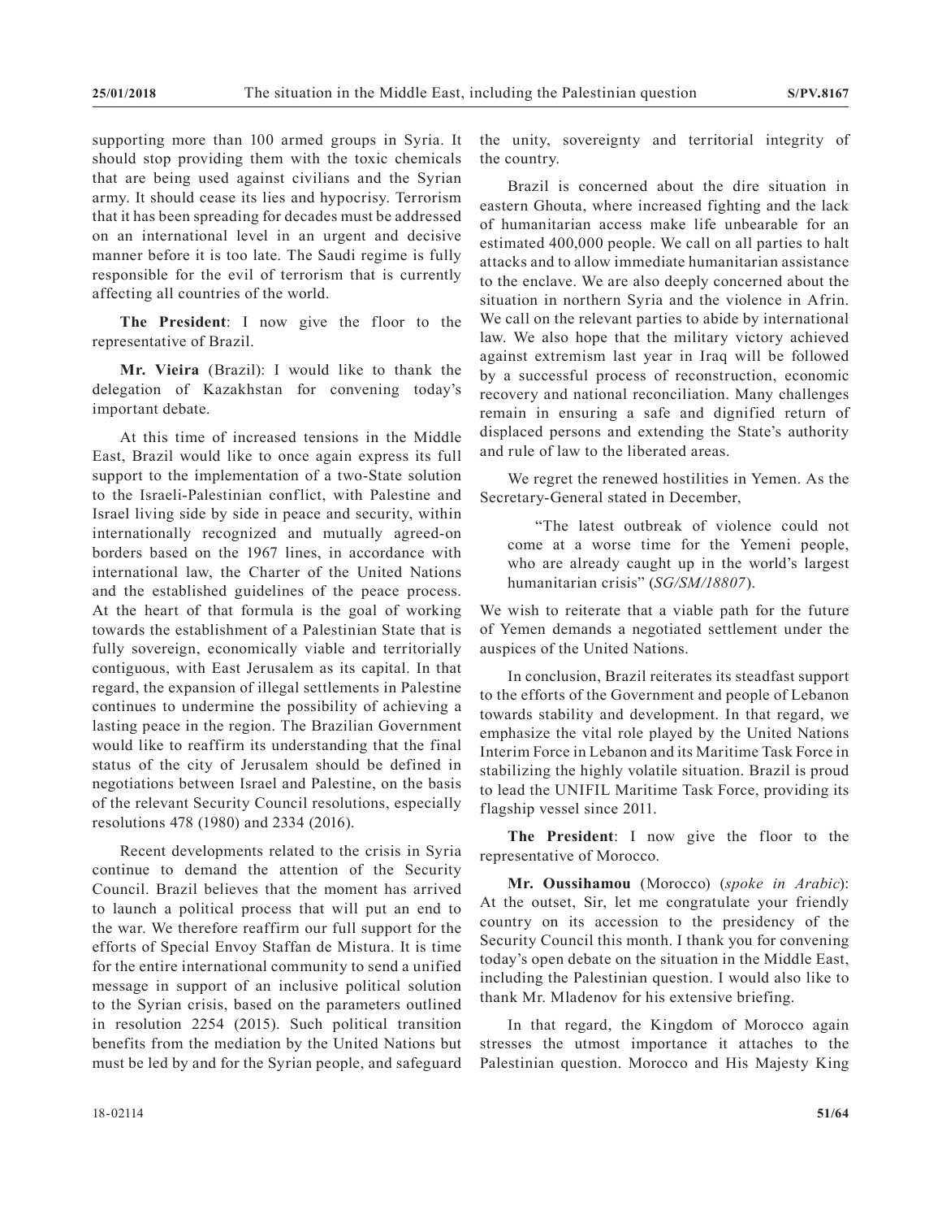supporting more than 100 armed groups in Syria. It should stop providing them with the toxic chemicals that are being used against civilians and the Syrian army. It should cease its lies and hypocrisy. Terrorism that it has been spreading for decades must be addressed on an international level in an urgent and decisive manner before it is too late. The Saudi regime is fully responsible for the evil of terrorism that is currently affecting all countries of the world.

**The President**: I now give the floor to the representative of Brazil.

**Mr. Vieira** (Brazil): I would like to thank the delegation of Kazakhstan for convening today's important debate.

At this time of increased tensions in the Middle East, Brazil would like to once again express its full support to the implementation of a two-State solution to the Israeli-Palestinian conflict, with Palestine and Israel living side by side in peace and security, within internationally recognized and mutually agreed-on borders based on the 1967 lines, in accordance with international law, the Charter of the United Nations and the established guidelines of the peace process. At the heart of that formula is the goal of working towards the establishment of a Palestinian State that is fully sovereign, economically viable and territorially contiguous, with East Jerusalem as its capital. In that regard, the expansion of illegal settlements in Palestine continues to undermine the possibility of achieving a lasting peace in the region. The Brazilian Government would like to reaffirm its understanding that the final status of the city of Jerusalem should be defined in negotiations between Israel and Palestine, on the basis of the relevant Security Council resolutions, especially resolutions 478 (1980) and 2334 (2016).

Recent developments related to the crisis in Syria continue to demand the attention of the Security Council. Brazil believes that the moment has arrived to launch a political process that will put an end to the war. We therefore reaffirm our full support for the efforts of Special Envoy Staffan de Mistura. It is time for the entire international community to send a unified message in support of an inclusive political solution to the Syrian crisis, based on the parameters outlined in resolution 2254 (2015). Such political transition benefits from the mediation by the United Nations but must be led by and for the Syrian people, and safeguard the unity, sovereignty and territorial integrity of the country.

Brazil is concerned about the dire situation in eastern Ghouta, where increased fighting and the lack of humanitarian access make life unbearable for an estimated 400,000 people. We call on all parties to halt attacks and to allow immediate humanitarian assistance to the enclave. We are also deeply concerned about the situation in northern Syria and the violence in Afrin. We call on the relevant parties to abide by international law. We also hope that the military victory achieved against extremism last year in Iraq will be followed by a successful process of reconstruction, economic recovery and national reconciliation. Many challenges remain in ensuring a safe and dignified return of displaced persons and extending the State's authority and rule of law to the liberated areas.

We regret the renewed hostilities in Yemen. As the Secretary-General stated in December,

> "The latest outbreak of violence could not come at a worse time for the Yemeni people, who are already caught up in the world's largest humanitarian crisis" (*SG/SM/18807*).

We wish to reiterate that a viable path for the future of Yemen demands a negotiated settlement under the auspices of the United Nations.

In conclusion, Brazil reiterates its steadfast support to the efforts of the Government and people of Lebanon towards stability and development. In that regard, we emphasize the vital role played by the United Nations Interim Force in Lebanon and its Maritime Task Force in stabilizing the highly volatile situation. Brazil is proud to lead the UNIFIL Maritime Task Force, providing its flagship vessel since 2011.

**The President**: I now give the floor to the representative of Morocco.

**Mr. Oussihamou** (Morocco) (*spoke in Arabic*): At the outset, Sir, let me congratulate your friendly country on its accession to the presidency of the Security Council this month. I thank you for convening today's open debate on the situation in the Middle East, including the Palestinian question. I would also like to thank Mr. Mladenov for his extensive briefing.

In that regard, the Kingdom of Morocco again stresses the utmost importance it attaches to the Palestinian question. Morocco and His Majesty King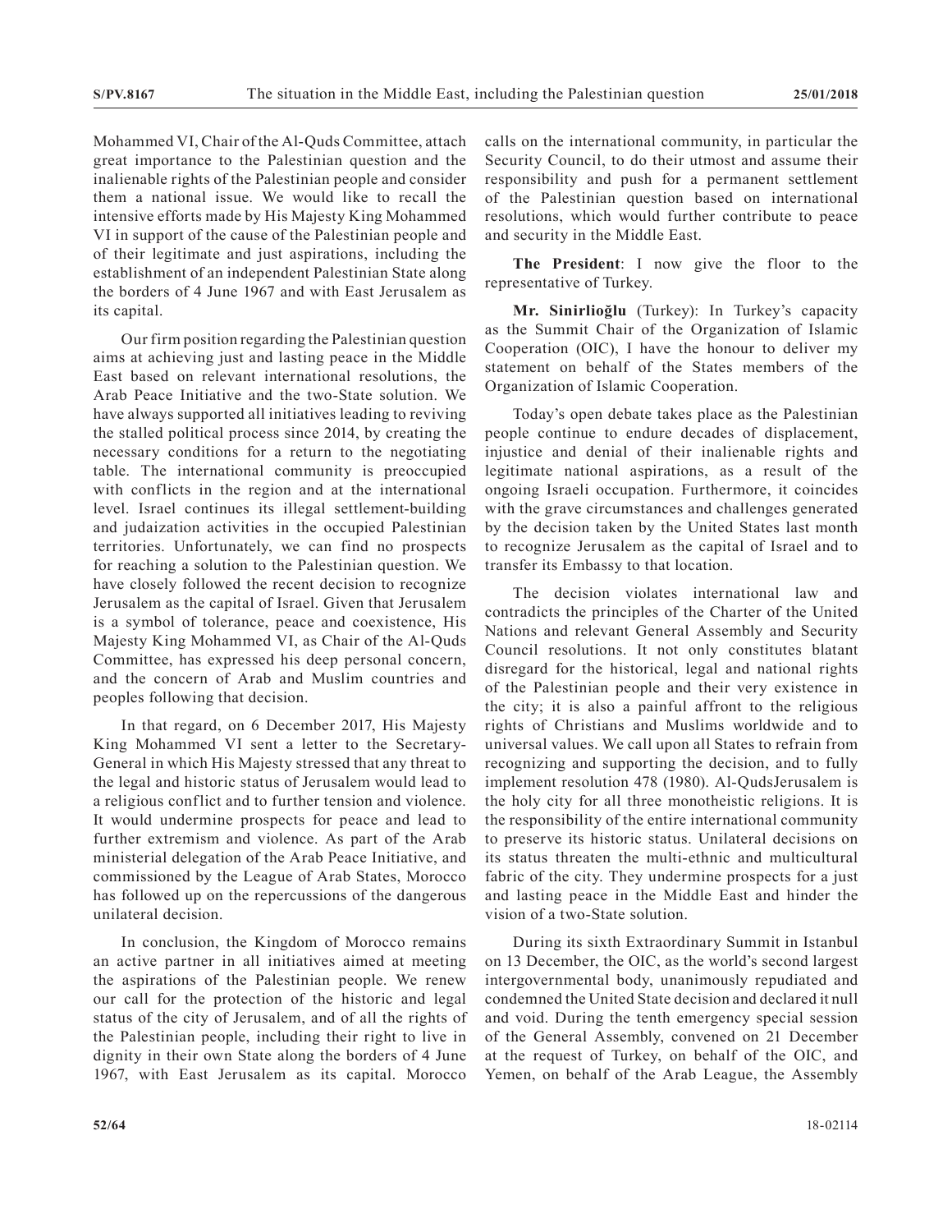Mohammed VI, Chair of the Al-Quds Committee, attach great importance to the Palestinian question and the inalienable rights of the Palestinian people and consider them a national issue. We would like to recall the intensive efforts made by His Majesty King Mohammed VI in support of the cause of the Palestinian people and of their legitimate and just aspirations, including the establishment of an independent Palestinian State along the borders of 4 June 1967 and with East Jerusalem as its capital.

Our firm position regarding the Palestinian question aims at achieving just and lasting peace in the Middle East based on relevant international resolutions, the Arab Peace Initiative and the two-State solution. We have always supported all initiatives leading to reviving the stalled political process since 2014, by creating the necessary conditions for a return to the negotiating table. The international community is preoccupied with conflicts in the region and at the international level. Israel continues its illegal settlement-building and judaization activities in the occupied Palestinian territories. Unfortunately, we can find no prospects for reaching a solution to the Palestinian question. We have closely followed the recent decision to recognize Jerusalem as the capital of Israel. Given that Jerusalem is a symbol of tolerance, peace and coexistence, His Majesty King Mohammed VI, as Chair of the Al-Quds Committee, has expressed his deep personal concern, and the concern of Arab and Muslim countries and peoples following that decision.

In that regard, on 6 December 2017, His Majesty King Mohammed VI sent a letter to the Secretary-General in which His Majesty stressed that any threat to the legal and historic status of Jerusalem would lead to a religious conflict and to further tension and violence. It would undermine prospects for peace and lead to further extremism and violence. As part of the Arab ministerial delegation of the Arab Peace Initiative, and commissioned by the League of Arab States, Morocco has followed up on the repercussions of the dangerous unilateral decision.

In conclusion, the Kingdom of Morocco remains an active partner in all initiatives aimed at meeting the aspirations of the Palestinian people. We renew our call for the protection of the historic and legal status of the city of Jerusalem, and of all the rights of the Palestinian people, including their right to live in dignity in their own State along the borders of 4 June 1967, with East Jerusalem as its capital. Morocco calls on the international community, in particular the Security Council, to do their utmost and assume their responsibility and push for a permanent settlement of the Palestinian question based on international resolutions, which would further contribute to peace and security in the Middle East.

**The President**: I now give the floor to the representative of Turkey.

**Mr. Sinirlioğlu** (Turkey): In Turkey's capacity as the Summit Chair of the Organization of Islamic Cooperation (OIC), I have the honour to deliver my statement on behalf of the States members of the Organization of Islamic Cooperation.

Today's open debate takes place as the Palestinian people continue to endure decades of displacement, injustice and denial of their inalienable rights and legitimate national aspirations, as a result of the ongoing Israeli occupation. Furthermore, it coincides with the grave circumstances and challenges generated by the decision taken by the United States last month to recognize Jerusalem as the capital of Israel and to transfer its Embassy to that location.

The decision violates international law and contradicts the principles of the Charter of the United Nations and relevant General Assembly and Security Council resolutions. It not only constitutes blatant disregard for the historical, legal and national rights of the Palestinian people and their very existence in the city; it is also a painful affront to the religious rights of Christians and Muslims worldwide and to universal values. We call upon all States to refrain from recognizing and supporting the decision, and to fully implement resolution 478 (1980). Al-QudsJerusalem is the holy city for all three monotheistic religions. It is the responsibility of the entire international community to preserve its historic status. Unilateral decisions on its status threaten the multi-ethnic and multicultural fabric of the city. They undermine prospects for a just and lasting peace in the Middle East and hinder the vision of a two-State solution.

During its sixth Extraordinary Summit in Istanbul on 13 December, the OIC, as the world's second largest intergovernmental body, unanimously repudiated and condemned the United State decision and declared it null and void. During the tenth emergency special session of the General Assembly, convened on 21 December at the request of Turkey, on behalf of the OIC, and Yemen, on behalf of the Arab League, the Assembly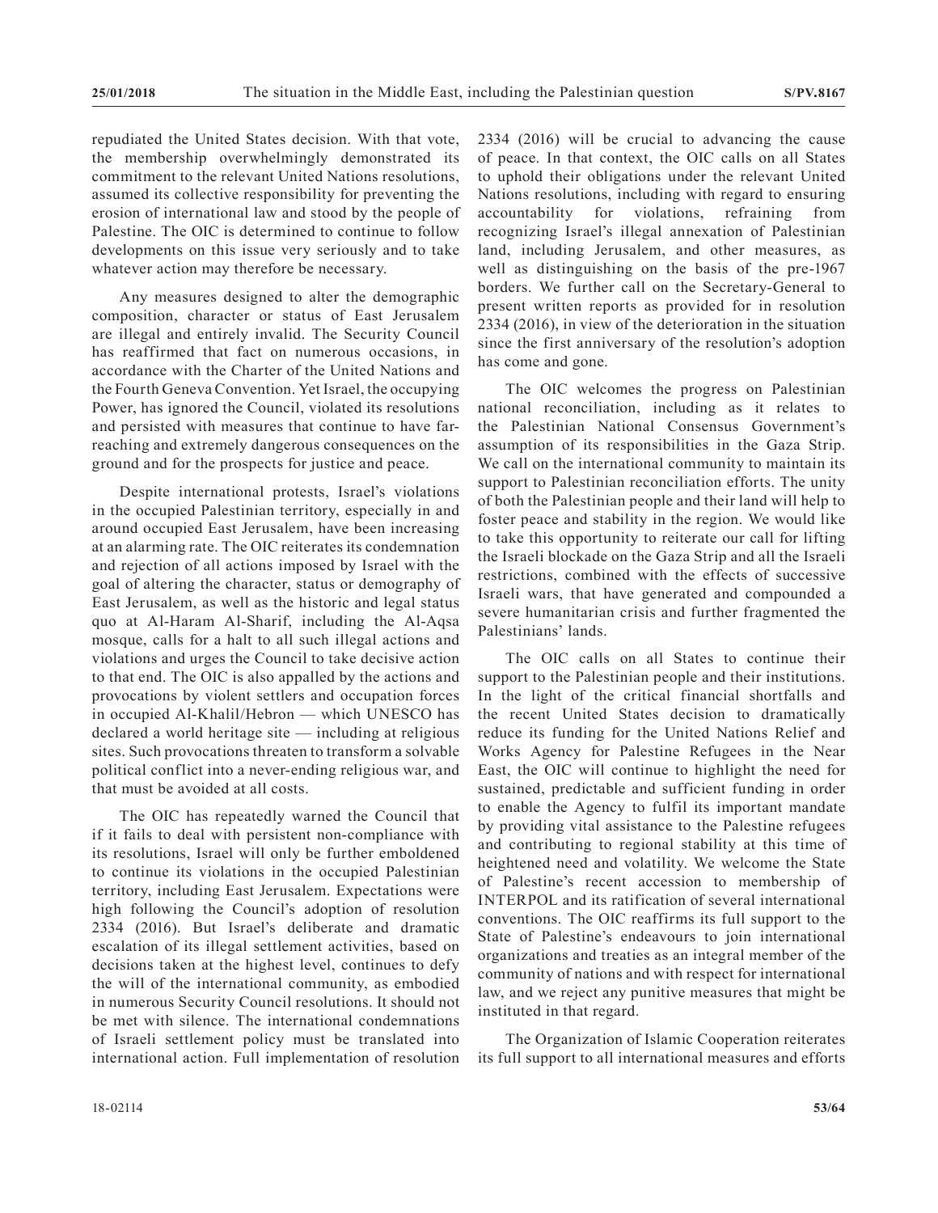repudiated the United States decision. With that vote, the membership overwhelmingly demonstrated its commitment to the relevant United Nations resolutions, assumed its collective responsibility for preventing the erosion of international law and stood by the people of Palestine. The OIC is determined to continue to follow developments on this issue very seriously and to take whatever action may therefore be necessary.

Any measures designed to alter the demographic composition, character or status of East Jerusalem are illegal and entirely invalid. The Security Council has reaffirmed that fact on numerous occasions, in accordance with the Charter of the United Nations and the Fourth Geneva Convention. Yet Israel, the occupying Power, has ignored the Council, violated its resolutions and persisted with measures that continue to have far-reaching and extremely dangerous consequences on the ground and for the prospects for justice and peace.

Despite international protests, Israel's violations in the occupied Palestinian territory, especially in and around occupied East Jerusalem, have been increasing at an alarming rate. The OIC reiterates its condemnation and rejection of all actions imposed by Israel with the goal of altering the character, status or demography of East Jerusalem, as well as the historic and legal status quo at Al-Haram Al-Sharif, including the Al-Aqsa mosque, calls for a halt to all such illegal actions and violations and urges the Council to take decisive action to that end. The OIC is also appalled by the actions and provocations by violent settlers and occupation forces in occupied Al-Khalil/Hebron — which UNESCO has declared a world heritage site — including at religious sites. Such provocations threaten to transform a solvable political conflict into a never-ending religious war, and that must be avoided at all costs.

The OIC has repeatedly warned the Council that if it fails to deal with persistent non-compliance with its resolutions, Israel will only be further emboldened to continue its violations in the occupied Palestinian territory, including East Jerusalem. Expectations were high following the Council's adoption of resolution 2334 (2016). But Israel's deliberate and dramatic escalation of its illegal settlement activities, based on decisions taken at the highest level, continues to defy the will of the international community, as embodied in numerous Security Council resolutions. It should not be met with silence. The international condemnations of Israeli settlement policy must be translated into international action. Full implementation of resolution 2334 (2016) will be crucial to advancing the cause of peace. In that context, the OIC calls on all States to uphold their obligations under the relevant United Nations resolutions, including with regard to ensuring accountability for violations, refraining from recognizing Israel's illegal annexation of Palestinian land, including Jerusalem, and other measures, as well as distinguishing on the basis of the pre-1967 borders. We further call on the Secretary-General to present written reports as provided for in resolution 2334 (2016), in view of the deterioration in the situation since the first anniversary of the resolution's adoption has come and gone.

The OIC welcomes the progress on Palestinian national reconciliation, including as it relates to the Palestinian National Consensus Government's assumption of its responsibilities in the Gaza Strip. We call on the international community to maintain its support to Palestinian reconciliation efforts. The unity of both the Palestinian people and their land will help to foster peace and stability in the region. We would like to take this opportunity to reiterate our call for lifting the Israeli blockade on the Gaza Strip and all the Israeli restrictions, combined with the effects of successive Israeli wars, that have generated and compounded a severe humanitarian crisis and further fragmented the Palestinians' lands.

The OIC calls on all States to continue their support to the Palestinian people and their institutions. In the light of the critical financial shortfalls and the recent United States decision to dramatically reduce its funding for the United Nations Relief and Works Agency for Palestine Refugees in the Near East, the OIC will continue to highlight the need for sustained, predictable and sufficient funding in order to enable the Agency to fulfil its important mandate by providing vital assistance to the Palestine refugees and contributing to regional stability at this time of heightened need and volatility. We welcome the State of Palestine's recent accession to membership of INTERPOL and its ratification of several international conventions. The OIC reaffirms its full support to the State of Palestine's endeavours to join international organizations and treaties as an integral member of the community of nations and with respect for international law, and we reject any punitive measures that might be instituted in that regard.

The Organization of Islamic Cooperation reiterates its full support to all international measures and efforts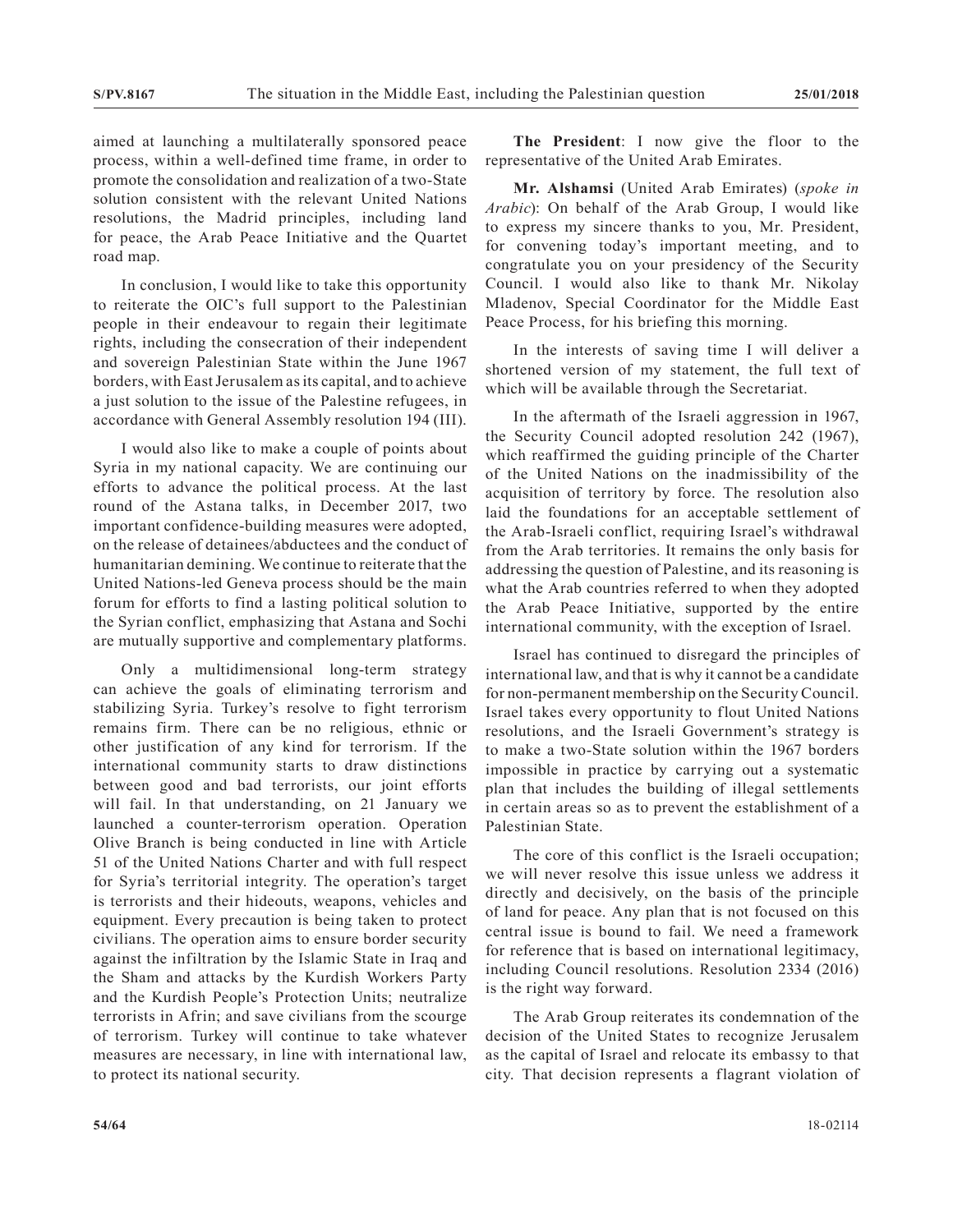aimed at launching a multilaterally sponsored peace process, within a well-defined time frame, in order to promote the consolidation and realization of a two-State solution consistent with the relevant United Nations resolutions, the Madrid principles, including land for peace, the Arab Peace Initiative and the Quartet road map.

In conclusion, I would like to take this opportunity to reiterate the OIC's full support to the Palestinian people in their endeavour to regain their legitimate rights, including the consecration of their independent and sovereign Palestinian State within the June 1967 borders, with East Jerusalem as its capital, and to achieve a just solution to the issue of the Palestine refugees, in accordance with General Assembly resolution 194 (III).

I would also like to make a couple of points about Syria in my national capacity. We are continuing our efforts to advance the political process. At the last round of the Astana talks, in December 2017, two important confidence-building measures were adopted, on the release of detainees/abductees and the conduct of humanitarian demining. We continue to reiterate that the United Nations-led Geneva process should be the main forum for efforts to find a lasting political solution to the Syrian conflict, emphasizing that Astana and Sochi are mutually supportive and complementary platforms.

Only a multidimensional long-term strategy can achieve the goals of eliminating terrorism and stabilizing Syria. Turkey's resolve to fight terrorism remains firm. There can be no religious, ethnic or other justification of any kind for terrorism. If the international community starts to draw distinctions between good and bad terrorists, our joint efforts will fail. In that understanding, on 21 January we launched a counter-terrorism operation. Operation Olive Branch is being conducted in line with Article 51 of the United Nations Charter and with full respect for Syria's territorial integrity. The operation's target is terrorists and their hideouts, weapons, vehicles and equipment. Every precaution is being taken to protect civilians. The operation aims to ensure border security against the infiltration by the Islamic State in Iraq and the Sham and attacks by the Kurdish Workers Party and the Kurdish People's Protection Units; neutralize terrorists in Afrin; and save civilians from the scourge of terrorism. Turkey will continue to take whatever measures are necessary, in line with international law, to protect its national security.

**The President**: I now give the floor to the representative of the United Arab Emirates.

**Mr. Alshamsi** (United Arab Emirates) (*spoke in Arabic*): On behalf of the Arab Group, I would like to express my sincere thanks to you, Mr. President, for convening today's important meeting, and to congratulate you on your presidency of the Security Council. I would also like to thank Mr. Nikolay Mladenov, Special Coordinator for the Middle East Peace Process, for his briefing this morning.

In the interests of saving time I will deliver a shortened version of my statement, the full text of which will be available through the Secretariat.

In the aftermath of the Israeli aggression in 1967, the Security Council adopted resolution 242 (1967), which reaffirmed the guiding principle of the Charter of the United Nations on the inadmissibility of the acquisition of territory by force. The resolution also laid the foundations for an acceptable settlement of the Arab-Israeli conflict, requiring Israel's withdrawal from the Arab territories. It remains the only basis for addressing the question of Palestine, and its reasoning is what the Arab countries referred to when they adopted the Arab Peace Initiative, supported by the entire international community, with the exception of Israel.

Israel has continued to disregard the principles of international law, and that is why it cannot be a candidate for non-permanent membership on the Security Council. Israel takes every opportunity to flout United Nations resolutions, and the Israeli Government's strategy is to make a two-State solution within the 1967 borders impossible in practice by carrying out a systematic plan that includes the building of illegal settlements in certain areas so as to prevent the establishment of a Palestinian State.

The core of this conflict is the Israeli occupation; we will never resolve this issue unless we address it directly and decisively, on the basis of the principle of land for peace. Any plan that is not focused on this central issue is bound to fail. We need a framework for reference that is based on international legitimacy, including Council resolutions. Resolution 2334 (2016) is the right way forward.

The Arab Group reiterates its condemnation of the decision of the United States to recognize Jerusalem as the capital of Israel and relocate its embassy to that city. That decision represents a flagrant violation of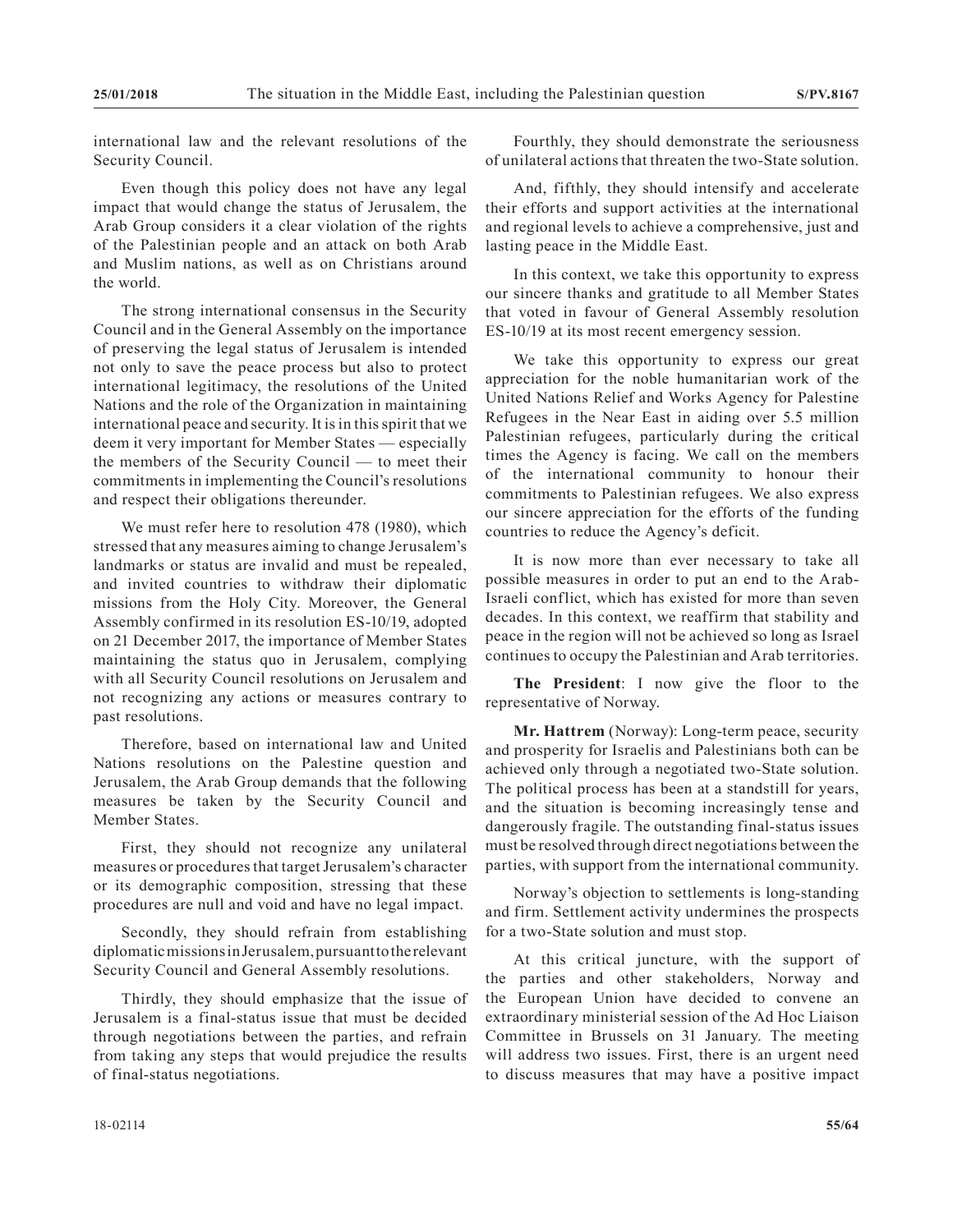international law and the relevant resolutions of the Security Council.

Even though this policy does not have any legal impact that would change the status of Jerusalem, the Arab Group considers it a clear violation of the rights of the Palestinian people and an attack on both Arab and Muslim nations, as well as on Christians around the world.

The strong international consensus in the Security Council and in the General Assembly on the importance of preserving the legal status of Jerusalem is intended not only to save the peace process but also to protect international legitimacy, the resolutions of the United Nations and the role of the Organization in maintaining international peace and security. It is in this spirit that we deem it very important for Member States — especially the members of the Security Council — to meet their commitments in implementing the Council's resolutions and respect their obligations thereunder.

We must refer here to resolution 478 (1980), which stressed that any measures aiming to change Jerusalem's landmarks or status are invalid and must be repealed, and invited countries to withdraw their diplomatic missions from the Holy City. Moreover, the General Assembly confirmed in its resolution ES-10/19, adopted on 21 December 2017, the importance of Member States maintaining the status quo in Jerusalem, complying with all Security Council resolutions on Jerusalem and not recognizing any actions or measures contrary to past resolutions.

Therefore, based on international law and United Nations resolutions on the Palestine question and Jerusalem, the Arab Group demands that the following measures be taken by the Security Council and Member States.

First, they should not recognize any unilateral measures or procedures that target Jerusalem's character or its demographic composition, stressing that these procedures are null and void and have no legal impact.

Secondly, they should refrain from establishing diplomatic missions in Jerusalem, pursuant to the relevant Security Council and General Assembly resolutions.

Thirdly, they should emphasize that the issue of Jerusalem is a final-status issue that must be decided through negotiations between the parties, and refrain from taking any steps that would prejudice the results of final-status negotiations.

Fourthly, they should demonstrate the seriousness of unilateral actions that threaten the two-State solution.

And, fifthly, they should intensify and accelerate their efforts and support activities at the international and regional levels to achieve a comprehensive, just and lasting peace in the Middle East.

In this context, we take this opportunity to express our sincere thanks and gratitude to all Member States that voted in favour of General Assembly resolution ES-10/19 at its most recent emergency session.

We take this opportunity to express our great appreciation for the noble humanitarian work of the United Nations Relief and Works Agency for Palestine Refugees in the Near East in aiding over 5.5 million Palestinian refugees, particularly during the critical times the Agency is facing. We call on the members of the international community to honour their commitments to Palestinian refugees. We also express our sincere appreciation for the efforts of the funding countries to reduce the Agency's deficit.

It is now more than ever necessary to take all possible measures in order to put an end to the Arab-Israeli conflict, which has existed for more than seven decades. In this context, we reaffirm that stability and peace in the region will not be achieved so long as Israel continues to occupy the Palestinian and Arab territories.

**The President**: I now give the floor to the representative of Norway.

**Mr. Hattrem** (Norway): Long-term peace, security and prosperity for Israelis and Palestinians both can be achieved only through a negotiated two-State solution. The political process has been at a standstill for years, and the situation is becoming increasingly tense and dangerously fragile. The outstanding final-status issues must be resolved through direct negotiations between the parties, with support from the international community.

Norway's objection to settlements is long-standing and firm. Settlement activity undermines the prospects for a two-State solution and must stop.

At this critical juncture, with the support of the parties and other stakeholders, Norway and the European Union have decided to convene an extraordinary ministerial session of the Ad Hoc Liaison Committee in Brussels on 31 January. The meeting will address two issues. First, there is an urgent need to discuss measures that may have a positive impact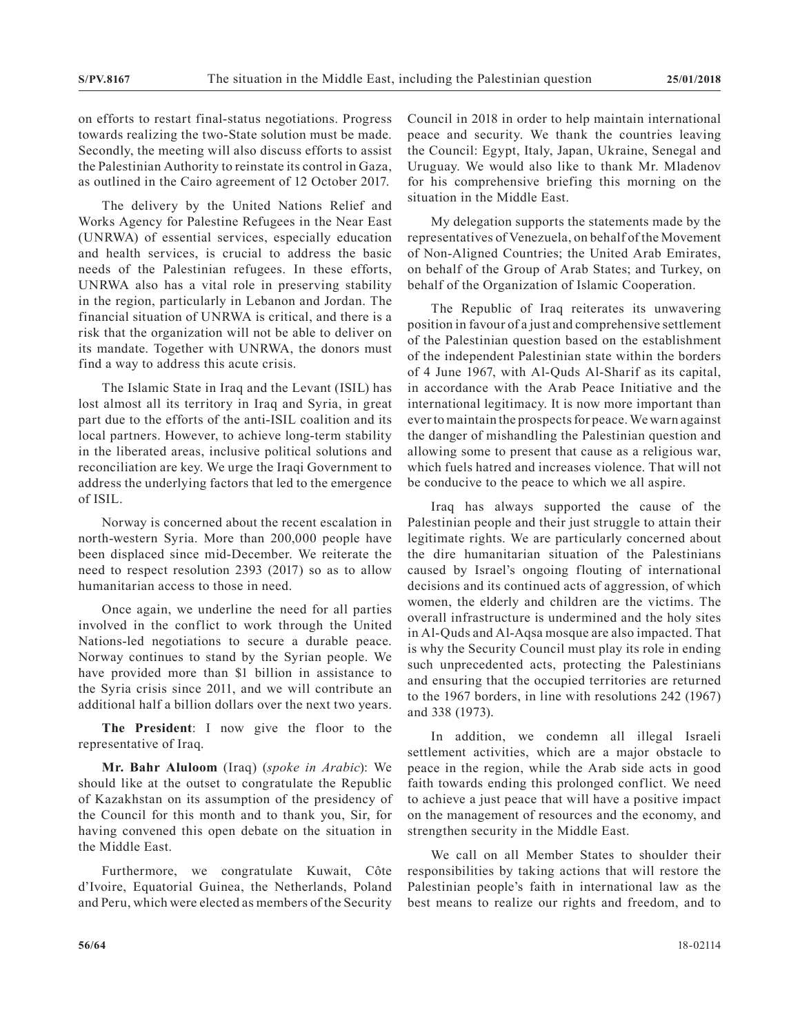on efforts to restart final-status negotiations. Progress towards realizing the two-State solution must be made. Secondly, the meeting will also discuss efforts to assist the Palestinian Authority to reinstate its control in Gaza, as outlined in the Cairo agreement of 12 October 2017.

The delivery by the United Nations Relief and Works Agency for Palestine Refugees in the Near East (UNRWA) of essential services, especially education and health services, is crucial to address the basic needs of the Palestinian refugees. In these efforts, UNRWA also has a vital role in preserving stability in the region, particularly in Lebanon and Jordan. The financial situation of UNRWA is critical, and there is a risk that the organization will not be able to deliver on its mandate. Together with UNRWA, the donors must find a way to address this acute crisis.

The Islamic State in Iraq and the Levant (ISIL) has lost almost all its territory in Iraq and Syria, in great part due to the efforts of the anti-ISIL coalition and its local partners. However, to achieve long-term stability in the liberated areas, inclusive political solutions and reconciliation are key. We urge the Iraqi Government to address the underlying factors that led to the emergence of ISIL.

Norway is concerned about the recent escalation in north-western Syria. More than 200,000 people have been displaced since mid-December. We reiterate the need to respect resolution 2393 (2017) so as to allow humanitarian access to those in need.

Once again, we underline the need for all parties involved in the conflict to work through the United Nations-led negotiations to secure a durable peace. Norway continues to stand by the Syrian people. We have provided more than $1 billion in assistance to the Syria crisis since 2011, and we will contribute an additional half a billion dollars over the next two years.

**The President**: I now give the floor to the representative of Iraq.

**Mr. Bahr Aluloom** (Iraq) (*spoke in Arabic*): We should like at the outset to congratulate the Republic of Kazakhstan on its assumption of the presidency of the Council for this month and to thank you, Sir, for having convened this open debate on the situation in the Middle East.

Furthermore, we congratulate Kuwait, Côte d'Ivoire, Equatorial Guinea, the Netherlands, Poland and Peru, which were elected as members of the Security Council in 2018 in order to help maintain international peace and security. We thank the countries leaving the Council: Egypt, Italy, Japan, Ukraine, Senegal and Uruguay. We would also like to thank Mr. Mladenov for his comprehensive briefing this morning on the situation in the Middle East.

My delegation supports the statements made by the representatives of Venezuela, on behalf of the Movement of Non-Aligned Countries; the United Arab Emirates, on behalf of the Group of Arab States; and Turkey, on behalf of the Organization of Islamic Cooperation.

The Republic of Iraq reiterates its unwavering position in favour of a just and comprehensive settlement of the Palestinian question based on the establishment of the independent Palestinian state within the borders of 4 June 1967, with Al-Quds Al-Sharif as its capital, in accordance with the Arab Peace Initiative and the international legitimacy. It is now more important than ever to maintain the prospects for peace. We warn against the danger of mishandling the Palestinian question and allowing some to present that cause as a religious war, which fuels hatred and increases violence. That will not be conducive to the peace to which we all aspire.

Iraq has always supported the cause of the Palestinian people and their just struggle to attain their legitimate rights. We are particularly concerned about the dire humanitarian situation of the Palestinians caused by Israel's ongoing flouting of international decisions and its continued acts of aggression, of which women, the elderly and children are the victims. The overall infrastructure is undermined and the holy sites in Al-Quds and Al-Aqsa mosque are also impacted. That is why the Security Council must play its role in ending such unprecedented acts, protecting the Palestinians and ensuring that the occupied territories are returned to the 1967 borders, in line with resolutions 242 (1967) and 338 (1973).

In addition, we condemn all illegal Israeli settlement activities, which are a major obstacle to peace in the region, while the Arab side acts in good faith towards ending this prolonged conflict. We need to achieve a just peace that will have a positive impact on the management of resources and the economy, and strengthen security in the Middle East.

We call on all Member States to shoulder their responsibilities by taking actions that will restore the Palestinian people's faith in international law as the best means to realize our rights and freedom, and to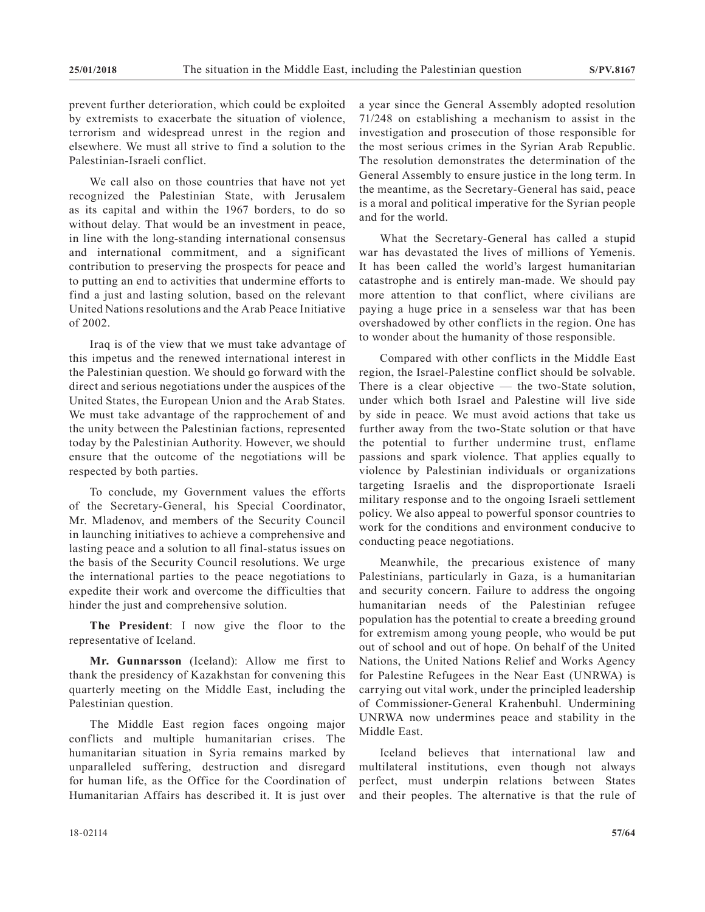prevent further deterioration, which could be exploited by extremists to exacerbate the situation of violence, terrorism and widespread unrest in the region and elsewhere. We must all strive to find a solution to the Palestinian-Israeli conflict.

We call also on those countries that have not yet recognized the Palestinian State, with Jerusalem as its capital and within the 1967 borders, to do so without delay. That would be an investment in peace, in line with the long-standing international consensus and international commitment, and a significant contribution to preserving the prospects for peace and to putting an end to activities that undermine efforts to find a just and lasting solution, based on the relevant United Nations resolutions and the Arab Peace Initiative of 2002.

Iraq is of the view that we must take advantage of this impetus and the renewed international interest in the Palestinian question. We should go forward with the direct and serious negotiations under the auspices of the United States, the European Union and the Arab States. We must take advantage of the rapprochement of and the unity between the Palestinian factions, represented today by the Palestinian Authority. However, we should ensure that the outcome of the negotiations will be respected by both parties.

To conclude, my Government values the efforts of the Secretary-General, his Special Coordinator, Mr. Mladenov, and members of the Security Council in launching initiatives to achieve a comprehensive and lasting peace and a solution to all final-status issues on the basis of the Security Council resolutions. We urge the international parties to the peace negotiations to expedite their work and overcome the difficulties that hinder the just and comprehensive solution.

**The President**: I now give the floor to the representative of Iceland.

**Mr. Gunnarsson** (Iceland): Allow me first to thank the presidency of Kazakhstan for convening this quarterly meeting on the Middle East, including the Palestinian question.

The Middle East region faces ongoing major conflicts and multiple humanitarian crises. The humanitarian situation in Syria remains marked by unparalleled suffering, destruction and disregard for human life, as the Office for the Coordination of Humanitarian Affairs has described it. It is just over a year since the General Assembly adopted resolution 71/248 on establishing a mechanism to assist in the investigation and prosecution of those responsible for the most serious crimes in the Syrian Arab Republic. The resolution demonstrates the determination of the General Assembly to ensure justice in the long term. In the meantime, as the Secretary-General has said, peace is a moral and political imperative for the Syrian people and for the world.

What the Secretary-General has called a stupid war has devastated the lives of millions of Yemenis. It has been called the world's largest humanitarian catastrophe and is entirely man-made. We should pay more attention to that conflict, where civilians are paying a huge price in a senseless war that has been overshadowed by other conflicts in the region. One has to wonder about the humanity of those responsible.

Compared with other conflicts in the Middle East region, the Israel-Palestine conflict should be solvable. There is a clear objective — the two-State solution, under which both Israel and Palestine will live side by side in peace. We must avoid actions that take us further away from the two-State solution or that have the potential to further undermine trust, enflame passions and spark violence. That applies equally to violence by Palestinian individuals or organizations targeting Israelis and the disproportionate Israeli military response and to the ongoing Israeli settlement policy. We also appeal to powerful sponsor countries to work for the conditions and environment conducive to conducting peace negotiations.

Meanwhile, the precarious existence of many Palestinians, particularly in Gaza, is a humanitarian and security concern. Failure to address the ongoing humanitarian needs of the Palestinian refugee population has the potential to create a breeding ground for extremism among young people, who would be put out of school and out of hope. On behalf of the United Nations, the United Nations Relief and Works Agency for Palestine Refugees in the Near East (UNRWA) is carrying out vital work, under the principled leadership of Commissioner-General Krahenbuhl. Undermining UNRWA now undermines peace and stability in the Middle East.

Iceland believes that international law and multilateral institutions, even though not always perfect, must underpin relations between States and their peoples. The alternative is that the rule of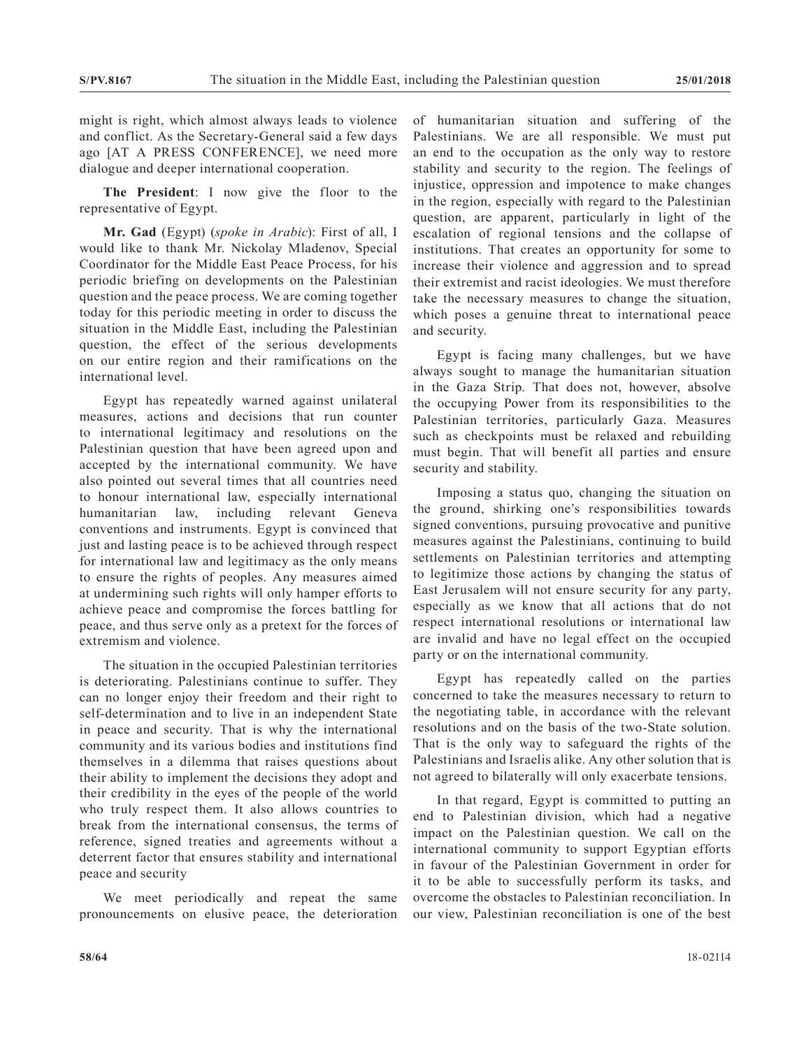might is right, which almost always leads to violence and conflict. As the Secretary-General said a few days ago [AT A PRESS CONFERENCE], we need more dialogue and deeper international cooperation.

**The President**: I now give the floor to the representative of Egypt.

**Mr. Gad** (Egypt) (*spoke in Arabic*): First of all, I would like to thank Mr. Nickolay Mladenov, Special Coordinator for the Middle East Peace Process, for his periodic briefing on developments on the Palestinian question and the peace process. We are coming together today for this periodic meeting in order to discuss the situation in the Middle East, including the Palestinian question, the effect of the serious developments on our entire region and their ramifications on the international level.

Egypt has repeatedly warned against unilateral measures, actions and decisions that run counter to international legitimacy and resolutions on the Palestinian question that have been agreed upon and accepted by the international community. We have also pointed out several times that all countries need to honour international law, especially international humanitarian law, including relevant Geneva conventions and instruments. Egypt is convinced that just and lasting peace is to be achieved through respect for international law and legitimacy as the only means to ensure the rights of peoples. Any measures aimed at undermining such rights will only hamper efforts to achieve peace and compromise the forces battling for peace, and thus serve only as a pretext for the forces of extremism and violence.

The situation in the occupied Palestinian territories is deteriorating. Palestinians continue to suffer. They can no longer enjoy their freedom and their right to self-determination and to live in an independent State in peace and security. That is why the international community and its various bodies and institutions find themselves in a dilemma that raises questions about their ability to implement the decisions they adopt and their credibility in the eyes of the people of the world who truly respect them. It also allows countries to break from the international consensus, the terms of reference, signed treaties and agreements without a deterrent factor that ensures stability and international peace and security

We meet periodically and repeat the same pronouncements on elusive peace, the deterioration of humanitarian situation and suffering of the Palestinians. We are all responsible. We must put an end to the occupation as the only way to restore stability and security to the region. The feelings of injustice, oppression and impotence to make changes in the region, especially with regard to the Palestinian question, are apparent, particularly in light of the escalation of regional tensions and the collapse of institutions. That creates an opportunity for some to increase their violence and aggression and to spread their extremist and racist ideologies. We must therefore take the necessary measures to change the situation, which poses a genuine threat to international peace and security.

Egypt is facing many challenges, but we have always sought to manage the humanitarian situation in the Gaza Strip. That does not, however, absolve the occupying Power from its responsibilities to the Palestinian territories, particularly Gaza. Measures such as checkpoints must be relaxed and rebuilding must begin. That will benefit all parties and ensure security and stability.

Imposing a status quo, changing the situation on the ground, shirking one's responsibilities towards signed conventions, pursuing provocative and punitive measures against the Palestinians, continuing to build settlements on Palestinian territories and attempting to legitimize those actions by changing the status of East Jerusalem will not ensure security for any party, especially as we know that all actions that do not respect international resolutions or international law are invalid and have no legal effect on the occupied party or on the international community.

Egypt has repeatedly called on the parties concerned to take the measures necessary to return to the negotiating table, in accordance with the relevant resolutions and on the basis of the two-State solution. That is the only way to safeguard the rights of the Palestinians and Israelis alike. Any other solution that is not agreed to bilaterally will only exacerbate tensions.

In that regard, Egypt is committed to putting an end to Palestinian division, which had a negative impact on the Palestinian question. We call on the international community to support Egyptian efforts in favour of the Palestinian Government in order for it to be able to successfully perform its tasks, and overcome the obstacles to Palestinian reconciliation. In our view, Palestinian reconciliation is one of the best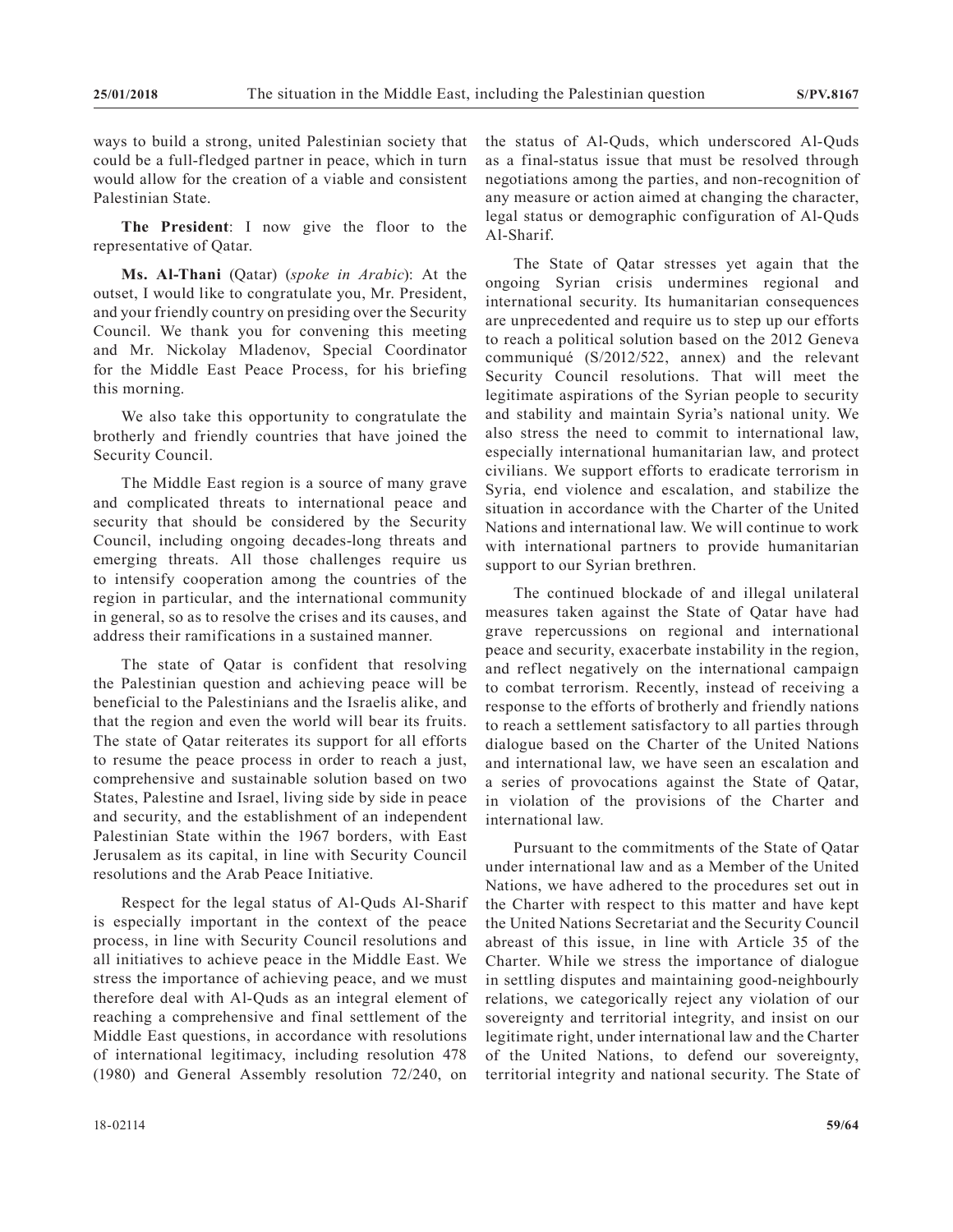ways to build a strong, united Palestinian society that could be a full-fledged partner in peace, which in turn would allow for the creation of a viable and consistent Palestinian State.

**The President**: I now give the floor to the representative of Qatar.

**Ms. Al-Thani** (Qatar) (*spoke in Arabic*): At the outset, I would like to congratulate you, Mr. President, and your friendly country on presiding over the Security Council. We thank you for convening this meeting and Mr. Nickolay Mladenov, Special Coordinator for the Middle East Peace Process, for his briefing this morning.

We also take this opportunity to congratulate the brotherly and friendly countries that have joined the Security Council.

The Middle East region is a source of many grave and complicated threats to international peace and security that should be considered by the Security Council, including ongoing decades-long threats and emerging threats. All those challenges require us to intensify cooperation among the countries of the region in particular, and the international community in general, so as to resolve the crises and its causes, and address their ramifications in a sustained manner.

The state of Qatar is confident that resolving the Palestinian question and achieving peace will be beneficial to the Palestinians and the Israelis alike, and that the region and even the world will bear its fruits. The state of Qatar reiterates its support for all efforts to resume the peace process in order to reach a just, comprehensive and sustainable solution based on two States, Palestine and Israel, living side by side in peace and security, and the establishment of an independent Palestinian State within the 1967 borders, with East Jerusalem as its capital, in line with Security Council resolutions and the Arab Peace Initiative.

Respect for the legal status of Al-Quds Al-Sharif is especially important in the context of the peace process, in line with Security Council resolutions and all initiatives to achieve peace in the Middle East. We stress the importance of achieving peace, and we must therefore deal with Al-Quds as an integral element of reaching a comprehensive and final settlement of the Middle East questions, in accordance with resolutions of international legitimacy, including resolution 478 (1980) and General Assembly resolution 72/240, on the status of Al-Quds, which underscored Al-Quds as a final-status issue that must be resolved through negotiations among the parties, and non-recognition of any measure or action aimed at changing the character, legal status or demographic configuration of Al-Quds Al-Sharif.

The State of Qatar stresses yet again that the ongoing Syrian crisis undermines regional and international security. Its humanitarian consequences are unprecedented and require us to step up our efforts to reach a political solution based on the 2012 Geneva communiqué (S/2012/522, annex) and the relevant Security Council resolutions. That will meet the legitimate aspirations of the Syrian people to security and stability and maintain Syria's national unity. We also stress the need to commit to international law, especially international humanitarian law, and protect civilians. We support efforts to eradicate terrorism in Syria, end violence and escalation, and stabilize the situation in accordance with the Charter of the United Nations and international law. We will continue to work with international partners to provide humanitarian support to our Syrian brethren.

The continued blockade of and illegal unilateral measures taken against the State of Qatar have had grave repercussions on regional and international peace and security, exacerbate instability in the region, and reflect negatively on the international campaign to combat terrorism. Recently, instead of receiving a response to the efforts of brotherly and friendly nations to reach a settlement satisfactory to all parties through dialogue based on the Charter of the United Nations and international law, we have seen an escalation and a series of provocations against the State of Qatar, in violation of the provisions of the Charter and international law.

Pursuant to the commitments of the State of Qatar under international law and as a Member of the United Nations, we have adhered to the procedures set out in the Charter with respect to this matter and have kept the United Nations Secretariat and the Security Council abreast of this issue, in line with Article 35 of the Charter. While we stress the importance of dialogue in settling disputes and maintaining good-neighbourly relations, we categorically reject any violation of our sovereignty and territorial integrity, and insist on our legitimate right, under international law and the Charter of the United Nations, to defend our sovereignty, territorial integrity and national security. The State of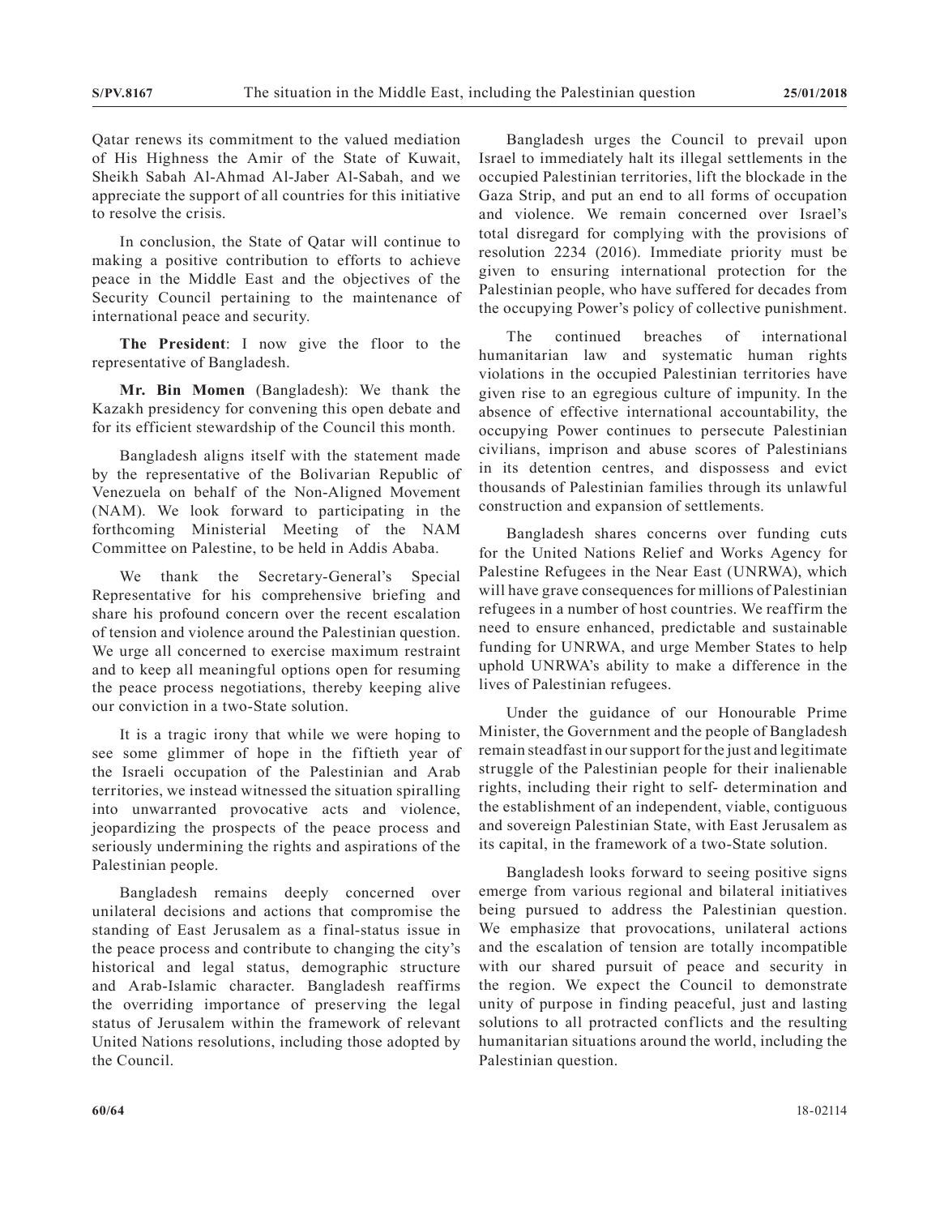Qatar renews its commitment to the valued mediation of His Highness the Amir of the State of Kuwait, Sheikh Sabah Al-Ahmad Al-Jaber Al-Sabah, and we appreciate the support of all countries for this initiative to resolve the crisis.

In conclusion, the State of Qatar will continue to making a positive contribution to efforts to achieve peace in the Middle East and the objectives of the Security Council pertaining to the maintenance of international peace and security.

**The President**: I now give the floor to the representative of Bangladesh.

**Mr. Bin Momen** (Bangladesh): We thank the Kazakh presidency for convening this open debate and for its efficient stewardship of the Council this month.

Bangladesh aligns itself with the statement made by the representative of the Bolivarian Republic of Venezuela on behalf of the Non-Aligned Movement (NAM). We look forward to participating in the forthcoming Ministerial Meeting of the NAM Committee on Palestine, to be held in Addis Ababa.

We thank the Secretary-General's Special Representative for his comprehensive briefing and share his profound concern over the recent escalation of tension and violence around the Palestinian question. We urge all concerned to exercise maximum restraint and to keep all meaningful options open for resuming the peace process negotiations, thereby keeping alive our conviction in a two-State solution.

It is a tragic irony that while we were hoping to see some glimmer of hope in the fiftieth year of the Israeli occupation of the Palestinian and Arab territories, we instead witnessed the situation spiralling into unwarranted provocative acts and violence, jeopardizing the prospects of the peace process and seriously undermining the rights and aspirations of the Palestinian people.

Bangladesh remains deeply concerned over unilateral decisions and actions that compromise the standing of East Jerusalem as a final-status issue in the peace process and contribute to changing the city's historical and legal status, demographic structure and Arab-Islamic character. Bangladesh reaffirms the overriding importance of preserving the legal status of Jerusalem within the framework of relevant United Nations resolutions, including those adopted by the Council.

Bangladesh urges the Council to prevail upon Israel to immediately halt its illegal settlements in the occupied Palestinian territories, lift the blockade in the Gaza Strip, and put an end to all forms of occupation and violence. We remain concerned over Israel's total disregard for complying with the provisions of resolution 2234 (2016). Immediate priority must be given to ensuring international protection for the Palestinian people, who have suffered for decades from the occupying Power's policy of collective punishment.

The continued breaches of international humanitarian law and systematic human rights violations in the occupied Palestinian territories have given rise to an egregious culture of impunity. In the absence of effective international accountability, the occupying Power continues to persecute Palestinian civilians, imprison and abuse scores of Palestinians in its detention centres, and dispossess and evict thousands of Palestinian families through its unlawful construction and expansion of settlements.

Bangladesh shares concerns over funding cuts for the United Nations Relief and Works Agency for Palestine Refugees in the Near East (UNRWA), which will have grave consequences for millions of Palestinian refugees in a number of host countries. We reaffirm the need to ensure enhanced, predictable and sustainable funding for UNRWA, and urge Member States to help uphold UNRWA's ability to make a difference in the lives of Palestinian refugees.

Under the guidance of our Honourable Prime Minister, the Government and the people of Bangladesh remain steadfast in our support for the just and legitimate struggle of the Palestinian people for their inalienable rights, including their right to self- determination and the establishment of an independent, viable, contiguous and sovereign Palestinian State, with East Jerusalem as its capital, in the framework of a two-State solution.

Bangladesh looks forward to seeing positive signs emerge from various regional and bilateral initiatives being pursued to address the Palestinian question. We emphasize that provocations, unilateral actions and the escalation of tension are totally incompatible with our shared pursuit of peace and security in the region. We expect the Council to demonstrate unity of purpose in finding peaceful, just and lasting solutions to all protracted conflicts and the resulting humanitarian situations around the world, including the Palestinian question.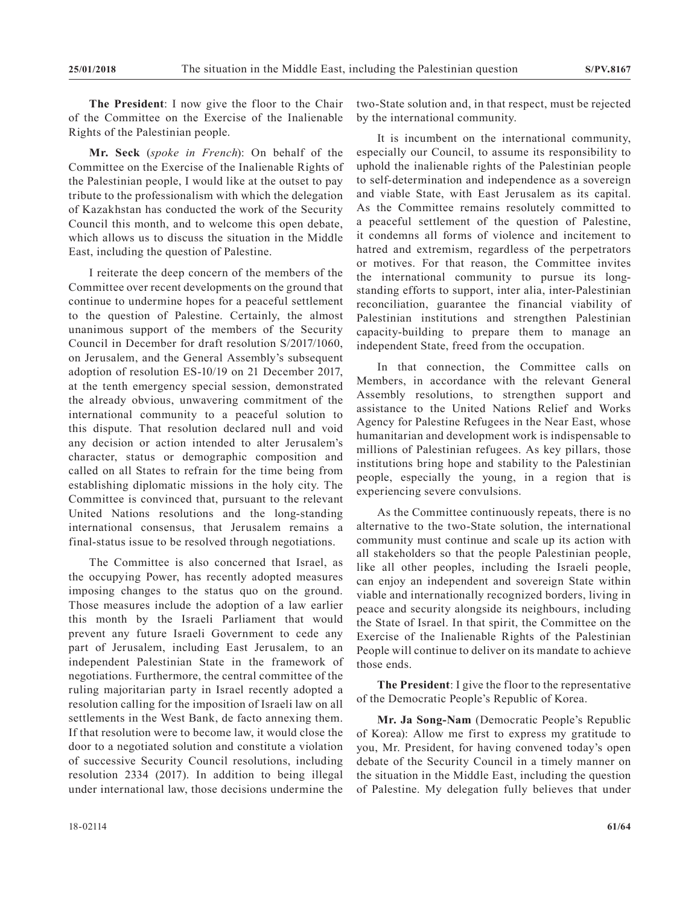**The President**: I now give the floor to the Chair of the Committee on the Exercise of the Inalienable Rights of the Palestinian people.

**Mr. Seck** (*spoke in French*): On behalf of the Committee on the Exercise of the Inalienable Rights of the Palestinian people, I would like at the outset to pay tribute to the professionalism with which the delegation of Kazakhstan has conducted the work of the Security Council this month, and to welcome this open debate, which allows us to discuss the situation in the Middle East, including the question of Palestine.

I reiterate the deep concern of the members of the Committee over recent developments on the ground that continue to undermine hopes for a peaceful settlement to the question of Palestine. Certainly, the almost unanimous support of the members of the Security Council in December for draft resolution S/2017/1060, on Jerusalem, and the General Assembly's subsequent adoption of resolution ES-10/19 on 21 December 2017, at the tenth emergency special session, demonstrated the already obvious, unwavering commitment of the international community to a peaceful solution to this dispute. That resolution declared null and void any decision or action intended to alter Jerusalem's character, status or demographic composition and called on all States to refrain for the time being from establishing diplomatic missions in the holy city. The Committee is convinced that, pursuant to the relevant United Nations resolutions and the long-standing international consensus, that Jerusalem remains a final-status issue to be resolved through negotiations.

The Committee is also concerned that Israel, as the occupying Power, has recently adopted measures imposing changes to the status quo on the ground. Those measures include the adoption of a law earlier this month by the Israeli Parliament that would prevent any future Israeli Government to cede any part of Jerusalem, including East Jerusalem, to an independent Palestinian State in the framework of negotiations. Furthermore, the central committee of the ruling majoritarian party in Israel recently adopted a resolution calling for the imposition of Israeli law on all settlements in the West Bank, de facto annexing them. If that resolution were to become law, it would close the door to a negotiated solution and constitute a violation of successive Security Council resolutions, including resolution 2334 (2017). In addition to being illegal under international law, those decisions undermine the two-State solution and, in that respect, must be rejected by the international community.

It is incumbent on the international community, especially our Council, to assume its responsibility to uphold the inalienable rights of the Palestinian people to self-determination and independence as a sovereign and viable State, with East Jerusalem as its capital. As the Committee remains resolutely committed to a peaceful settlement of the question of Palestine, it condemns all forms of violence and incitement to hatred and extremism, regardless of the perpetrators or motives. For that reason, the Committee invites the international community to pursue its long-standing efforts to support, inter alia, inter-Palestinian reconciliation, guarantee the financial viability of Palestinian institutions and strengthen Palestinian capacity-building to prepare them to manage an independent State, freed from the occupation.

In that connection, the Committee calls on Members, in accordance with the relevant General Assembly resolutions, to strengthen support and assistance to the United Nations Relief and Works Agency for Palestine Refugees in the Near East, whose humanitarian and development work is indispensable to millions of Palestinian refugees. As key pillars, those institutions bring hope and stability to the Palestinian people, especially the young, in a region that is experiencing severe convulsions.

As the Committee continuously repeats, there is no alternative to the two-State solution, the international community must continue and scale up its action with all stakeholders so that the people Palestinian people, like all other peoples, including the Israeli people, can enjoy an independent and sovereign State within viable and internationally recognized borders, living in peace and security alongside its neighbours, including the State of Israel. In that spirit, the Committee on the Exercise of the Inalienable Rights of the Palestinian People will continue to deliver on its mandate to achieve those ends.

**The President**: I give the floor to the representative of the Democratic People's Republic of Korea.

**Mr. Ja Song-Nam** (Democratic People's Republic of Korea): Allow me first to express my gratitude to you, Mr. President, for having convened today's open debate of the Security Council in a timely manner on the situation in the Middle East, including the question of Palestine. My delegation fully believes that under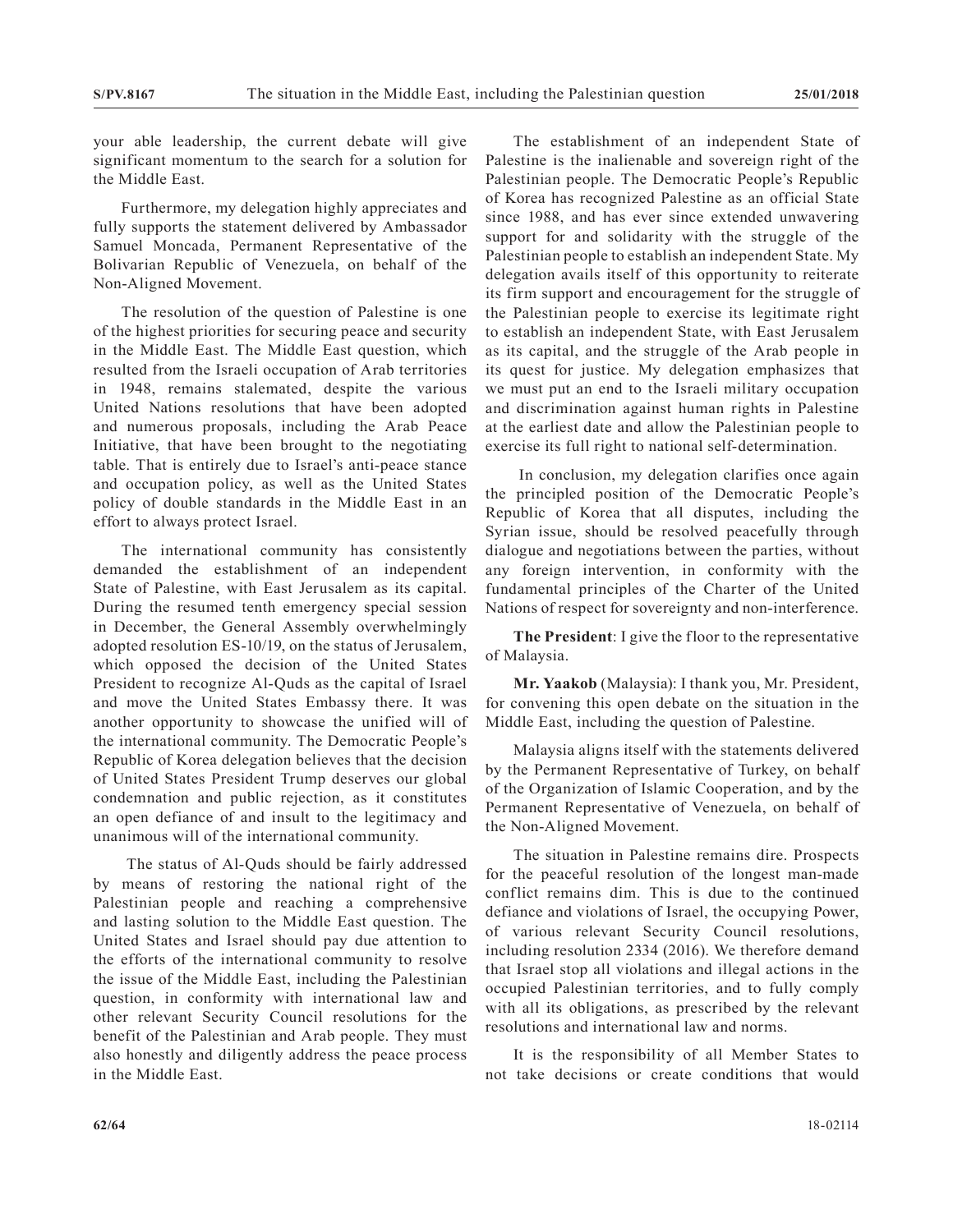your able leadership, the current debate will give significant momentum to the search for a solution for the Middle East.

Furthermore, my delegation highly appreciates and fully supports the statement delivered by Ambassador Samuel Moncada, Permanent Representative of the Bolivarian Republic of Venezuela, on behalf of the Non-Aligned Movement.

The resolution of the question of Palestine is one of the highest priorities for securing peace and security in the Middle East. The Middle East question, which resulted from the Israeli occupation of Arab territories in 1948, remains stalemated, despite the various United Nations resolutions that have been adopted and numerous proposals, including the Arab Peace Initiative, that have been brought to the negotiating table. That is entirely due to Israel's anti-peace stance and occupation policy, as well as the United States policy of double standards in the Middle East in an effort to always protect Israel.

The international community has consistently demanded the establishment of an independent State of Palestine, with East Jerusalem as its capital. During the resumed tenth emergency special session in December, the General Assembly overwhelmingly adopted resolution ES-10/19, on the status of Jerusalem, which opposed the decision of the United States President to recognize Al-Quds as the capital of Israel and move the United States Embassy there. It was another opportunity to showcase the unified will of the international community. The Democratic People's Republic of Korea delegation believes that the decision of United States President Trump deserves our global condemnation and public rejection, as it constitutes an open defiance of and insult to the legitimacy and unanimous will of the international community.

The status of Al-Quds should be fairly addressed by means of restoring the national right of the Palestinian people and reaching a comprehensive and lasting solution to the Middle East question. The United States and Israel should pay due attention to the efforts of the international community to resolve the issue of the Middle East, including the Palestinian question, in conformity with international law and other relevant Security Council resolutions for the benefit of the Palestinian and Arab people. They must also honestly and diligently address the peace process in the Middle East.

The establishment of an independent State of Palestine is the inalienable and sovereign right of the Palestinian people. The Democratic People's Republic of Korea has recognized Palestine as an official State since 1988, and has ever since extended unwavering support for and solidarity with the struggle of the Palestinian people to establish an independent State. My delegation avails itself of this opportunity to reiterate its firm support and encouragement for the struggle of the Palestinian people to exercise its legitimate right to establish an independent State, with East Jerusalem as its capital, and the struggle of the Arab people in its quest for justice. My delegation emphasizes that we must put an end to the Israeli military occupation and discrimination against human rights in Palestine at the earliest date and allow the Palestinian people to exercise its full right to national self-determination.

In conclusion, my delegation clarifies once again the principled position of the Democratic People's Republic of Korea that all disputes, including the Syrian issue, should be resolved peacefully through dialogue and negotiations between the parties, without any foreign intervention, in conformity with the fundamental principles of the Charter of the United Nations of respect for sovereignty and non-interference.

**The President**: I give the floor to the representative of Malaysia.

**Mr. Yaakob** (Malaysia): I thank you, Mr. President, for convening this open debate on the situation in the Middle East, including the question of Palestine.

Malaysia aligns itself with the statements delivered by the Permanent Representative of Turkey, on behalf of the Organization of Islamic Cooperation, and by the Permanent Representative of Venezuela, on behalf of the Non-Aligned Movement.

The situation in Palestine remains dire. Prospects for the peaceful resolution of the longest man-made conflict remains dim. This is due to the continued defiance and violations of Israel, the occupying Power, of various relevant Security Council resolutions, including resolution 2334 (2016). We therefore demand that Israel stop all violations and illegal actions in the occupied Palestinian territories, and to fully comply with all its obligations, as prescribed by the relevant resolutions and international law and norms.

It is the responsibility of all Member States to not take decisions or create conditions that would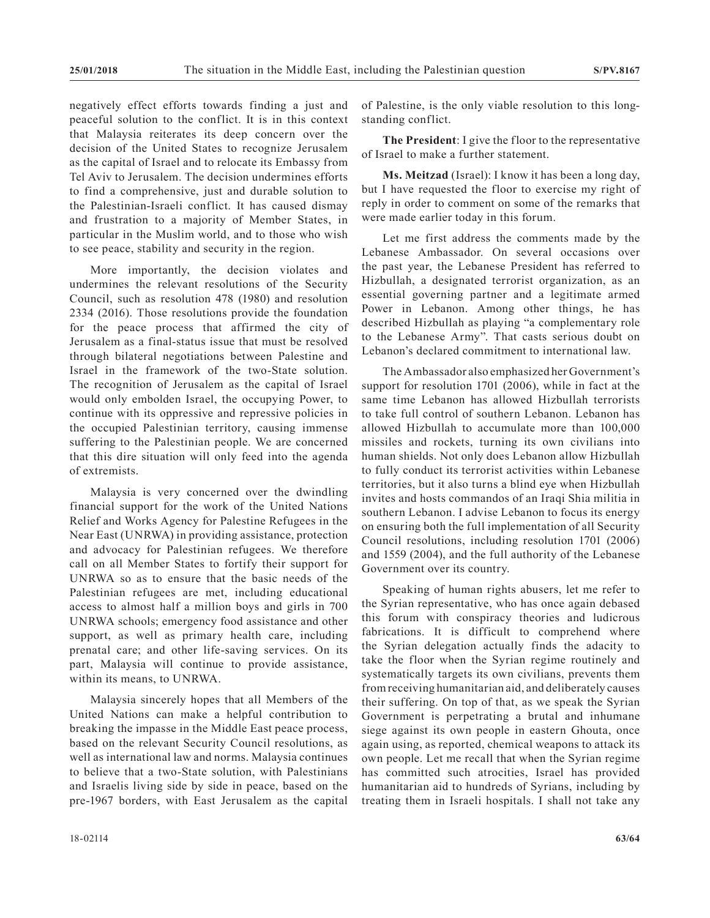negatively effect efforts towards finding a just and peaceful solution to the conflict. It is in this context that Malaysia reiterates its deep concern over the decision of the United States to recognize Jerusalem as the capital of Israel and to relocate its Embassy from Tel Aviv to Jerusalem. The decision undermines efforts to find a comprehensive, just and durable solution to the Palestinian-Israeli conflict. It has caused dismay and frustration to a majority of Member States, in particular in the Muslim world, and to those who wish to see peace, stability and security in the region.

More importantly, the decision violates and undermines the relevant resolutions of the Security Council, such as resolution 478 (1980) and resolution 2334 (2016). Those resolutions provide the foundation for the peace process that affirmed the city of Jerusalem as a final-status issue that must be resolved through bilateral negotiations between Palestine and Israel in the framework of the two-State solution. The recognition of Jerusalem as the capital of Israel would only embolden Israel, the occupying Power, to continue with its oppressive and repressive policies in the occupied Palestinian territory, causing immense suffering to the Palestinian people. We are concerned that this dire situation will only feed into the agenda of extremists.

Malaysia is very concerned over the dwindling financial support for the work of the United Nations Relief and Works Agency for Palestine Refugees in the Near East (UNRWA) in providing assistance, protection and advocacy for Palestinian refugees. We therefore call on all Member States to fortify their support for UNRWA so as to ensure that the basic needs of the Palestinian refugees are met, including educational access to almost half a million boys and girls in 700 UNRWA schools; emergency food assistance and other support, as well as primary health care, including prenatal care; and other life-saving services. On its part, Malaysia will continue to provide assistance, within its means, to UNRWA.

Malaysia sincerely hopes that all Members of the United Nations can make a helpful contribution to breaking the impasse in the Middle East peace process, based on the relevant Security Council resolutions, as well as international law and norms. Malaysia continues to believe that a two-State solution, with Palestinians and Israelis living side by side in peace, based on the pre-1967 borders, with East Jerusalem as the capital of Palestine, is the only viable resolution to this long-standing conflict.

**The President**: I give the floor to the representative of Israel to make a further statement.

**Ms. Meitzad** (Israel): I know it has been a long day, but I have requested the floor to exercise my right of reply in order to comment on some of the remarks that were made earlier today in this forum.

Let me first address the comments made by the Lebanese Ambassador. On several occasions over the past year, the Lebanese President has referred to Hizbullah, a designated terrorist organization, as an essential governing partner and a legitimate armed Power in Lebanon. Among other things, he has described Hizbullah as playing "a complementary role to the Lebanese Army". That casts serious doubt on Lebanon's declared commitment to international law.

The Ambassador also emphasized her Government's support for resolution 1701 (2006), while in fact at the same time Lebanon has allowed Hizbullah terrorists to take full control of southern Lebanon. Lebanon has allowed Hizbullah to accumulate more than 100,000 missiles and rockets, turning its own civilians into human shields. Not only does Lebanon allow Hizbullah to fully conduct its terrorist activities within Lebanese territories, but it also turns a blind eye when Hizbullah invites and hosts commandos of an Iraqi Shia militia in southern Lebanon. I advise Lebanon to focus its energy on ensuring both the full implementation of all Security Council resolutions, including resolution 1701 (2006) and 1559 (2004), and the full authority of the Lebanese Government over its country.

Speaking of human rights abusers, let me refer to the Syrian representative, who has once again debased this forum with conspiracy theories and ludicrous fabrications. It is difficult to comprehend where the Syrian delegation actually finds the adacity to take the floor when the Syrian regime routinely and systematically targets its own civilians, prevents them from receiving humanitarian aid, and deliberately causes their suffering. On top of that, as we speak the Syrian Government is perpetrating a brutal and inhumane siege against its own people in eastern Ghouta, once again using, as reported, chemical weapons to attack its own people. Let me recall that when the Syrian regime has committed such atrocities, Israel has provided humanitarian aid to hundreds of Syrians, including by treating them in Israeli hospitals. I shall not take any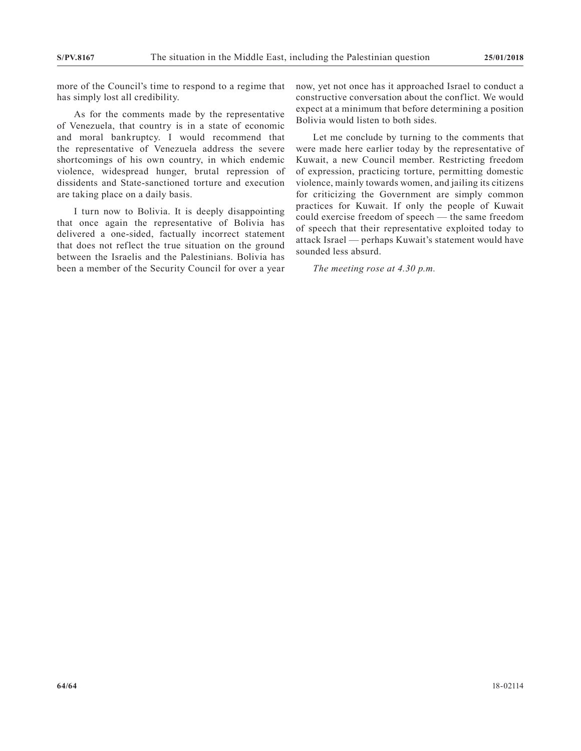more of the Council's time to respond to a regime that has simply lost all credibility.

As for the comments made by the representative of Venezuela, that country is in a state of economic and moral bankruptcy. I would recommend that the representative of Venezuela address the severe shortcomings of his own country, in which endemic violence, widespread hunger, brutal repression of dissidents and State-sanctioned torture and execution are taking place on a daily basis.

I turn now to Bolivia. It is deeply disappointing that once again the representative of Bolivia has delivered a one-sided, factually incorrect statement that does not reflect the true situation on the ground between the Israelis and the Palestinians. Bolivia has been a member of the Security Council for over a year now, yet not once has it approached Israel to conduct a constructive conversation about the conflict. We would expect at a minimum that before determining a position Bolivia would listen to both sides.

Let me conclude by turning to the comments that were made here earlier today by the representative of Kuwait, a new Council member. Restricting freedom of expression, practicing torture, permitting domestic violence, mainly towards women, and jailing its citizens for criticizing the Government are simply common practices for Kuwait. If only the people of Kuwait could exercise freedom of speech — the same freedom of speech that their representative exploited today to attack Israel — perhaps Kuwait's statement would have sounded less absurd.

*The meeting rose at 4.30 p.m.*